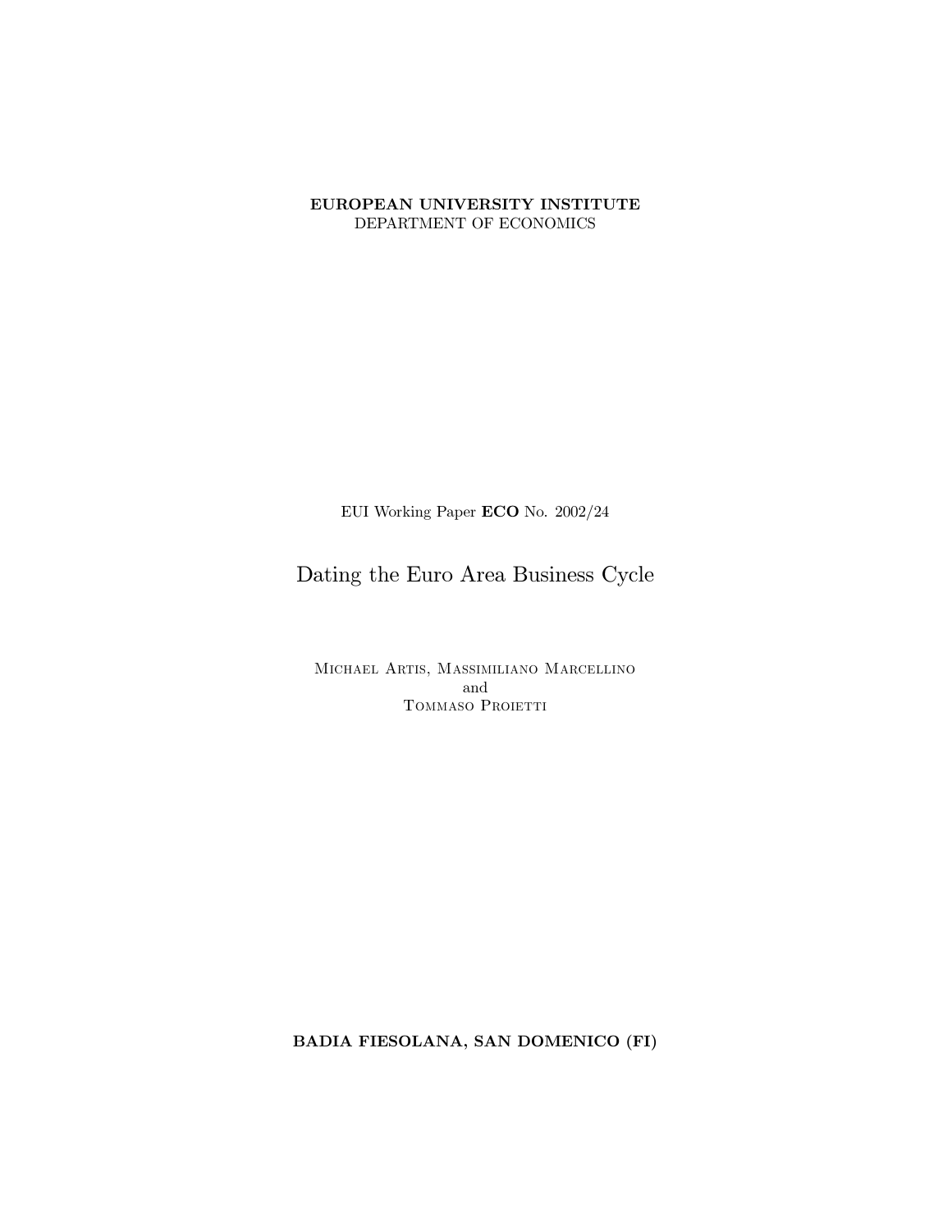**EUROPEAN UNIVERSITY INSTITUTE**
DEPARTMENT OF ECONOMICS

EUI Working Paper **ECO** No. 2002/24

# Dating the Euro Area Business Cycle

Michael Artis, Massimiliano Marcellino
and
Tommaso Proietti

**BADIA FIESOLANA, SAN DOMENICO (FI)**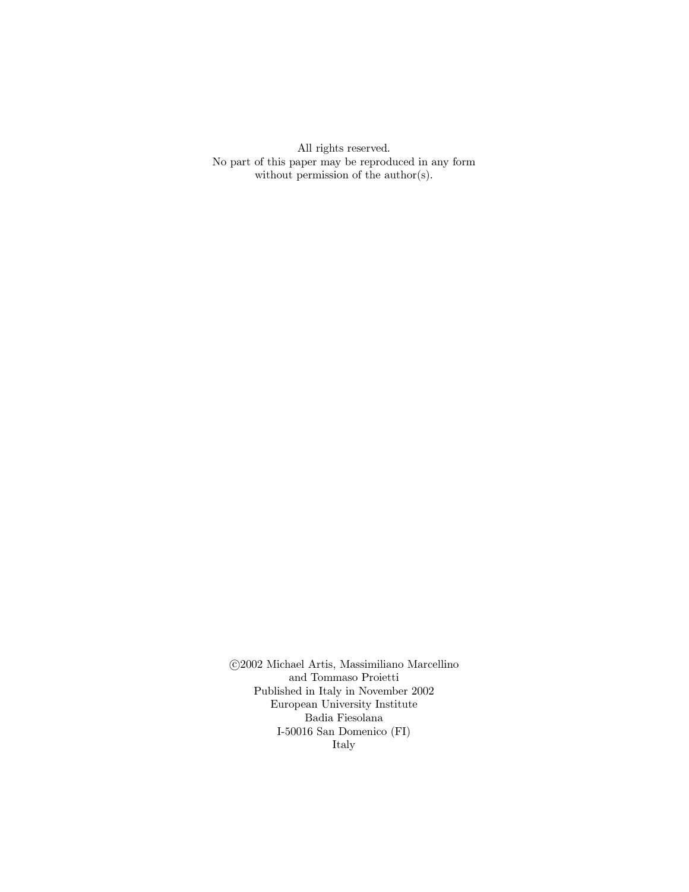All rights reserved.
No part of this paper may be reproduced in any form
without permission of the author(s).

©2002 Michael Artis, Massimiliano Marcellino
and Tommaso Proietti
Published in Italy in November 2002
European University Institute
Badia Fiesolana
I-50016 San Domenico (FI)
Italy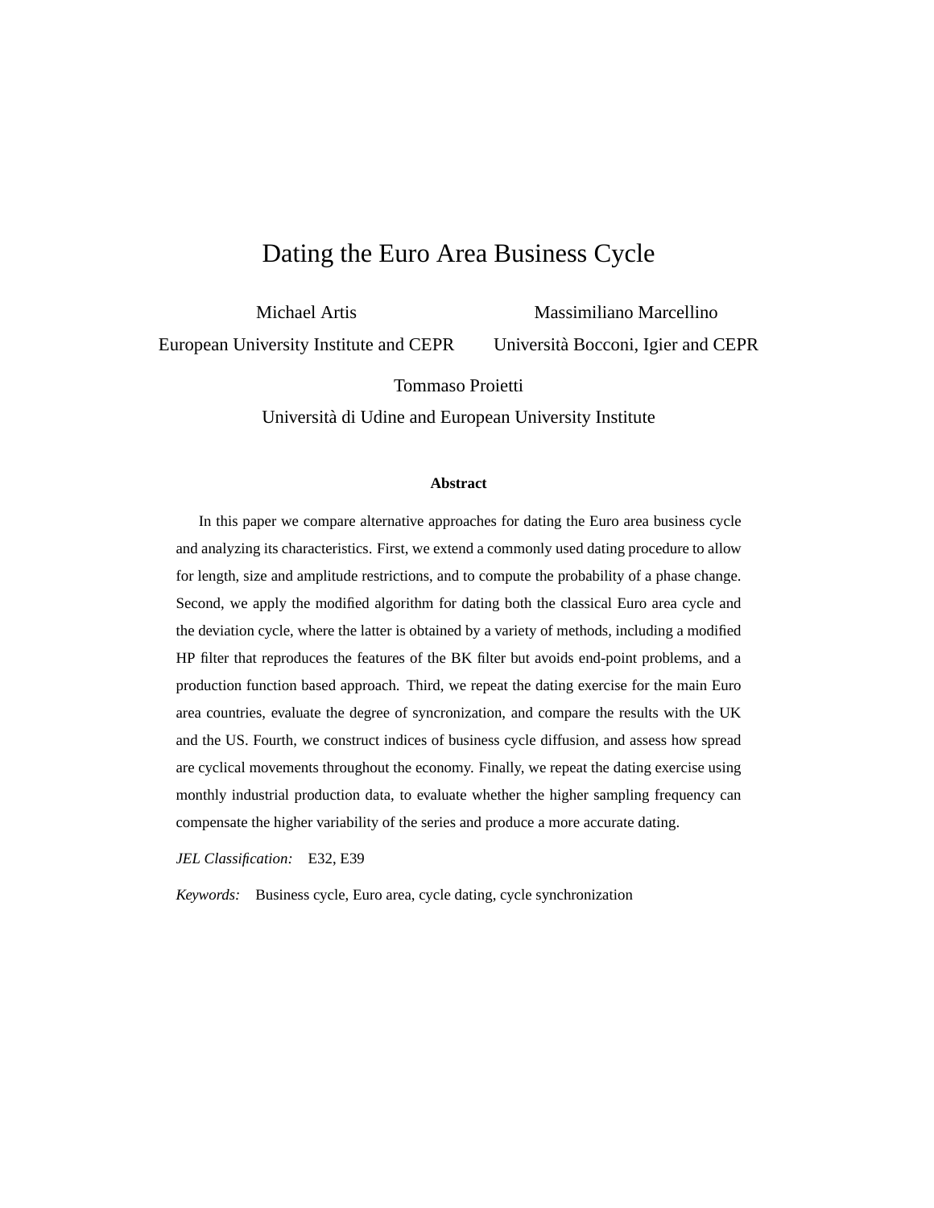# Dating the Euro Area Business Cycle

Michael Artis
European University Institute and CEPR

Massimiliano Marcellino
Università Bocconi, Igier and CEPR

Tommaso Proietti
Università di Udine and European University Institute

**Abstract**

In this paper we compare alternative approaches for dating the Euro area business cycle and analyzing its characteristics. First, we extend a commonly used dating procedure to allow for length, size and amplitude restrictions, and to compute the probability of a phase change. Second, we apply the modified algorithm for dating both the classical Euro area cycle and the deviation cycle, where the latter is obtained by a variety of methods, including a modified HP filter that reproduces the features of the BK filter but avoids end-point problems, and a production function based approach. Third, we repeat the dating exercise for the main Euro area countries, evaluate the degree of syncronization, and compare the results with the UK and the US. Fourth, we construct indices of business cycle diffusion, and assess how spread are cyclical movements throughout the economy. Finally, we repeat the dating exercise using monthly industrial production data, to evaluate whether the higher sampling frequency can compensate the higher variability of the series and produce a more accurate dating.

*JEL Classification:* E32, E39

*Keywords:* Business cycle, Euro area, cycle dating, cycle synchronization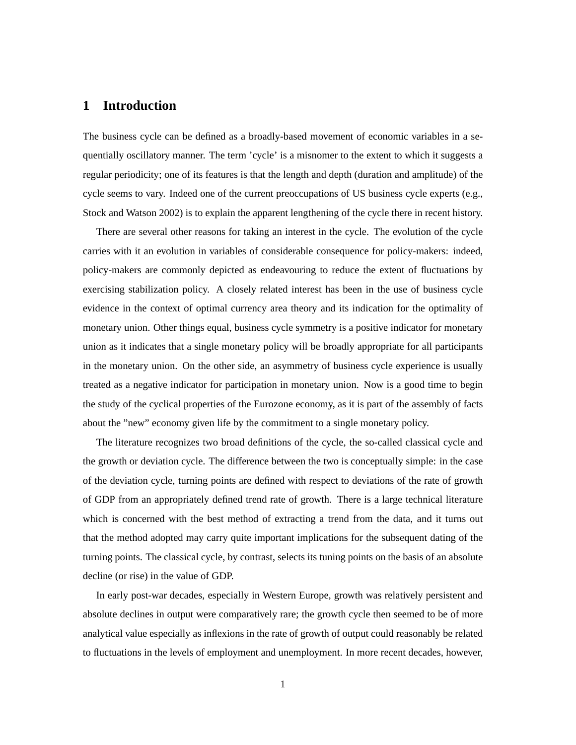# 1 Introduction

The business cycle can be defined as a broadly-based movement of economic variables in a sequentially oscillatory manner. The term 'cycle' is a misnomer to the extent to which it suggests a regular periodicity; one of its features is that the length and depth (duration and amplitude) of the cycle seems to vary. Indeed one of the current preoccupations of US business cycle experts (e.g., Stock and Watson 2002) is to explain the apparent lengthening of the cycle there in recent history.

There are several other reasons for taking an interest in the cycle. The evolution of the cycle carries with it an evolution in variables of considerable consequence for policy-makers: indeed, policy-makers are commonly depicted as endeavouring to reduce the extent of fluctuations by exercising stabilization policy. A closely related interest has been in the use of business cycle evidence in the context of optimal currency area theory and its indication for the optimality of monetary union. Other things equal, business cycle symmetry is a positive indicator for monetary union as it indicates that a single monetary policy will be broadly appropriate for all participants in the monetary union. On the other side, an asymmetry of business cycle experience is usually treated as a negative indicator for participation in monetary union. Now is a good time to begin the study of the cyclical properties of the Eurozone economy, as it is part of the assembly of facts about the "new" economy given life by the commitment to a single monetary policy.

The literature recognizes two broad definitions of the cycle, the so-called classical cycle and the growth or deviation cycle. The difference between the two is conceptually simple: in the case of the deviation cycle, turning points are defined with respect to deviations of the rate of growth of GDP from an appropriately defined trend rate of growth. There is a large technical literature which is concerned with the best method of extracting a trend from the data, and it turns out that the method adopted may carry quite important implications for the subsequent dating of the turning points. The classical cycle, by contrast, selects its tuning points on the basis of an absolute decline (or rise) in the value of GDP.

In early post-war decades, especially in Western Europe, growth was relatively persistent and absolute declines in output were comparatively rare; the growth cycle then seemed to be of more analytical value especially as inflexions in the rate of growth of output could reasonably be related to fluctuations in the levels of employment and unemployment. In more recent decades, however,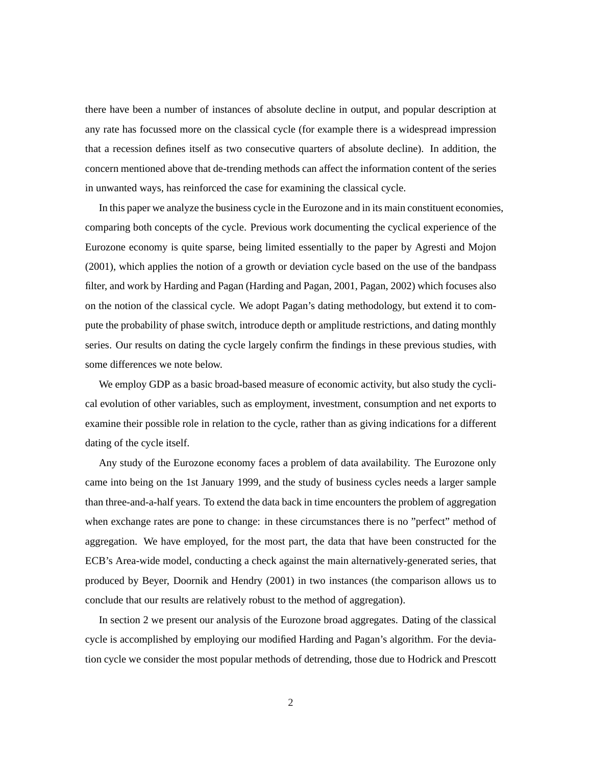there have been a number of instances of absolute decline in output, and popular description at any rate has focussed more on the classical cycle (for example there is a widespread impression that a recession defines itself as two consecutive quarters of absolute decline). In addition, the concern mentioned above that de-trending methods can affect the information content of the series in unwanted ways, has reinforced the case for examining the classical cycle.

In this paper we analyze the business cycle in the Eurozone and in its main constituent economies, comparing both concepts of the cycle. Previous work documenting the cyclical experience of the Eurozone economy is quite sparse, being limited essentially to the paper by Agresti and Mojon (2001), which applies the notion of a growth or deviation cycle based on the use of the bandpass filter, and work by Harding and Pagan (Harding and Pagan, 2001, Pagan, 2002) which focuses also on the notion of the classical cycle. We adopt Pagan's dating methodology, but extend it to compute the probability of phase switch, introduce depth or amplitude restrictions, and dating monthly series. Our results on dating the cycle largely confirm the findings in these previous studies, with some differences we note below.

We employ GDP as a basic broad-based measure of economic activity, but also study the cyclical evolution of other variables, such as employment, investment, consumption and net exports to examine their possible role in relation to the cycle, rather than as giving indications for a different dating of the cycle itself.

Any study of the Eurozone economy faces a problem of data availability. The Eurozone only came into being on the 1st January 1999, and the study of business cycles needs a larger sample than three-and-a-half years. To extend the data back in time encounters the problem of aggregation when exchange rates are pone to change: in these circumstances there is no "perfect" method of aggregation. We have employed, for the most part, the data that have been constructed for the ECB's Area-wide model, conducting a check against the main alternatively-generated series, that produced by Beyer, Doornik and Hendry (2001) in two instances (the comparison allows us to conclude that our results are relatively robust to the method of aggregation).

In section 2 we present our analysis of the Eurozone broad aggregates. Dating of the classical cycle is accomplished by employing our modified Harding and Pagan's algorithm. For the deviation cycle we consider the most popular methods of detrending, those due to Hodrick and Prescott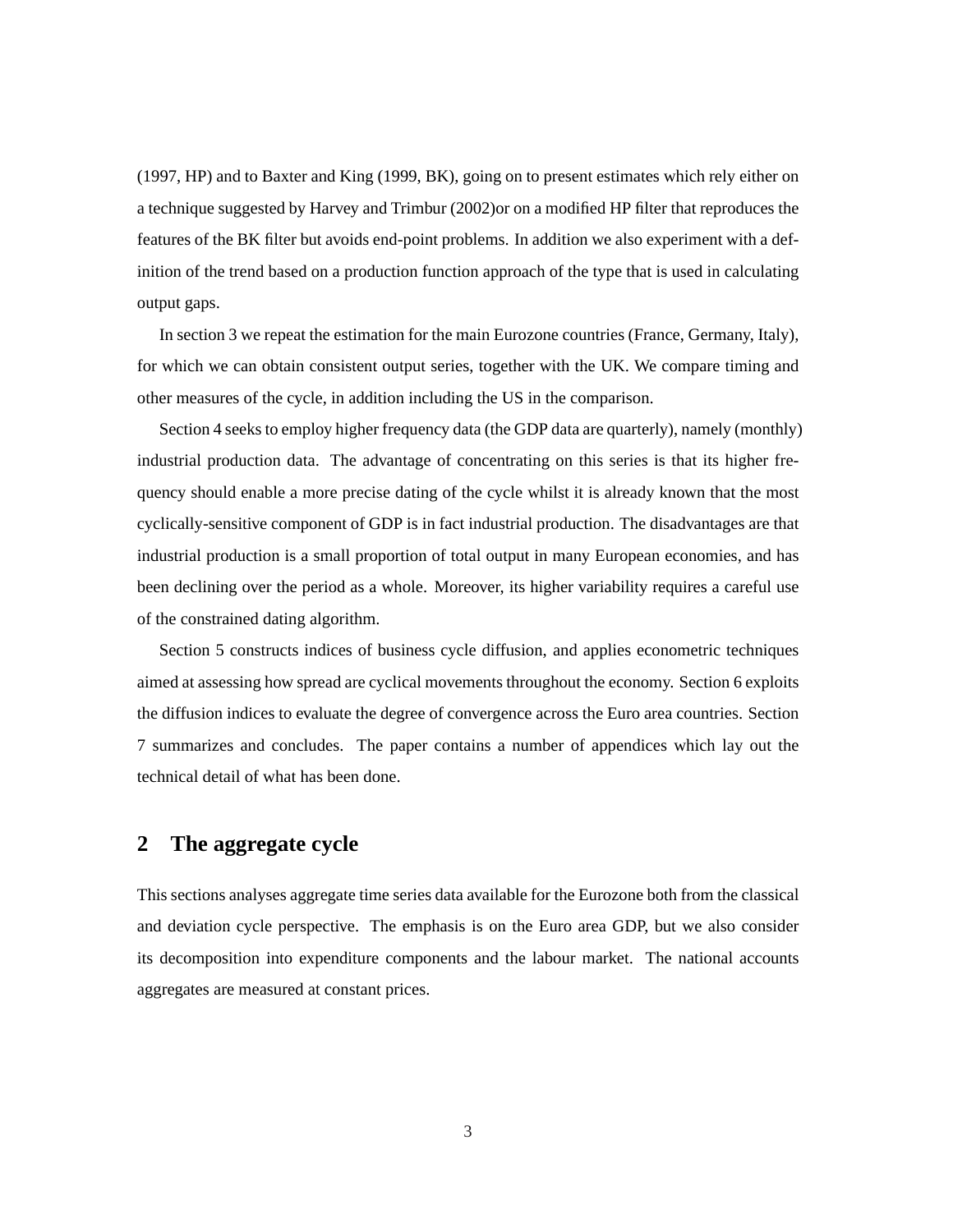(1997, HP) and to Baxter and King (1999, BK), going on to present estimates which rely either on a technique suggested by Harvey and Trimbur (2002)or on a modified HP filter that reproduces the features of the BK filter but avoids end-point problems. In addition we also experiment with a definition of the trend based on a production function approach of the type that is used in calculating output gaps.

In section 3 we repeat the estimation for the main Eurozone countries (France, Germany, Italy), for which we can obtain consistent output series, together with the UK. We compare timing and other measures of the cycle, in addition including the US in the comparison.

Section 4 seeks to employ higher frequency data (the GDP data are quarterly), namely (monthly) industrial production data. The advantage of concentrating on this series is that its higher frequency should enable a more precise dating of the cycle whilst it is already known that the most cyclically-sensitive component of GDP is in fact industrial production. The disadvantages are that industrial production is a small proportion of total output in many European economies, and has been declining over the period as a whole. Moreover, its higher variability requires a careful use of the constrained dating algorithm.

Section 5 constructs indices of business cycle diffusion, and applies econometric techniques aimed at assessing how spread are cyclical movements throughout the economy. Section 6 exploits the diffusion indices to evaluate the degree of convergence across the Euro area countries. Section 7 summarizes and concludes. The paper contains a number of appendices which lay out the technical detail of what has been done.

## 2 The aggregate cycle

This sections analyses aggregate time series data available for the Eurozone both from the classical and deviation cycle perspective. The emphasis is on the Euro area GDP, but we also consider its decomposition into expenditure components and the labour market. The national accounts aggregates are measured at constant prices.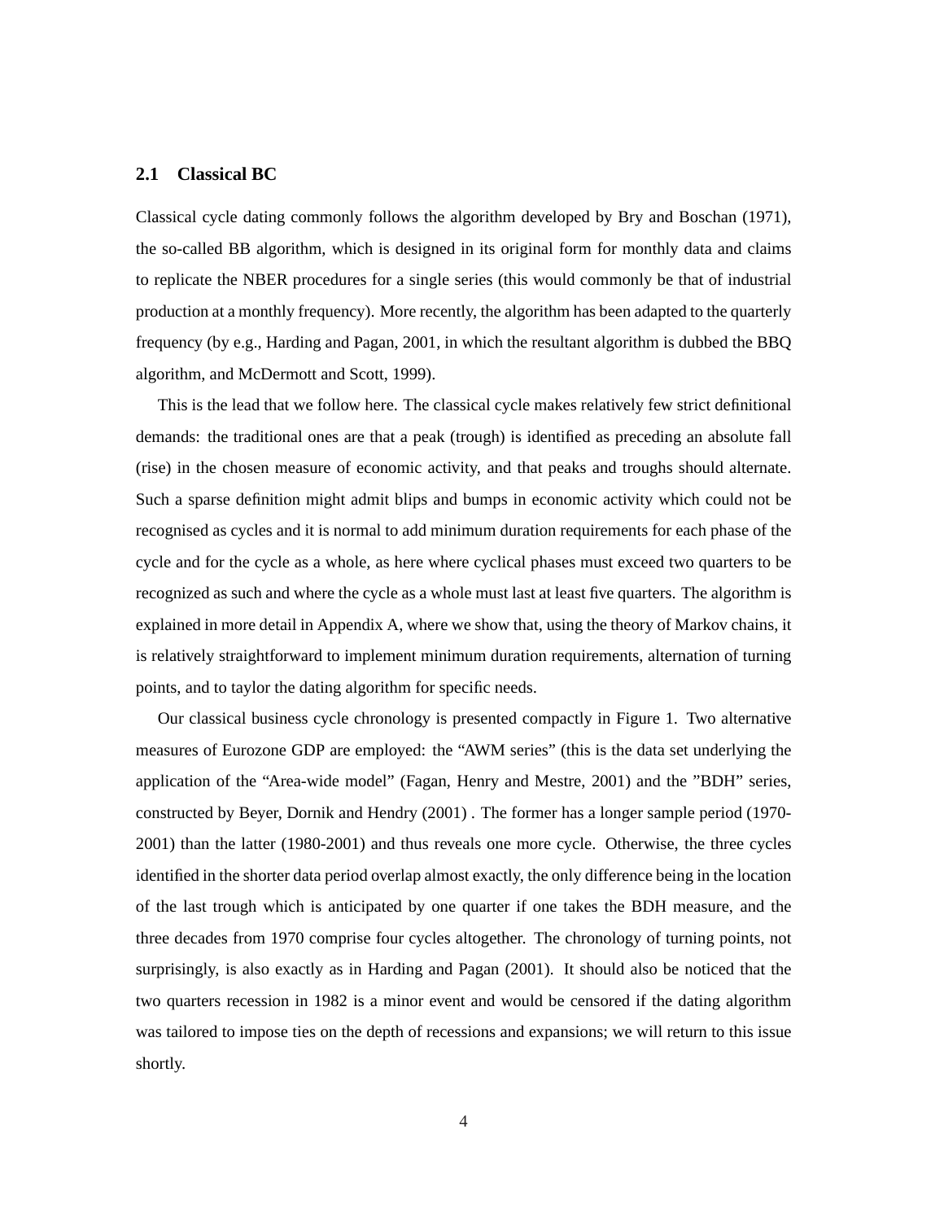### 2.1 Classical BC

Classical cycle dating commonly follows the algorithm developed by Bry and Boschan (1971), the so-called BB algorithm, which is designed in its original form for monthly data and claims to replicate the NBER procedures for a single series (this would commonly be that of industrial production at a monthly frequency). More recently, the algorithm has been adapted to the quarterly frequency (by e.g., Harding and Pagan, 2001, in which the resultant algorithm is dubbed the BBQ algorithm, and McDermott and Scott, 1999).

This is the lead that we follow here. The classical cycle makes relatively few strict definitional demands: the traditional ones are that a peak (trough) is identified as preceding an absolute fall (rise) in the chosen measure of economic activity, and that peaks and troughs should alternate. Such a sparse definition might admit blips and bumps in economic activity which could not be recognised as cycles and it is normal to add minimum duration requirements for each phase of the cycle and for the cycle as a whole, as here where cyclical phases must exceed two quarters to be recognized as such and where the cycle as a whole must last at least five quarters. The algorithm is explained in more detail in Appendix A, where we show that, using the theory of Markov chains, it is relatively straightforward to implement minimum duration requirements, alternation of turning points, and to taylor the dating algorithm for specific needs.

Our classical business cycle chronology is presented compactly in Figure 1. Two alternative measures of Eurozone GDP are employed: the "AWM series" (this is the data set underlying the application of the "Area-wide model" (Fagan, Henry and Mestre, 2001) and the "BDH" series, constructed by Beyer, Dornik and Hendry (2001) . The former has a longer sample period (1970-2001) than the latter (1980-2001) and thus reveals one more cycle. Otherwise, the three cycles identified in the shorter data period overlap almost exactly, the only difference being in the location of the last trough which is anticipated by one quarter if one takes the BDH measure, and the three decades from 1970 comprise four cycles altogether. The chronology of turning points, not surprisingly, is also exactly as in Harding and Pagan (2001). It should also be noticed that the two quarters recession in 1982 is a minor event and would be censored if the dating algorithm was tailored to impose ties on the depth of recessions and expansions; we will return to this issue shortly.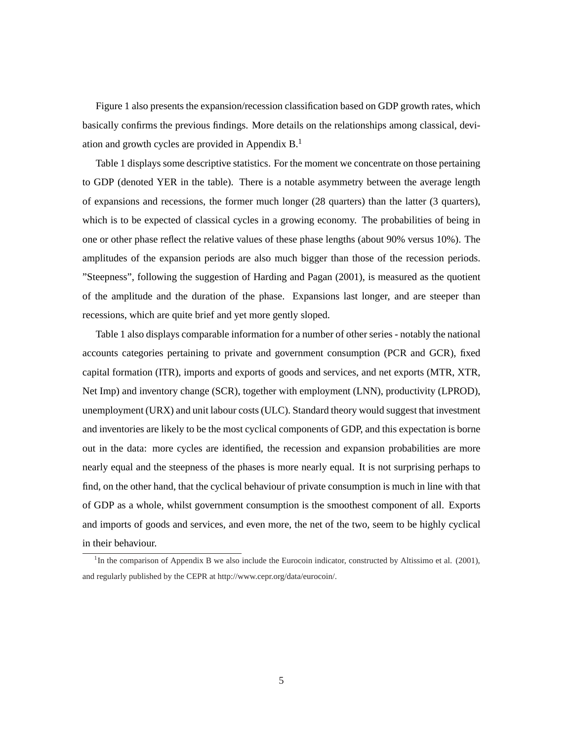Figure 1 also presents the expansion/recession classification based on GDP growth rates, which basically confirms the previous findings. More details on the relationships among classical, deviation and growth cycles are provided in Appendix B.[1]

Table 1 displays some descriptive statistics. For the moment we concentrate on those pertaining to GDP (denoted YER in the table). There is a notable asymmetry between the average length of expansions and recessions, the former much longer (28 quarters) than the latter (3 quarters), which is to be expected of classical cycles in a growing economy. The probabilities of being in one or other phase reflect the relative values of these phase lengths (about 90% versus 10%). The amplitudes of the expansion periods are also much bigger than those of the recession periods. "Steepness", following the suggestion of Harding and Pagan (2001), is measured as the quotient of the amplitude and the duration of the phase. Expansions last longer, and are steeper than recessions, which are quite brief and yet more gently sloped.

Table 1 also displays comparable information for a number of other series - notably the national accounts categories pertaining to private and government consumption (PCR and GCR), fixed capital formation (ITR), imports and exports of goods and services, and net exports (MTR, XTR, Net Imp) and inventory change (SCR), together with employment (LNN), productivity (LPROD), unemployment (URX) and unit labour costs (ULC). Standard theory would suggest that investment and inventories are likely to be the most cyclical components of GDP, and this expectation is borne out in the data: more cycles are identified, the recession and expansion probabilities are more nearly equal and the steepness of the phases is more nearly equal. It is not surprising perhaps to find, on the other hand, that the cyclical behaviour of private consumption is much in line with that of GDP as a whole, whilst government consumption is the smoothest component of all. Exports and imports of goods and services, and even more, the net of the two, seem to be highly cyclical in their behaviour.

[1] In the comparison of Appendix B we also include the Eurocoin indicator, constructed by Altissimo et al. (2001), and regularly published by the CEPR at http://www.cepr.org/data/eurocoin/.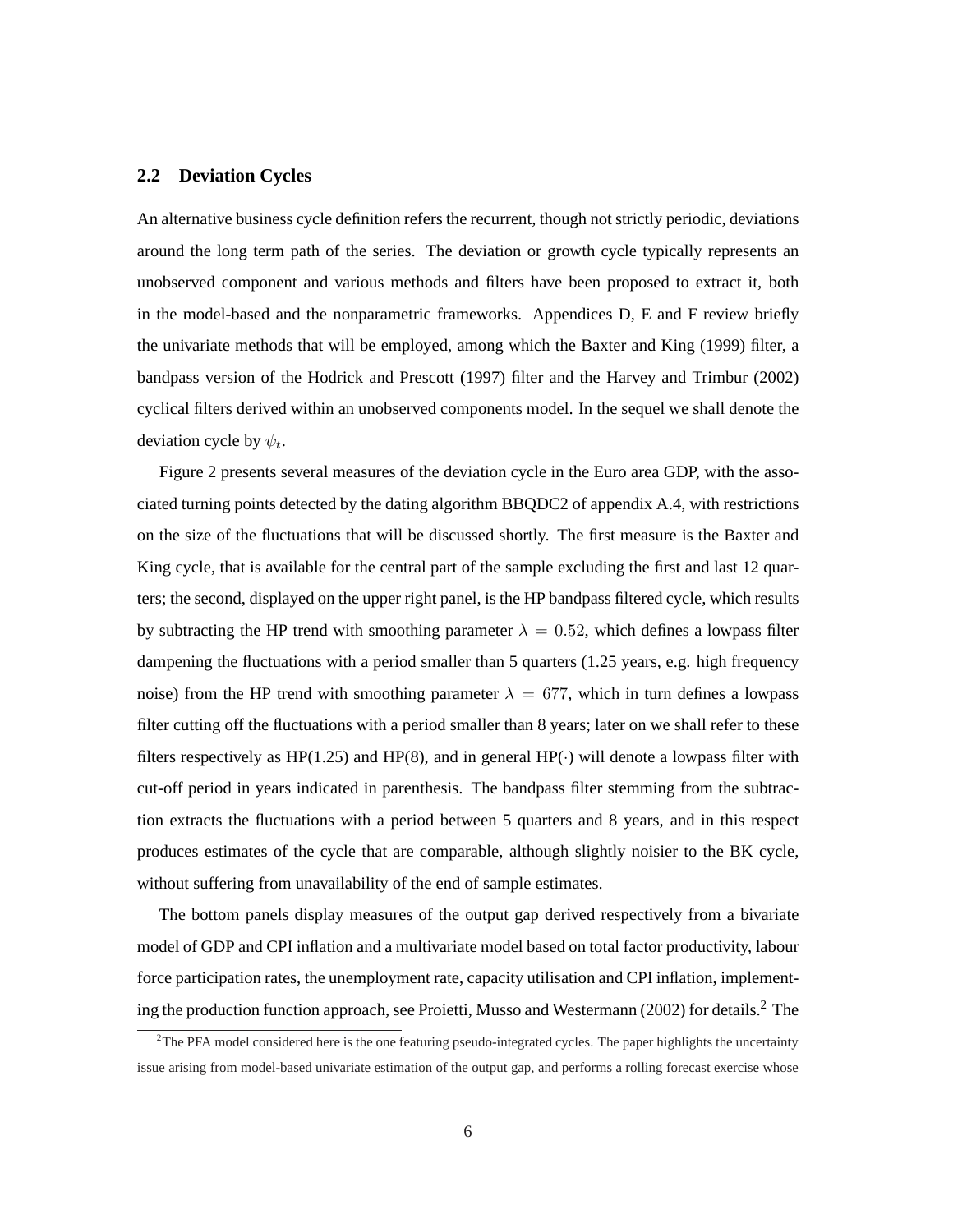### 2.2 Deviation Cycles

An alternative business cycle definition refers the recurrent, though not strictly periodic, deviations around the long term path of the series. The deviation or growth cycle typically represents an unobserved component and various methods and filters have been proposed to extract it, both in the model-based and the nonparametric frameworks. Appendices D, E and F review briefly the univariate methods that will be employed, among which the Baxter and King (1999) filter, a bandpass version of the Hodrick and Prescott (1997) filter and the Harvey and Trimbur (2002) cyclical filters derived within an unobserved components model. In the sequel we shall denote the deviation cycle by $\psi_t$.

Figure 2 presents several measures of the deviation cycle in the Euro area GDP, with the associated turning points detected by the dating algorithm BBQDC2 of appendix A.4, with restrictions on the size of the fluctuations that will be discussed shortly. The first measure is the Baxter and King cycle, that is available for the central part of the sample excluding the first and last 12 quarters; the second, displayed on the upper right panel, is the HP bandpass filtered cycle, which results by subtracting the HP trend with smoothing parameter $\lambda = 0.52$, which defines a lowpass filter dampening the fluctuations with a period smaller than 5 quarters (1.25 years, e.g. high frequency noise) from the HP trend with smoothing parameter $\lambda = 677$, which in turn defines a lowpass filter cutting off the fluctuations with a period smaller than 8 years; later on we shall refer to these filters respectively as HP(1.25) and HP(8), and in general HP($\cdot$) will denote a lowpass filter with cut-off period in years indicated in parenthesis. The bandpass filter stemming from the subtraction extracts the fluctuations with a period between 5 quarters and 8 years, and in this respect produces estimates of the cycle that are comparable, although slightly noisier to the BK cycle, without suffering from unavailability of the end of sample estimates.

The bottom panels display measures of the output gap derived respectively from a bivariate model of GDP and CPI inflation and a multivariate model based on total factor productivity, labour force participation rates, the unemployment rate, capacity utilisation and CPI inflation, implementing the production function approach, see Proietti, Musso and Westermann (2002) for details.[2] The

[2] The PFA model considered here is the one featuring pseudo-integrated cycles. The paper highlights the uncertainty issue arising from model-based univariate estimation of the output gap, and performs a rolling forecast exercise whose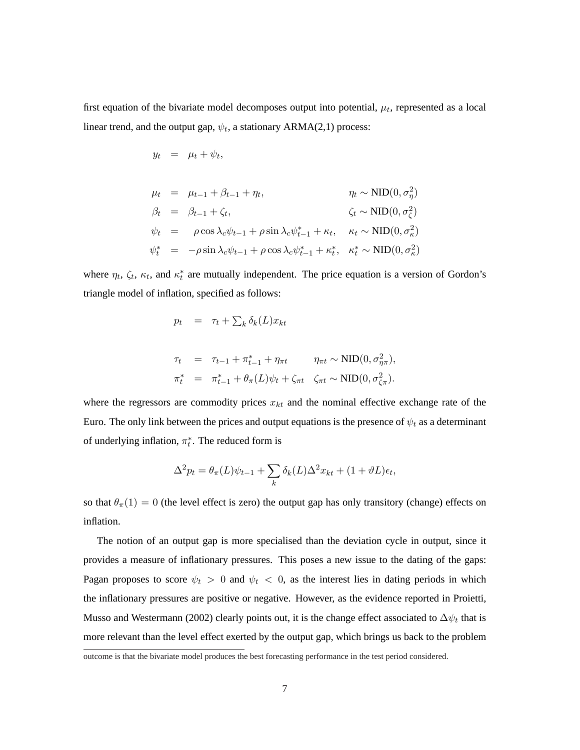first equation of the bivariate model decomposes output into potential, $\mu_t$, represented as a local linear trend, and the output gap, $\psi_t$, a stationary ARMA(2,1) process:

$$
\begin{array}{rcll}
y_t & = & \mu_t + \psi_t, & \\
 & & & \\
\mu_t & = & \mu_{t-1} + \beta_{t-1} + \eta_t, & \eta_t \sim \text{NID}(0, \sigma^2_\eta) \\
\beta_t & = & \beta_{t-1} + \zeta_t, & \zeta_t \sim \text{NID}(0, \sigma^2_\zeta) \\
\psi_t & = & \rho \cos \lambda_c \psi_{t-1} + \rho \sin \lambda_c \psi^*_{t-1} + \kappa_t, & \kappa_t \sim \text{NID}(0, \sigma^2_\kappa) \\
\psi^*_t & = & -\rho \sin \lambda_c \psi_{t-1} + \rho \cos \lambda_c \psi^*_{t-1} + \kappa^*_t, & \kappa^*_t \sim \text{NID}(0, \sigma^2_\kappa)
\end{array}
$$

where $\eta_t$, $\zeta_t$, $\kappa_t$, and $\kappa^*_t$ are mutually independent. The price equation is a version of Gordon's triangle model of inflation, specified as follows:

$$
\begin{array}{rcll}
p_t & = & \tau_t + \sum_k \delta_k(L) x_{kt} & \\
 & & & \\
\tau_t & = & \tau_{t-1} + \pi^*_{t-1} + \eta_{\pi t} & \eta_{\pi t} \sim \text{NID}(0, \sigma^2_{\eta\pi}), \\
\pi^*_t & = & \pi^*_{t-1} + \theta_\pi(L)\psi_t + \zeta_{\pi t} & \zeta_{\pi t} \sim \text{NID}(0, \sigma^2_{\zeta\pi}).
\end{array}
$$

where the regressors are commodity prices $x_{kt}$ and the nominal effective exchange rate of the Euro. The only link between the prices and output equations is the presence of $\psi_t$ as a determinant of underlying inflation, $\pi^*_t$. The reduced form is

$$
\Delta^2 p_t = \theta_\pi(L)\psi_{t-1} + \sum_k \delta_k(L)\Delta^2 x_{kt} + (1 + \vartheta L)\epsilon_t,
$$

so that $\theta_\pi(1) = 0$ (the level effect is zero) the output gap has only transitory (change) effects on inflation.

The notion of an output gap is more specialised than the deviation cycle in output, since it provides a measure of inflationary pressures. This poses a new issue to the dating of the gaps: Pagan proposes to score $\psi_t > 0$ and $\psi_t < 0$, as the interest lies in dating periods in which the inflationary pressures are positive or negative. However, as the evidence reported in Proietti, Musso and Westermann (2002) clearly points out, it is the change effect associated to $\Delta\psi_t$ that is more relevant than the level effect exerted by the output gap, which brings us back to the problem

outcome is that the bivariate model produces the best forecasting performance in the test period considered.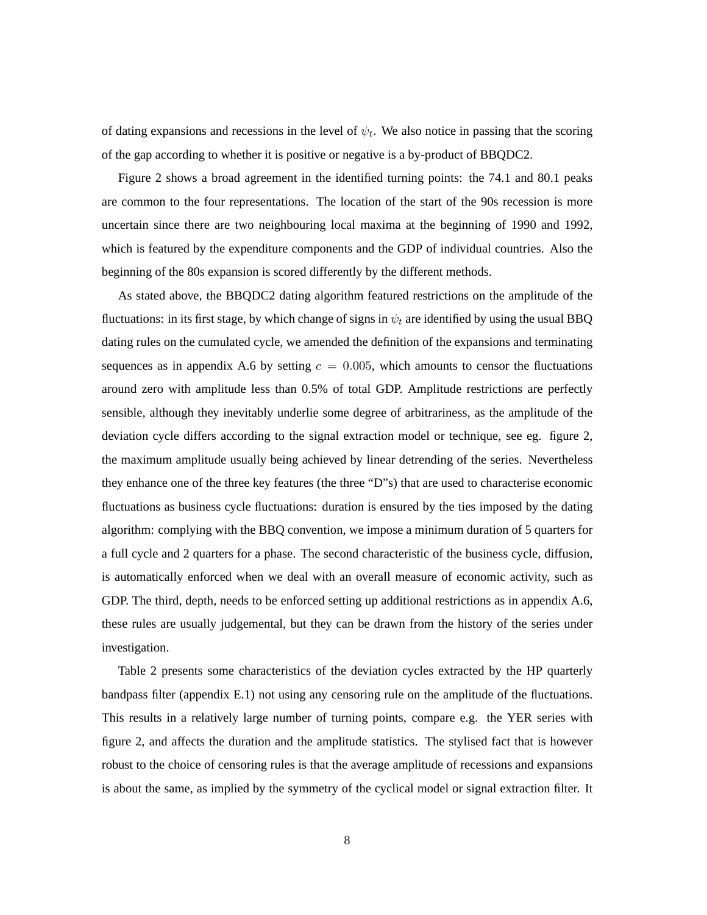of dating expansions and recessions in the level of $\psi_t$. We also notice in passing that the scoring of the gap according to whether it is positive or negative is a by-product of BBQDC2.

Figure 2 shows a broad agreement in the identified turning points: the 74.1 and 80.1 peaks are common to the four representations. The location of the start of the 90s recession is more uncertain since there are two neighbouring local maxima at the beginning of 1990 and 1992, which is featured by the expenditure components and the GDP of individual countries. Also the beginning of the 80s expansion is scored differently by the different methods.

As stated above, the BBQDC2 dating algorithm featured restrictions on the amplitude of the fluctuations: in its first stage, by which change of signs in $\psi_t$ are identified by using the usual BBQ dating rules on the cumulated cycle, we amended the definition of the expansions and terminating sequences as in appendix A.6 by setting $c = 0.005$, which amounts to censor the fluctuations around zero with amplitude less than 0.5% of total GDP. Amplitude restrictions are perfectly sensible, although they inevitably underlie some degree of arbitrariness, as the amplitude of the deviation cycle differs according to the signal extraction model or technique, see eg. figure 2, the maximum amplitude usually being achieved by linear detrending of the series. Nevertheless they enhance one of the three key features (the three "D"s) that are used to characterise economic fluctuations as business cycle fluctuations: duration is ensured by the ties imposed by the dating algorithm: complying with the BBQ convention, we impose a minimum duration of 5 quarters for a full cycle and 2 quarters for a phase. The second characteristic of the business cycle, diffusion, is automatically enforced when we deal with an overall measure of economic activity, such as GDP. The third, depth, needs to be enforced setting up additional restrictions as in appendix A.6, these rules are usually judgemental, but they can be drawn from the history of the series under investigation.

Table 2 presents some characteristics of the deviation cycles extracted by the HP quarterly bandpass filter (appendix E.1) not using any censoring rule on the amplitude of the fluctuations. This results in a relatively large number of turning points, compare e.g. the YER series with figure 2, and affects the duration and the amplitude statistics. The stylised fact that is however robust to the choice of censoring rules is that the average amplitude of recessions and expansions is about the same, as implied by the symmetry of the cyclical model or signal extraction filter. It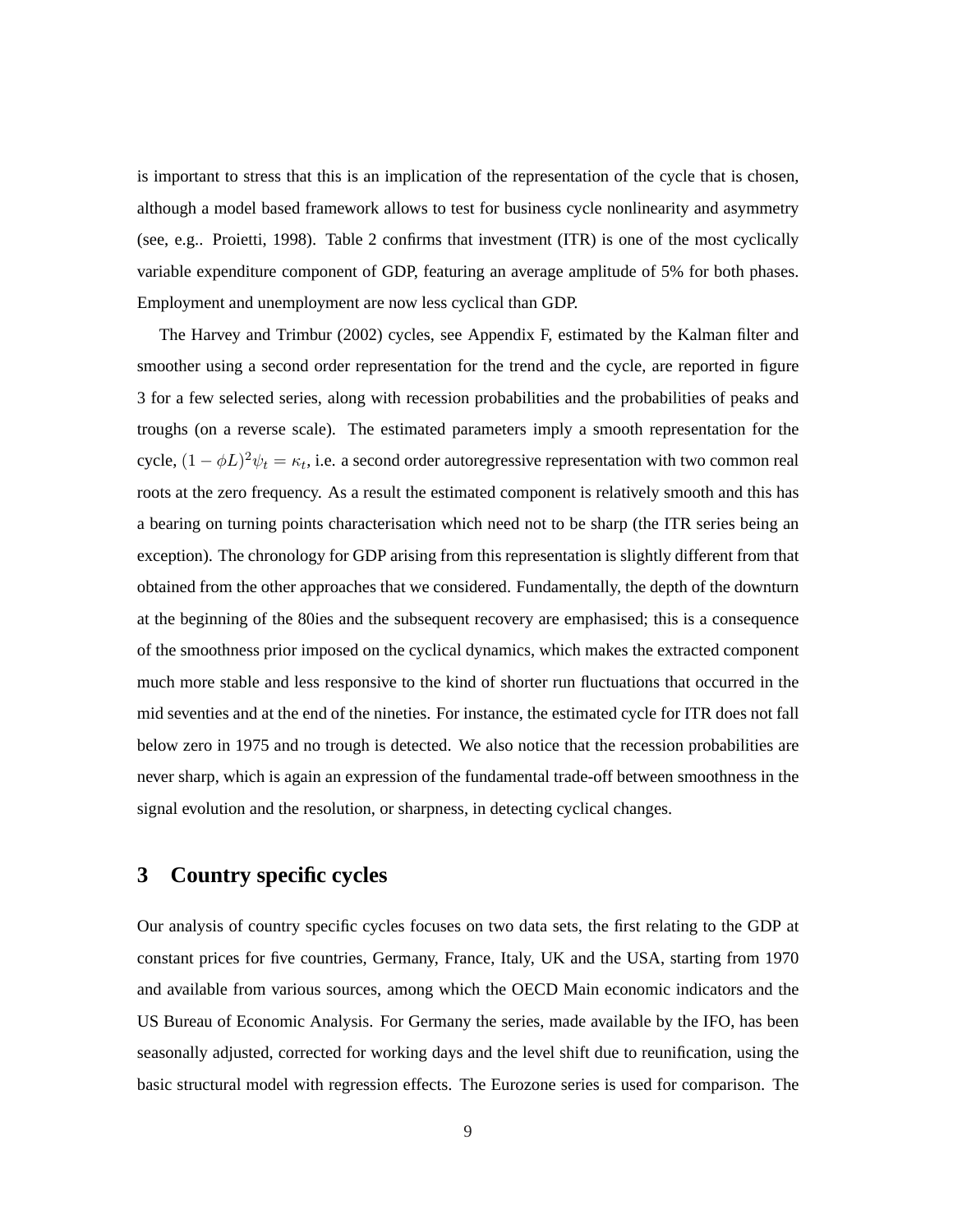is important to stress that this is an implication of the representation of the cycle that is chosen, although a model based framework allows to test for business cycle nonlinearity and asymmetry (see, e.g.. Proietti, 1998). Table 2 confirms that investment (ITR) is one of the most cyclically variable expenditure component of GDP, featuring an average amplitude of 5% for both phases. Employment and unemployment are now less cyclical than GDP.

The Harvey and Trimbur (2002) cycles, see Appendix F, estimated by the Kalman filter and smoother using a second order representation for the trend and the cycle, are reported in figure 3 for a few selected series, along with recession probabilities and the probabilities of peaks and troughs (on a reverse scale). The estimated parameters imply a smooth representation for the cycle, $(1-\phi L)^2\psi_t = \kappa_t$, i.e. a second order autoregressive representation with two common real roots at the zero frequency. As a result the estimated component is relatively smooth and this has a bearing on turning points characterisation which need not to be sharp (the ITR series being an exception). The chronology for GDP arising from this representation is slightly different from that obtained from the other approaches that we considered. Fundamentally, the depth of the downturn at the beginning of the 80ies and the subsequent recovery are emphasised; this is a consequence of the smoothness prior imposed on the cyclical dynamics, which makes the extracted component much more stable and less responsive to the kind of shorter run fluctuations that occurred in the mid seventies and at the end of the nineties. For instance, the estimated cycle for ITR does not fall below zero in 1975 and no trough is detected. We also notice that the recession probabilities are never sharp, which is again an expression of the fundamental trade-off between smoothness in the signal evolution and the resolution, or sharpness, in detecting cyclical changes.

## 3 Country specific cycles

Our analysis of country specific cycles focuses on two data sets, the first relating to the GDP at constant prices for five countries, Germany, France, Italy, UK and the USA, starting from 1970 and available from various sources, among which the OECD Main economic indicators and the US Bureau of Economic Analysis. For Germany the series, made available by the IFO, has been seasonally adjusted, corrected for working days and the level shift due to reunification, using the basic structural model with regression effects. The Eurozone series is used for comparison. The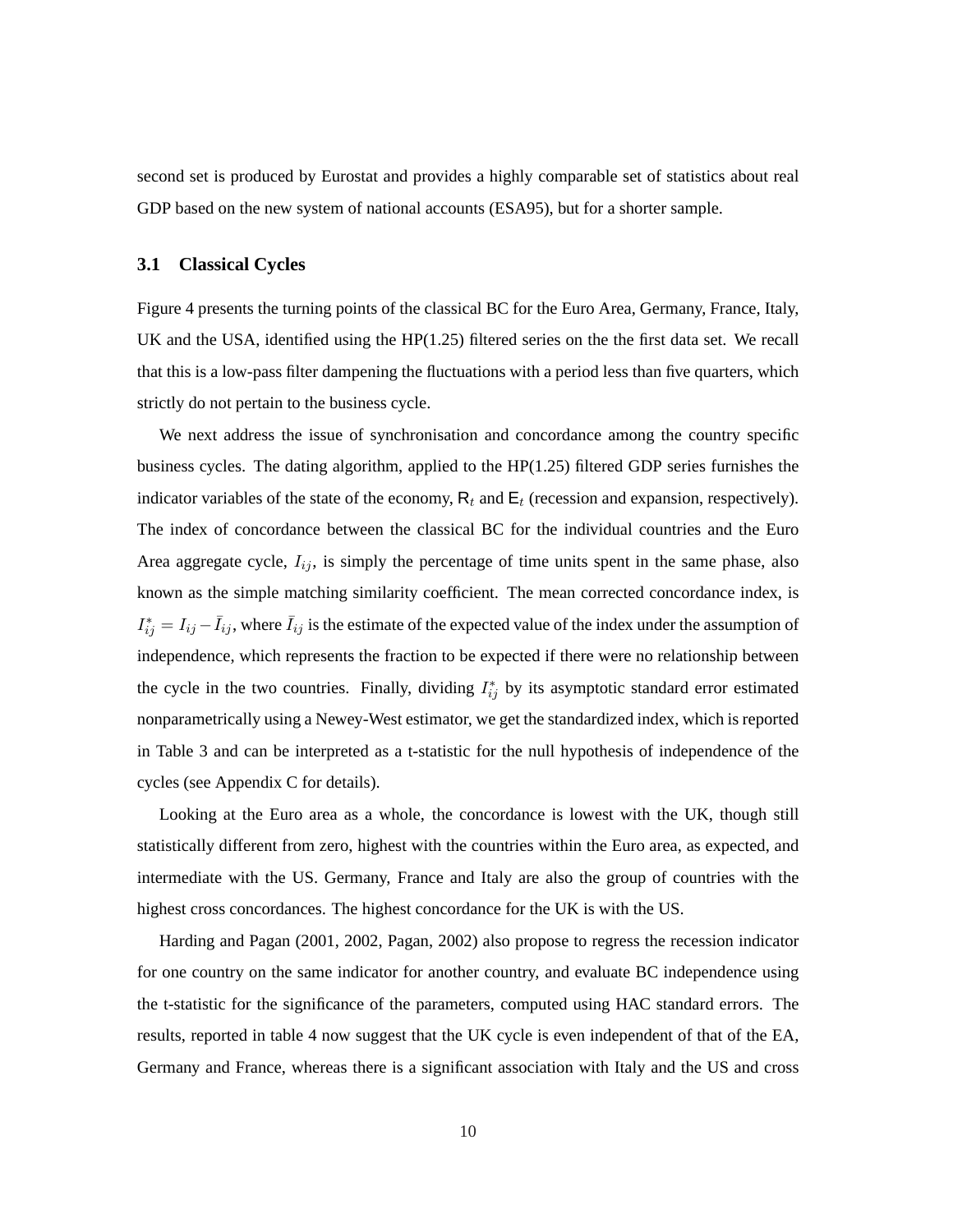second set is produced by Eurostat and provides a highly comparable set of statistics about real GDP based on the new system of national accounts (ESA95), but for a shorter sample.

### 3.1 Classical Cycles

Figure 4 presents the turning points of the classical BC for the Euro Area, Germany, France, Italy, UK and the USA, identified using the HP(1.25) filtered series on the the first data set. We recall that this is a low-pass filter dampening the fluctuations with a period less than five quarters, which strictly do not pertain to the business cycle.

We next address the issue of synchronisation and concordance among the country specific business cycles. The dating algorithm, applied to the HP(1.25) filtered GDP series furnishes the indicator variables of the state of the economy, $\mathsf{R}_t$ and $\mathsf{E}_t$ (recession and expansion, respectively). The index of concordance between the classical BC for the individual countries and the Euro Area aggregate cycle, $I_{ij}$, is simply the percentage of time units spent in the same phase, also known as the simple matching similarity coefficient. The mean corrected concordance index, is $I^*_{ij} = I_{ij} - \bar{I}_{ij}$, where $\bar{I}_{ij}$ is the estimate of the expected value of the index under the assumption of independence, which represents the fraction to be expected if there were no relationship between the cycle in the two countries. Finally, dividing $I^*_{ij}$ by its asymptotic standard error estimated nonparametrically using a Newey-West estimator, we get the standardized index, which is reported in Table 3 and can be interpreted as a t-statistic for the null hypothesis of independence of the cycles (see Appendix C for details).

Looking at the Euro area as a whole, the concordance is lowest with the UK, though still statistically different from zero, highest with the countries within the Euro area, as expected, and intermediate with the US. Germany, France and Italy are also the group of countries with the highest cross concordances. The highest concordance for the UK is with the US.

Harding and Pagan (2001, 2002, Pagan, 2002) also propose to regress the recession indicator for one country on the same indicator for another country, and evaluate BC independence using the t-statistic for the significance of the parameters, computed using HAC standard errors. The results, reported in table 4 now suggest that the UK cycle is even independent of that of the EA, Germany and France, whereas there is a significant association with Italy and the US and cross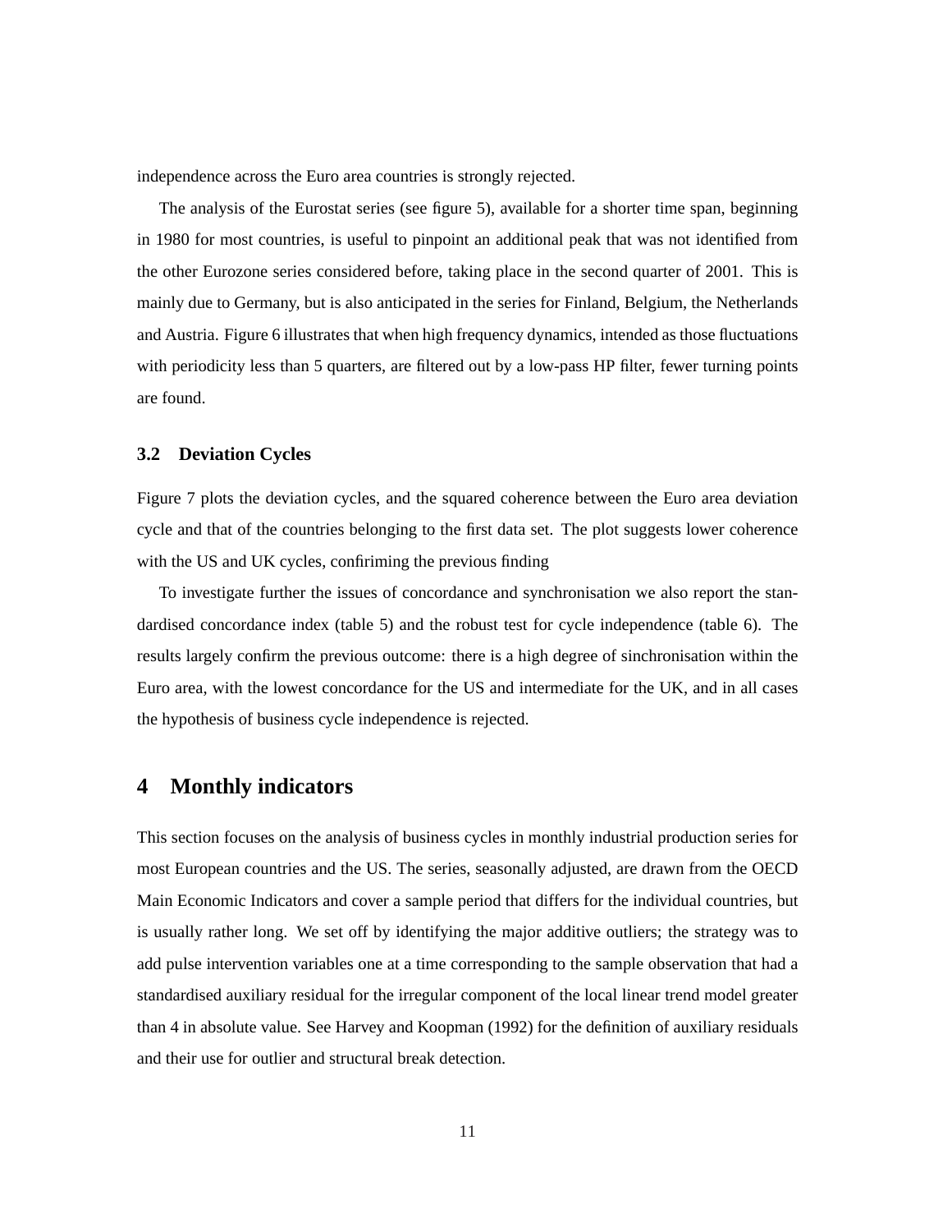independence across the Euro area countries is strongly rejected.

The analysis of the Eurostat series (see figure 5), available for a shorter time span, beginning in 1980 for most countries, is useful to pinpoint an additional peak that was not identified from the other Eurozone series considered before, taking place in the second quarter of 2001. This is mainly due to Germany, but is also anticipated in the series for Finland, Belgium, the Netherlands and Austria. Figure 6 illustrates that when high frequency dynamics, intended as those fluctuations with periodicity less than 5 quarters, are filtered out by a low-pass HP filter, fewer turning points are found.

### 3.2 Deviation Cycles

Figure 7 plots the deviation cycles, and the squared coherence between the Euro area deviation cycle and that of the countries belonging to the first data set. The plot suggests lower coherence with the US and UK cycles, confiriming the previous finding

To investigate further the issues of concordance and synchronisation we also report the standardised concordance index (table 5) and the robust test for cycle independence (table 6). The results largely confirm the previous outcome: there is a high degree of sinchronisation within the Euro area, with the lowest concordance for the US and intermediate for the UK, and in all cases the hypothesis of business cycle independence is rejected.

## 4 Monthly indicators

This section focuses on the analysis of business cycles in monthly industrial production series for most European countries and the US. The series, seasonally adjusted, are drawn from the OECD Main Economic Indicators and cover a sample period that differs for the individual countries, but is usually rather long. We set off by identifying the major additive outliers; the strategy was to add pulse intervention variables one at a time corresponding to the sample observation that had a standardised auxiliary residual for the irregular component of the local linear trend model greater than 4 in absolute value. See Harvey and Koopman (1992) for the definition of auxiliary residuals and their use for outlier and structural break detection.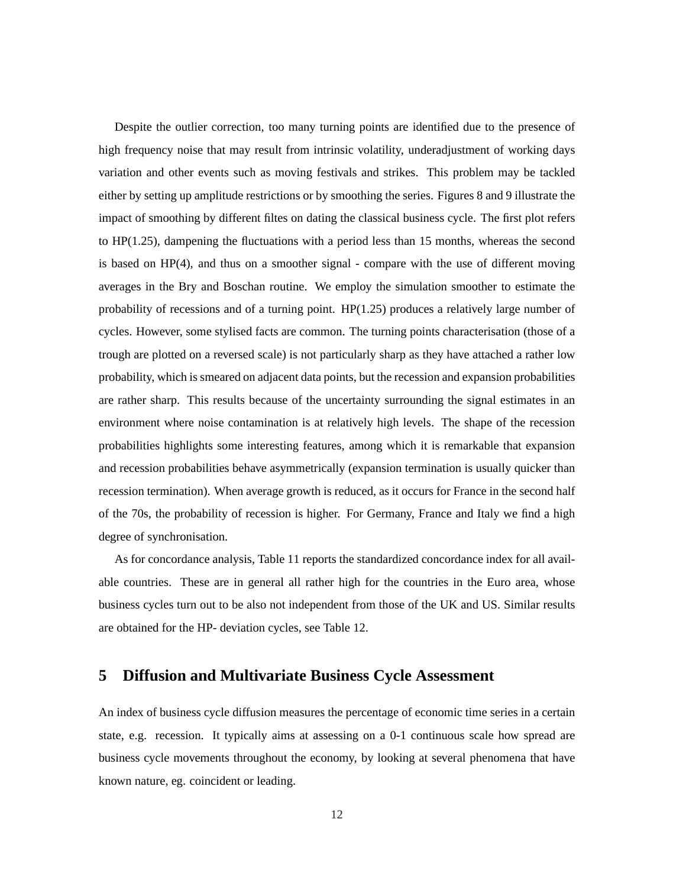Despite the outlier correction, too many turning points are identified due to the presence of high frequency noise that may result from intrinsic volatility, underadjustment of working days variation and other events such as moving festivals and strikes. This problem may be tackled either by setting up amplitude restrictions or by smoothing the series. Figures 8 and 9 illustrate the impact of smoothing by different filtes on dating the classical business cycle. The first plot refers to HP(1.25), dampening the fluctuations with a period less than 15 months, whereas the second is based on HP(4), and thus on a smoother signal - compare with the use of different moving averages in the Bry and Boschan routine. We employ the simulation smoother to estimate the probability of recessions and of a turning point. HP(1.25) produces a relatively large number of cycles. However, some stylised facts are common. The turning points characterisation (those of a trough are plotted on a reversed scale) is not particularly sharp as they have attached a rather low probability, which is smeared on adjacent data points, but the recession and expansion probabilities are rather sharp. This results because of the uncertainty surrounding the signal estimates in an environment where noise contamination is at relatively high levels. The shape of the recession probabilities highlights some interesting features, among which it is remarkable that expansion and recession probabilities behave asymmetrically (expansion termination is usually quicker than recession termination). When average growth is reduced, as it occurs for France in the second half of the 70s, the probability of recession is higher. For Germany, France and Italy we find a high degree of synchronisation.

As for concordance analysis, Table 11 reports the standardized concordance index for all available countries. These are in general all rather high for the countries in the Euro area, whose business cycles turn out to be also not independent from those of the UK and US. Similar results are obtained for the HP- deviation cycles, see Table 12.

## 5 Diffusion and Multivariate Business Cycle Assessment

An index of business cycle diffusion measures the percentage of economic time series in a certain state, e.g. recession. It typically aims at assessing on a 0-1 continuous scale how spread are business cycle movements throughout the economy, by looking at several phenomena that have known nature, eg. coincident or leading.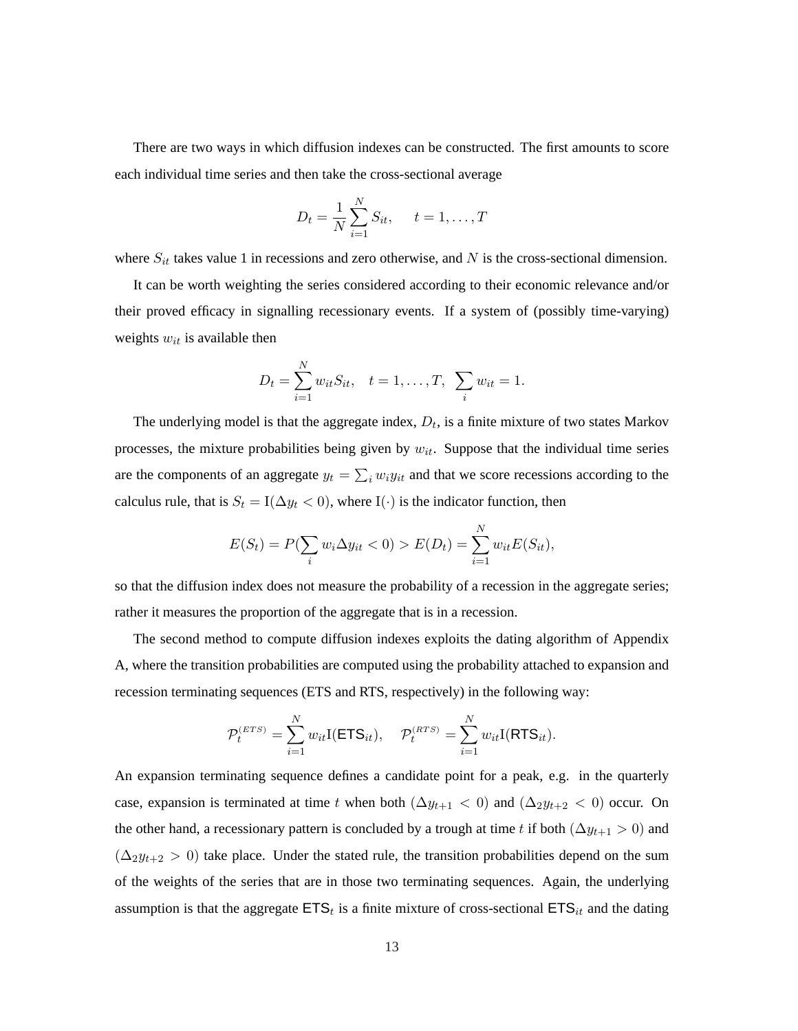There are two ways in which diffusion indexes can be constructed. The first amounts to score each individual time series and then take the cross-sectional average

$$D_t = \frac{1}{N}\sum_{i=1}^{N} S_{it}, \quad t = 1, \ldots, T$$

where $S_{it}$ takes value 1 in recessions and zero otherwise, and $N$ is the cross-sectional dimension.

It can be worth weighting the series considered according to their economic relevance and/or their proved efficacy in signalling recessionary events. If a system of (possibly time-varying) weights $w_{it}$ is available then

$$D_t = \sum_{i=1}^{N} w_{it} S_{it}, \quad t = 1, \ldots, T, \ \sum_i w_{it} = 1.$$

The underlying model is that the aggregate index, $D_t$, is a finite mixture of two states Markov processes, the mixture probabilities being given by $w_{it}$. Suppose that the individual time series are the components of an aggregate $y_t = \sum_i w_i y_{it}$ and that we score recessions according to the calculus rule, that is $S_t = \mathrm{I}(\Delta y_t < 0)$, where $\mathrm{I}(\cdot)$ is the indicator function, then

$$E(S_t) = P(\sum_i w_i \Delta y_{it} < 0) > E(D_t) = \sum_{i=1}^{N} w_{it} E(S_{it}),$$

so that the diffusion index does not measure the probability of a recession in the aggregate series; rather it measures the proportion of the aggregate that is in a recession.

The second method to compute diffusion indexes exploits the dating algorithm of Appendix A, where the transition probabilities are computed using the probability attached to expansion and recession terminating sequences (ETS and RTS, respectively) in the following way:

$$\mathcal{P}_t^{(ETS)} = \sum_{i=1}^{N} w_{it} \mathrm{I}(\mathsf{ETS}_{it}), \quad \mathcal{P}_t^{(RTS)} = \sum_{i=1}^{N} w_{it} \mathrm{I}(\mathsf{RTS}_{it}).$$

An expansion terminating sequence defines a candidate point for a peak, e.g. in the quarterly case, expansion is terminated at time $t$ when both $(\Delta y_{t+1} < 0)$ and $(\Delta_2 y_{t+2} < 0)$ occur. On the other hand, a recessionary pattern is concluded by a trough at time $t$ if both $(\Delta y_{t+1} > 0)$ and $(\Delta_2 y_{t+2} > 0)$ take place. Under the stated rule, the transition probabilities depend on the sum of the weights of the series that are in those two terminating sequences. Again, the underlying assumption is that the aggregate $\mathsf{ETS}_t$ is a finite mixture of cross-sectional $\mathsf{ETS}_{it}$ and the dating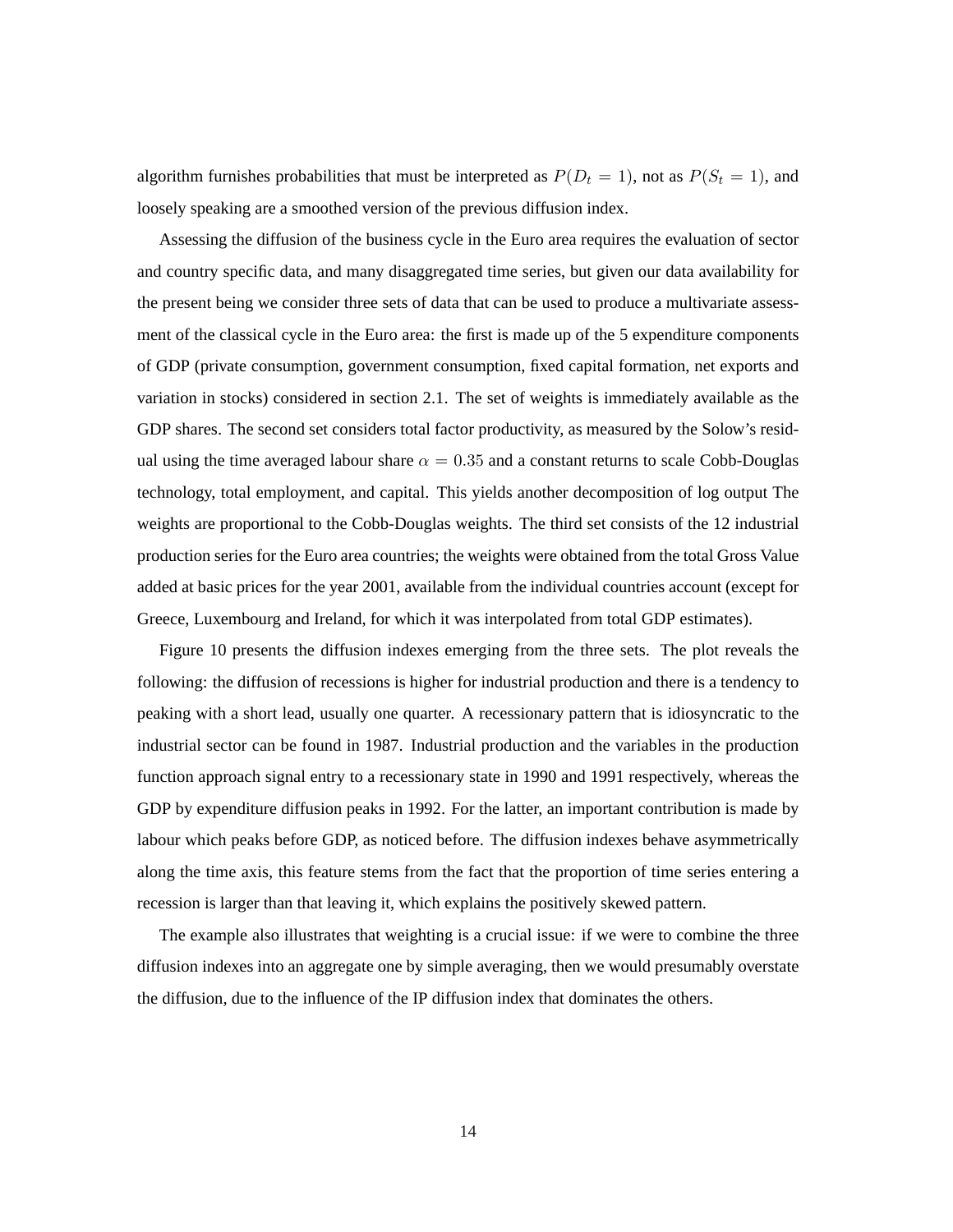algorithm furnishes probabilities that must be interpreted as $P(D_t = 1)$, not as $P(S_t = 1)$, and loosely speaking are a smoothed version of the previous diffusion index.

Assessing the diffusion of the business cycle in the Euro area requires the evaluation of sector and country specific data, and many disaggregated time series, but given our data availability for the present being we consider three sets of data that can be used to produce a multivariate assessment of the classical cycle in the Euro area: the first is made up of the 5 expenditure components of GDP (private consumption, government consumption, fixed capital formation, net exports and variation in stocks) considered in section 2.1. The set of weights is immediately available as the GDP shares. The second set considers total factor productivity, as measured by the Solow's residual using the time averaged labour share $\alpha = 0.35$ and a constant returns to scale Cobb-Douglas technology, total employment, and capital. This yields another decomposition of log output The weights are proportional to the Cobb-Douglas weights. The third set consists of the 12 industrial production series for the Euro area countries; the weights were obtained from the total Gross Value added at basic prices for the year 2001, available from the individual countries account (except for Greece, Luxembourg and Ireland, for which it was interpolated from total GDP estimates).

Figure 10 presents the diffusion indexes emerging from the three sets. The plot reveals the following: the diffusion of recessions is higher for industrial production and there is a tendency to peaking with a short lead, usually one quarter. A recessionary pattern that is idiosyncratic to the industrial sector can be found in 1987. Industrial production and the variables in the production function approach signal entry to a recessionary state in 1990 and 1991 respectively, whereas the GDP by expenditure diffusion peaks in 1992. For the latter, an important contribution is made by labour which peaks before GDP, as noticed before. The diffusion indexes behave asymmetrically along the time axis, this feature stems from the fact that the proportion of time series entering a recession is larger than that leaving it, which explains the positively skewed pattern.

The example also illustrates that weighting is a crucial issue: if we were to combine the three diffusion indexes into an aggregate one by simple averaging, then we would presumably overstate the diffusion, due to the influence of the IP diffusion index that dominates the others.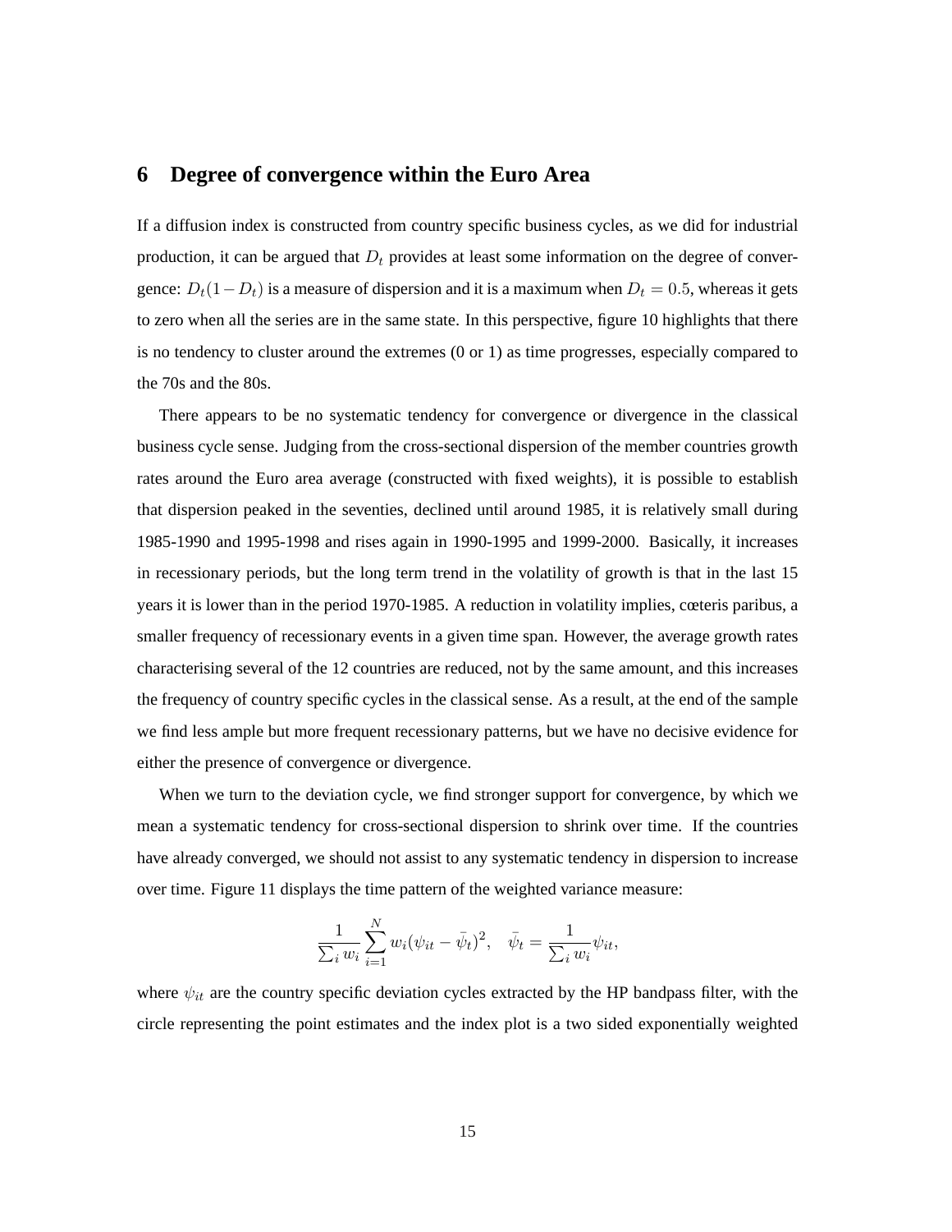## 6 Degree of convergence within the Euro Area

If a diffusion index is constructed from country specific business cycles, as we did for industrial production, it can be argued that $D_t$ provides at least some information on the degree of convergence: $D_t(1-D_t)$ is a measure of dispersion and it is a maximum when $D_t = 0.5$, whereas it gets to zero when all the series are in the same state. In this perspective, figure 10 highlights that there is no tendency to cluster around the extremes (0 or 1) as time progresses, especially compared to the 70s and the 80s.

There appears to be no systematic tendency for convergence or divergence in the classical business cycle sense. Judging from the cross-sectional dispersion of the member countries growth rates around the Euro area average (constructed with fixed weights), it is possible to establish that dispersion peaked in the seventies, declined until around 1985, it is relatively small during 1985-1990 and 1995-1998 and rises again in 1990-1995 and 1999-2000. Basically, it increases in recessionary periods, but the long term trend in the volatility of growth is that in the last 15 years it is lower than in the period 1970-1985. A reduction in volatility implies, cœteris paribus, a smaller frequency of recessionary events in a given time span. However, the average growth rates characterising several of the 12 countries are reduced, not by the same amount, and this increases the frequency of country specific cycles in the classical sense. As a result, at the end of the sample we find less ample but more frequent recessionary patterns, but we have no decisive evidence for either the presence of convergence or divergence.

When we turn to the deviation cycle, we find stronger support for convergence, by which we mean a systematic tendency for cross-sectional dispersion to shrink over time. If the countries have already converged, we should not assist to any systematic tendency in dispersion to increase over time. Figure 11 displays the time pattern of the weighted variance measure:

$$\frac{1}{\sum_i w_i}\sum_{i=1}^{N} w_i(\psi_{it}-\bar{\psi}_t)^2, \quad \bar{\psi}_t = \frac{1}{\sum_i w_i}\psi_{it},$$

where $\psi_{it}$ are the country specific deviation cycles extracted by the HP bandpass filter, with the circle representing the point estimates and the index plot is a two sided exponentially weighted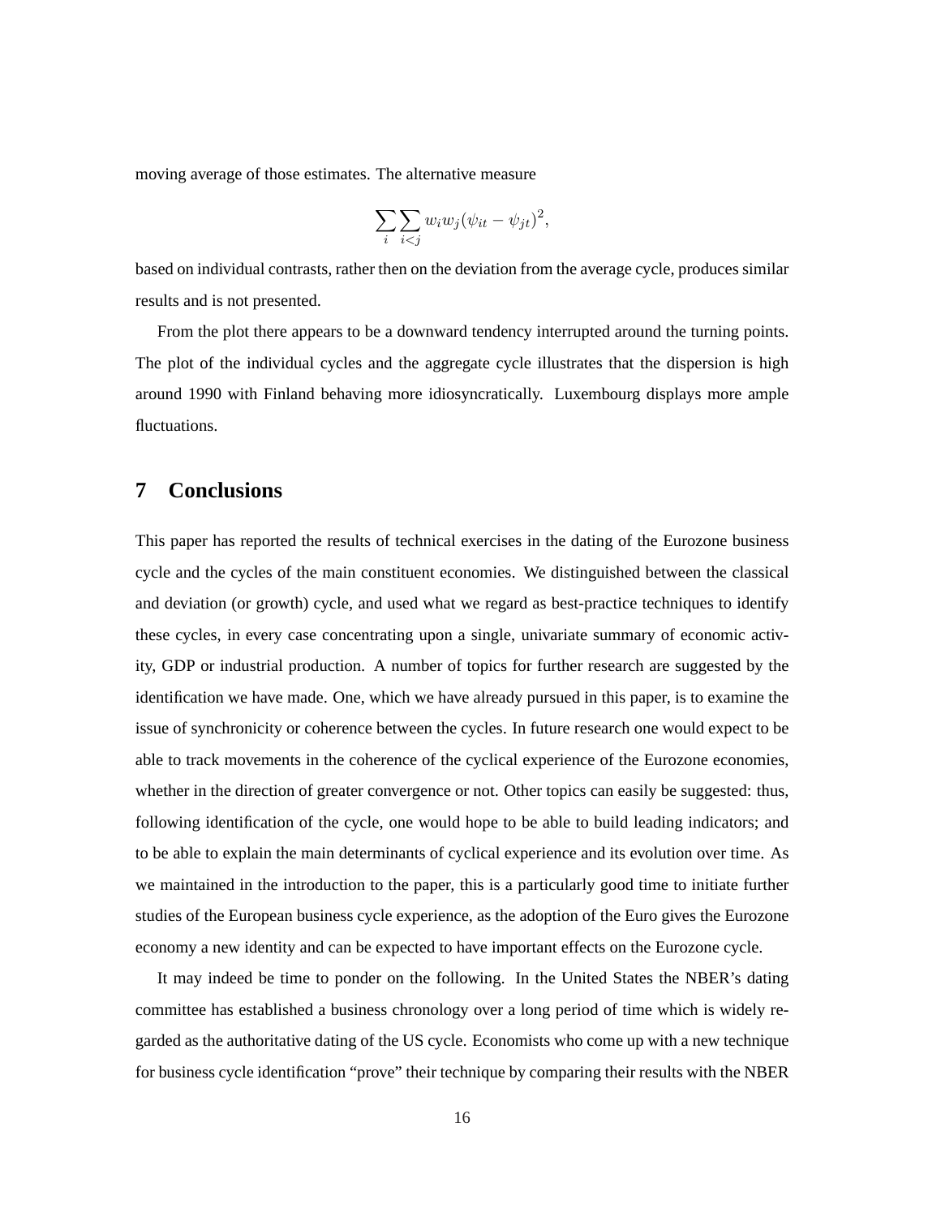moving average of those estimates. The alternative measure

$$\sum_i \sum_{i<j} w_i w_j (\psi_{it} - \psi_{jt})^2,$$

based on individual contrasts, rather then on the deviation from the average cycle, produces similar results and is not presented.

From the plot there appears to be a downward tendency interrupted around the turning points. The plot of the individual cycles and the aggregate cycle illustrates that the dispersion is high around 1990 with Finland behaving more idiosyncratically. Luxembourg displays more ample fluctuations.

## 7 Conclusions

This paper has reported the results of technical exercises in the dating of the Eurozone business cycle and the cycles of the main constituent economies. We distinguished between the classical and deviation (or growth) cycle, and used what we regard as best-practice techniques to identify these cycles, in every case concentrating upon a single, univariate summary of economic activity, GDP or industrial production. A number of topics for further research are suggested by the identification we have made. One, which we have already pursued in this paper, is to examine the issue of synchronicity or coherence between the cycles. In future research one would expect to be able to track movements in the coherence of the cyclical experience of the Eurozone economies, whether in the direction of greater convergence or not. Other topics can easily be suggested: thus, following identification of the cycle, one would hope to be able to build leading indicators; and to be able to explain the main determinants of cyclical experience and its evolution over time. As we maintained in the introduction to the paper, this is a particularly good time to initiate further studies of the European business cycle experience, as the adoption of the Euro gives the Eurozone economy a new identity and can be expected to have important effects on the Eurozone cycle.

It may indeed be time to ponder on the following. In the United States the NBER's dating committee has established a business chronology over a long period of time which is widely regarded as the authoritative dating of the US cycle. Economists who come up with a new technique for business cycle identification "prove" their technique by comparing their results with the NBER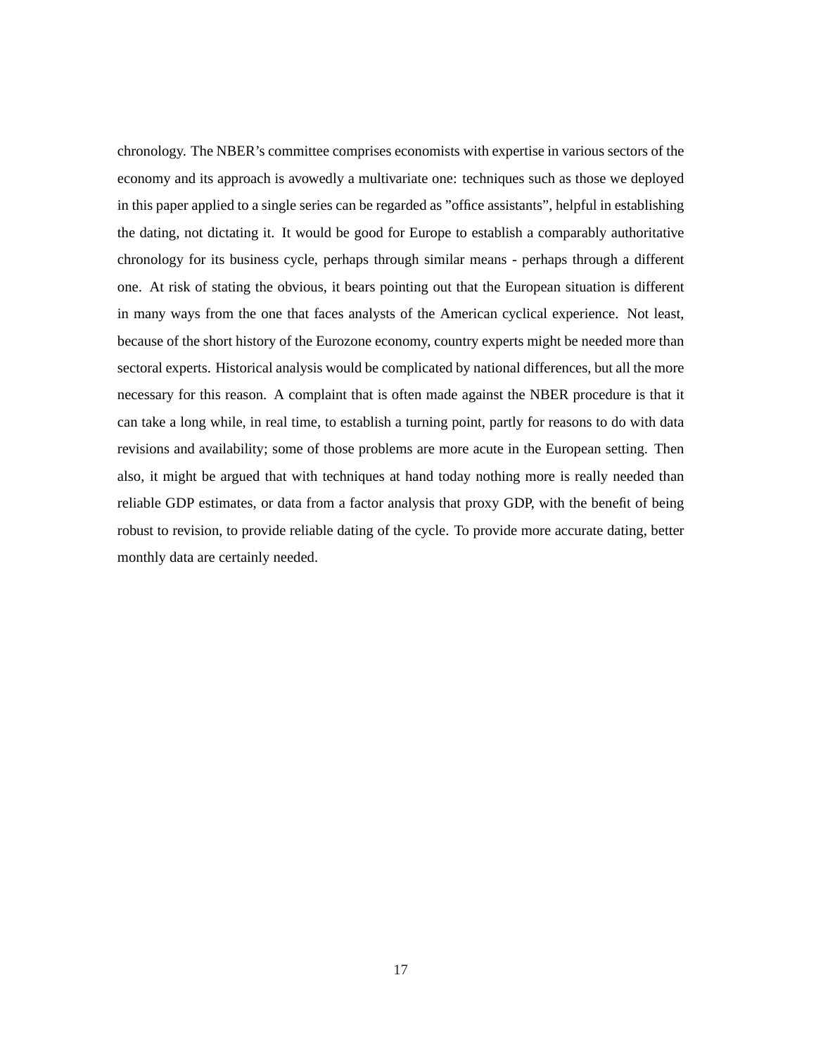chronology. The NBER's committee comprises economists with expertise in various sectors of the economy and its approach is avowedly a multivariate one: techniques such as those we deployed in this paper applied to a single series can be regarded as "office assistants", helpful in establishing the dating, not dictating it. It would be good for Europe to establish a comparably authoritative chronology for its business cycle, perhaps through similar means - perhaps through a different one. At risk of stating the obvious, it bears pointing out that the European situation is different in many ways from the one that faces analysts of the American cyclical experience. Not least, because of the short history of the Eurozone economy, country experts might be needed more than sectoral experts. Historical analysis would be complicated by national differences, but all the more necessary for this reason. A complaint that is often made against the NBER procedure is that it can take a long while, in real time, to establish a turning point, partly for reasons to do with data revisions and availability; some of those problems are more acute in the European setting. Then also, it might be argued that with techniques at hand today nothing more is really needed than reliable GDP estimates, or data from a factor analysis that proxy GDP, with the benefit of being robust to revision, to provide reliable dating of the cycle. To provide more accurate dating, better monthly data are certainly needed.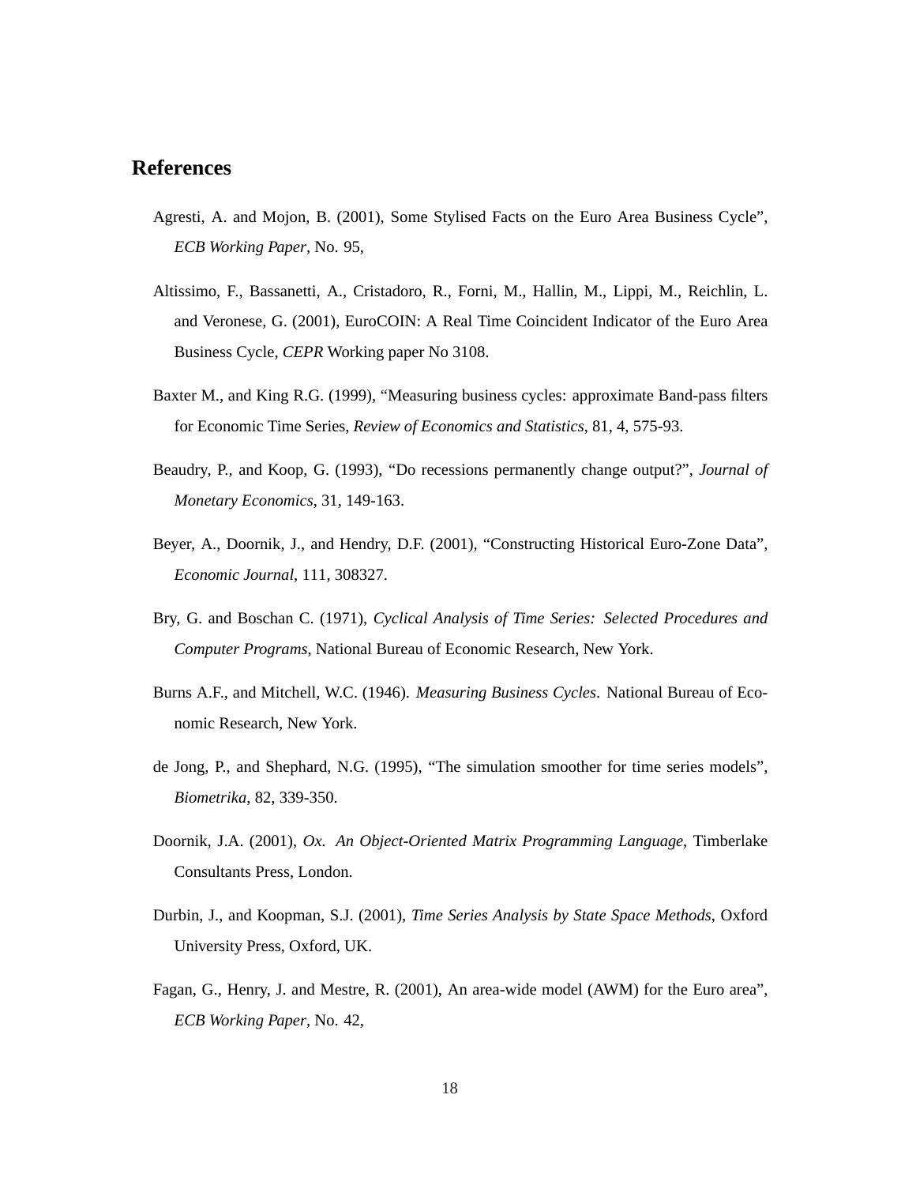## References

Agresti, A. and Mojon, B. (2001), Some Stylised Facts on the Euro Area Business Cycle", *ECB Working Paper*, No. 95,

Altissimo, F., Bassanetti, A., Cristadoro, R., Forni, M., Hallin, M., Lippi, M., Reichlin, L. and Veronese, G. (2001), EuroCOIN: A Real Time Coincident Indicator of the Euro Area Business Cycle, *CEPR* Working paper No 3108.

Baxter M., and King R.G. (1999), "Measuring business cycles: approximate Band-pass filters for Economic Time Series, *Review of Economics and Statistics*, 81, 4, 575-93.

Beaudry, P., and Koop, G. (1993), "Do recessions permanently change output?", *Journal of Monetary Economics*, 31, 149-163.

Beyer, A., Doornik, J., and Hendry, D.F. (2001), "Constructing Historical Euro-Zone Data", *Economic Journal*, 111, 308327.

Bry, G. and Boschan C. (1971), *Cyclical Analysis of Time Series: Selected Procedures and Computer Programs*, National Bureau of Economic Research, New York.

Burns A.F., and Mitchell, W.C. (1946). *Measuring Business Cycles*. National Bureau of Economic Research, New York.

de Jong, P., and Shephard, N.G. (1995), "The simulation smoother for time series models", *Biometrika*, 82, 339-350.

Doornik, J.A. (2001), *Ox. An Object-Oriented Matrix Programming Language*, Timberlake Consultants Press, London.

Durbin, J., and Koopman, S.J. (2001), *Time Series Analysis by State Space Methods*, Oxford University Press, Oxford, UK.

Fagan, G., Henry, J. and Mestre, R. (2001), An area-wide model (AWM) for the Euro area", *ECB Working Paper*, No. 42,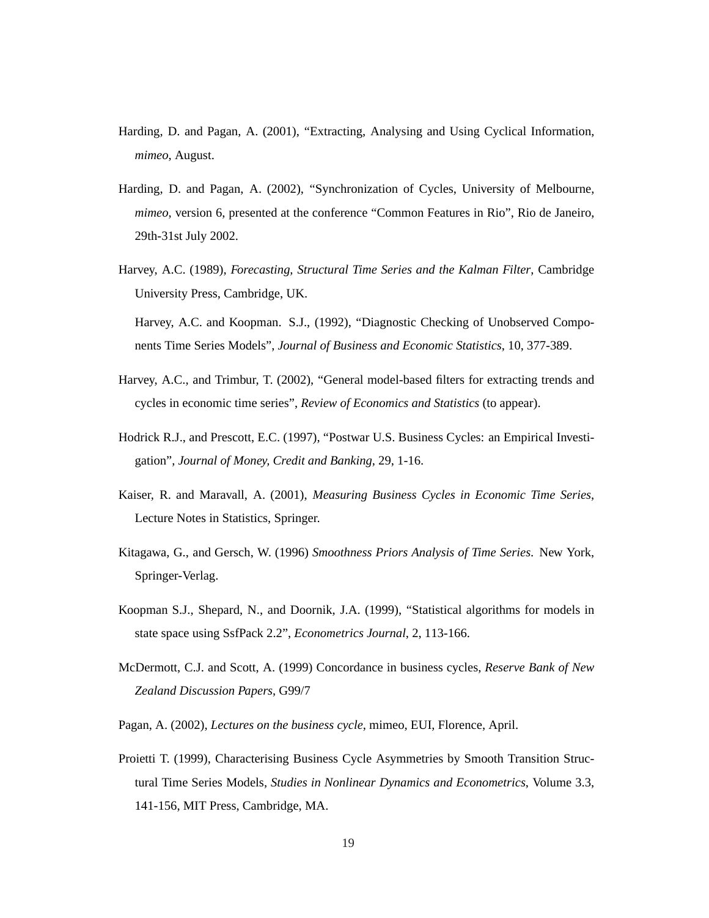Harding, D. and Pagan, A. (2001), "Extracting, Analysing and Using Cyclical Information, *mimeo*, August.

Harding, D. and Pagan, A. (2002), "Synchronization of Cycles, University of Melbourne, *mimeo*, version 6, presented at the conference "Common Features in Rio", Rio de Janeiro, 29th-31st July 2002.

Harvey, A.C. (1989), *Forecasting, Structural Time Series and the Kalman Filter*, Cambridge University Press, Cambridge, UK.

Harvey, A.C. and Koopman. S.J., (1992), "Diagnostic Checking of Unobserved Components Time Series Models", *Journal of Business and Economic Statistics*, 10, 377-389.

Harvey, A.C., and Trimbur, T. (2002), "General model-based filters for extracting trends and cycles in economic time series", *Review of Economics and Statistics* (to appear).

Hodrick R.J., and Prescott, E.C. (1997), "Postwar U.S. Business Cycles: an Empirical Investigation", *Journal of Money, Credit and Banking*, 29, 1-16.

Kaiser, R. and Maravall, A. (2001), *Measuring Business Cycles in Economic Time Series*, Lecture Notes in Statistics, Springer.

Kitagawa, G., and Gersch, W. (1996) *Smoothness Priors Analysis of Time Series*. New York, Springer-Verlag.

Koopman S.J., Shepard, N., and Doornik, J.A. (1999), "Statistical algorithms for models in state space using SsfPack 2.2", *Econometrics Journal*, 2, 113-166.

McDermott, C.J. and Scott, A. (1999) Concordance in business cycles, *Reserve Bank of New Zealand Discussion Papers*, G99/7

Pagan, A. (2002), *Lectures on the business cycle*, mimeo, EUI, Florence, April.

Proietti T. (1999), Characterising Business Cycle Asymmetries by Smooth Transition Structural Time Series Models, *Studies in Nonlinear Dynamics and Econometrics*, Volume 3.3, 141-156, MIT Press, Cambridge, MA.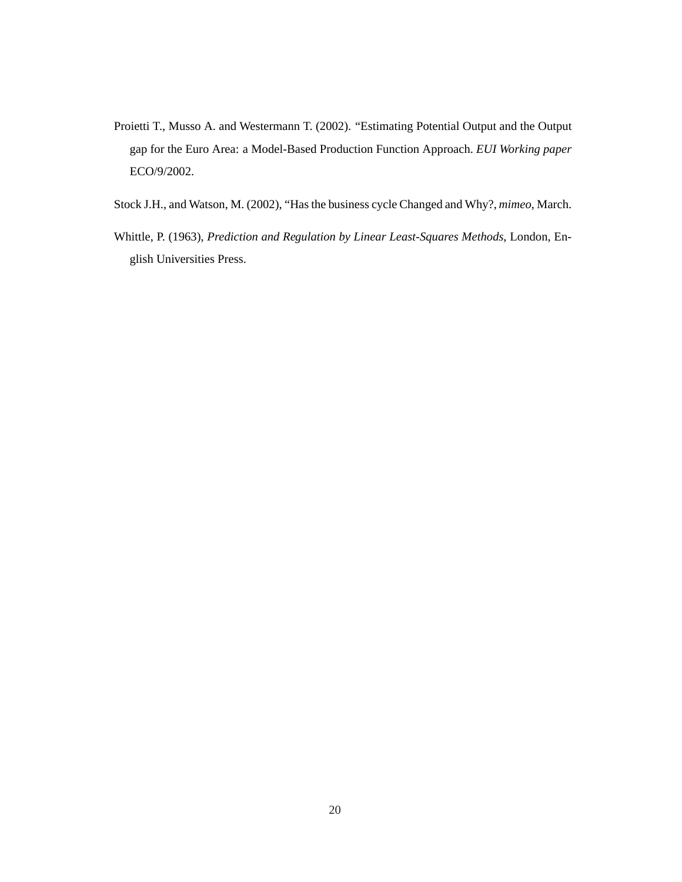Proietti T., Musso A. and Westermann T. (2002). "Estimating Potential Output and the Output gap for the Euro Area: a Model-Based Production Function Approach. *EUI Working paper* ECO/9/2002.

Stock J.H., and Watson, M. (2002), "Has the business cycle Changed and Why?, *mimeo*, March.

Whittle, P. (1963), *Prediction and Regulation by Linear Least-Squares Methods*, London, English Universities Press.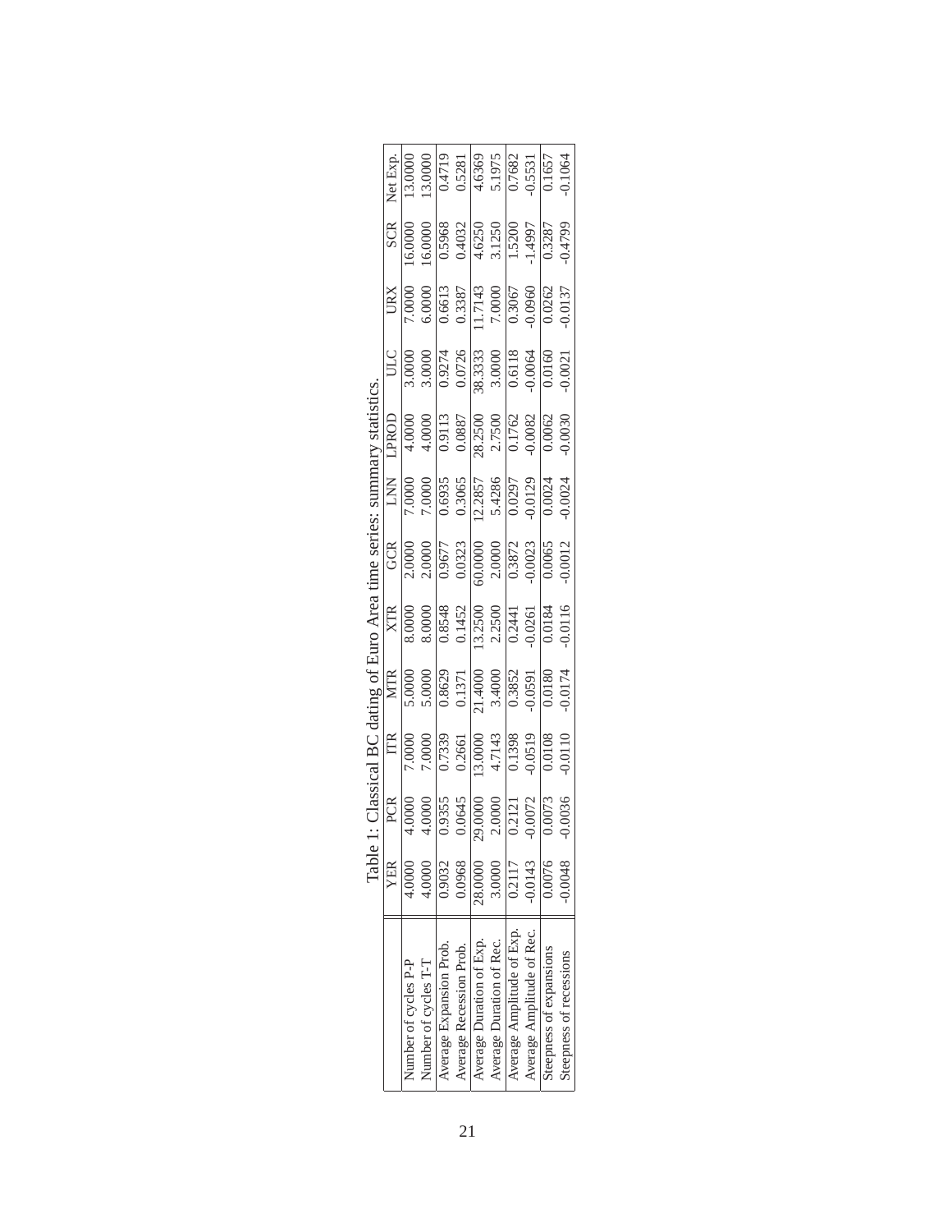Table 1: Classical BC dating of Euro Area time series: summary statistics.

| | YER | PCR | ITR | MTR | XTR | GCR | LNN | LPROD | ULC | URX | SCR | Net Exp. |
|---|---|---|---|---|---|---|---|---|---|---|---|---|
| Number of cycles P-P | 4.0000 | 4.0000 | 7.0000 | 5.0000 | 8.0000 | 2.0000 | 7.0000 | 4.0000 | 3.0000 | 7.0000 | 16.0000 | 13.0000 |
| Number of cycles T-T | 4.0000 | 4.0000 | 7.0000 | 5.0000 | 8.0000 | 2.0000 | 7.0000 | 4.0000 | 3.0000 | 6.0000 | 16.0000 | 13.0000 |
| Average Expansion Prob. | 0.9032 | 0.9355 | 0.7339 | 0.8629 | 0.8548 | 0.9677 | 0.6935 | 0.9113 | 0.9274 | 0.6613 | 0.5968 | 0.4719 |
| Average Recession Prob. | 0.0968 | 0.0645 | 0.2661 | 0.1371 | 0.1452 | 0.0323 | 0.3065 | 0.0887 | 0.0726 | 0.3387 | 0.4032 | 0.5281 |
| Average Duration of Exp. | 28.0000 | 29.0000 | 13.0000 | 21.4000 | 13.2500 | 60.0000 | 12.2857 | 28.2500 | 38.3333 | 11.7143 | 4.6250 | 4.6369 |
| Average Duration of Rec. | 3.0000 | 2.0000 | 4.7143 | 3.4000 | 2.2500 | 2.0000 | 5.4286 | 2.7500 | 3.0000 | 7.0000 | 3.1250 | 5.1975 |
| Average Amplitude of Exp. | 0.2117 | 0.2121 | 0.1398 | 0.3852 | 0.2441 | 0.3872 | 0.0297 | 0.1762 | 0.6118 | 0.3067 | 1.5200 | 0.7682 |
| Average Amplitude of Rec. | -0.0143 | -0.0072 | -0.0519 | -0.0591 | -0.0261 | -0.0023 | -0.0129 | -0.0082 | -0.0064 | -0.0960 | -1.4997 | -0.5531 |
| Steepness of expansions | 0.0076 | 0.0073 | 0.0108 | 0.0180 | 0.0184 | 0.0065 | 0.0024 | 0.0062 | 0.0160 | 0.0262 | 0.3287 | 0.1657 |
| Steepness of recessions | -0.0048 | -0.0036 | -0.0110 | -0.0174 | -0.0116 | -0.0012 | -0.0024 | -0.0030 | -0.0021 | -0.0137 | -0.4799 | -0.1064 |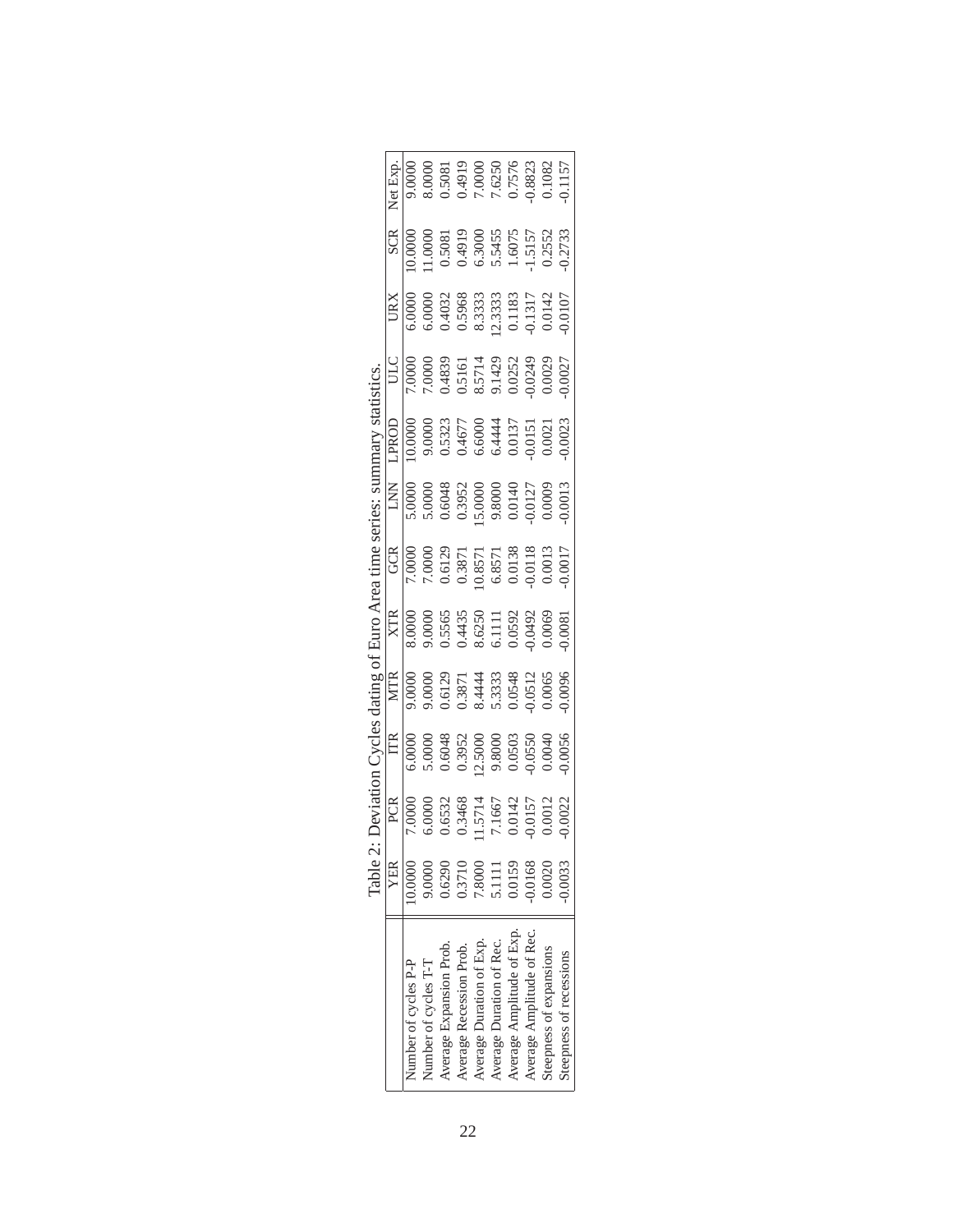Table 2: Deviation Cycles dating of Euro Area time series: summary statistics.

| | YER | PCR | ITR | MTR | XTR | GCR | LNN | LPROD | ULC | URX | SCR | Net Exp. |
|---|---|---|---|---|---|---|---|---|---|---|---|---|
| Number of cycles P-P | 10.0000 | 7.0000 | 6.0000 | 9.0000 | 8.0000 | 7.0000 | 5.0000 | 10.0000 | 7.0000 | 6.0000 | 10.0000 | 9.0000 |
| Number of cycles T-T | 9.0000 | 6.0000 | 5.0000 | 9.0000 | 9.0000 | 7.0000 | 5.0000 | 9.0000 | 7.0000 | 6.0000 | 11.0000 | 8.0000 |
| Average Expansion Prob. | 0.6290 | 0.6532 | 0.6048 | 0.6129 | 0.5565 | 0.6129 | 0.6048 | 0.5323 | 0.4839 | 0.4032 | 0.5081 | 0.5081 |
| Average Recession Prob. | 0.3710 | 0.3468 | 0.3952 | 0.3871 | 0.4435 | 0.3871 | 0.3952 | 0.4677 | 0.5161 | 0.5968 | 0.4919 | 0.4919 |
| Average Duration of Exp. | 7.8000 | 11.5714 | 12.5000 | 8.4444 | 8.6250 | 10.8571 | 15.0000 | 6.6000 | 8.5714 | 8.3333 | 6.3000 | 7.0000 |
| Average Duration of Rec. | 5.1111 | 7.1667 | 9.8000 | 5.3333 | 6.1111 | 6.8571 | 9.8000 | 6.4444 | 9.1429 | 12.3333 | 5.5455 | 7.6250 |
| Average Amplitude of Exp. | 0.0159 | 0.0142 | 0.0503 | 0.0548 | 0.0592 | 0.0138 | 0.0140 | 0.0137 | 0.0252 | 0.1183 | 1.6075 | 0.7576 |
| Average Amplitude of Rec. | -0.0168 | -0.0157 | -0.0550 | -0.0512 | -0.0492 | -0.0118 | -0.0127 | -0.0151 | -0.0249 | -0.1317 | -1.5157 | -0.8823 |
| Steepness of expansions | 0.0020 | 0.0012 | 0.0040 | 0.0065 | 0.0069 | 0.0013 | 0.0009 | 0.0021 | 0.0029 | 0.0142 | 0.2552 | 0.1082 |
| Steepness of recessions | -0.0033 | -0.0022 | -0.0056 | -0.0096 | -0.0081 | -0.0017 | -0.0013 | -0.0023 | -0.0027 | -0.0107 | -0.2733 | -0.1157 |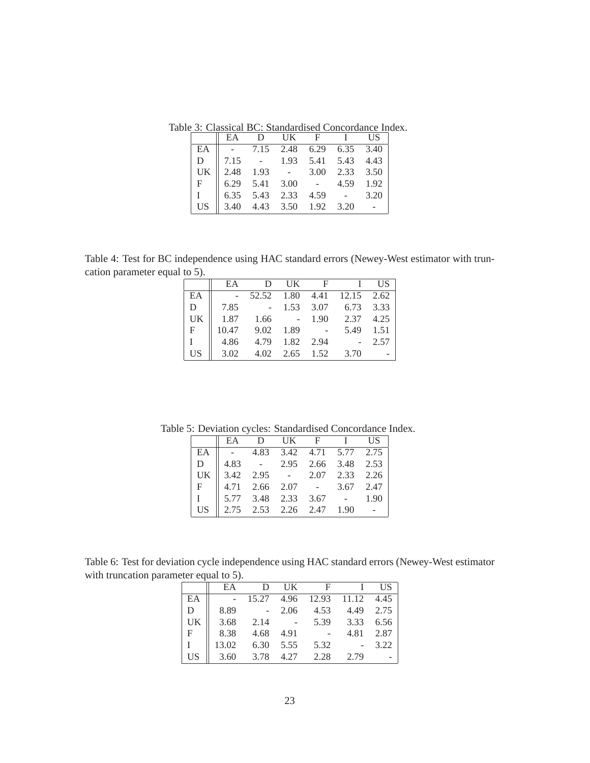Table 3: Classical BC: Standardised Concordance Index.

| | EA | D | UK | F | I | US |
|---|---|---|---|---|---|---|
| EA | - | 7.15 | 2.48 | 6.29 | 6.35 | 3.40 |
| D | 7.15 | - | 1.93 | 5.41 | 5.43 | 4.43 |
| UK | 2.48 | 1.93 | - | 3.00 | 2.33 | 3.50 |
| F | 6.29 | 5.41 | 3.00 | - | 4.59 | 1.92 |
| I | 6.35 | 5.43 | 2.33 | 4.59 | - | 3.20 |
| US | 3.40 | 4.43 | 3.50 | 1.92 | 3.20 | - |

Table 4: Test for BC independence using HAC standard errors (Newey-West estimator with truncation parameter equal to 5).

| | EA | D | UK | F | I | US |
|---|---|---|---|---|---|---|
| EA | - | 52.52 | 1.80 | 4.41 | 12.15 | 2.62 |
| D | 7.85 | - | 1.53 | 3.07 | 6.73 | 3.33 |
| UK | 1.87 | 1.66 | - | 1.90 | 2.37 | 4.25 |
| F | 10.47 | 9.02 | 1.89 | - | 5.49 | 1.51 |
| I | 4.86 | 4.79 | 1.82 | 2.94 | - | 2.57 |
| US | 3.02 | 4.02 | 2.65 | 1.52 | 3.70 | - |

Table 5: Deviation cycles: Standardised Concordance Index.

| | EA | D | UK | F | I | US |
|---|---|---|---|---|---|---|
| EA | - | 4.83 | 3.42 | 4.71 | 5.77 | 2.75 |
| D | 4.83 | - | 2.95 | 2.66 | 3.48 | 2.53 |
| UK | 3.42 | 2.95 | - | 2.07 | 2.33 | 2.26 |
| F | 4.71 | 2.66 | 2.07 | - | 3.67 | 2.47 |
| I | 5.77 | 3.48 | 2.33 | 3.67 | - | 1.90 |
| US | 2.75 | 2.53 | 2.26 | 2.47 | 1.90 | - |

Table 6: Test for deviation cycle independence using HAC standard errors (Newey-West estimator with truncation parameter equal to 5).

| | EA | D | UK | F | I | US |
|---|---|---|---|---|---|---|
| EA | - | 15.27 | 4.96 | 12.93 | 11.12 | 4.45 |
| D | 8.89 | - | 2.06 | 4.53 | 4.49 | 2.75 |
| UK | 3.68 | 2.14 | - | 5.39 | 3.33 | 6.56 |
| F | 8.38 | 4.68 | 4.91 | - | 4.81 | 2.87 |
| I | 13.02 | 6.30 | 5.55 | 5.32 | - | 3.22 |
| US | 3.60 | 3.78 | 4.27 | 2.28 | 2.79 | - |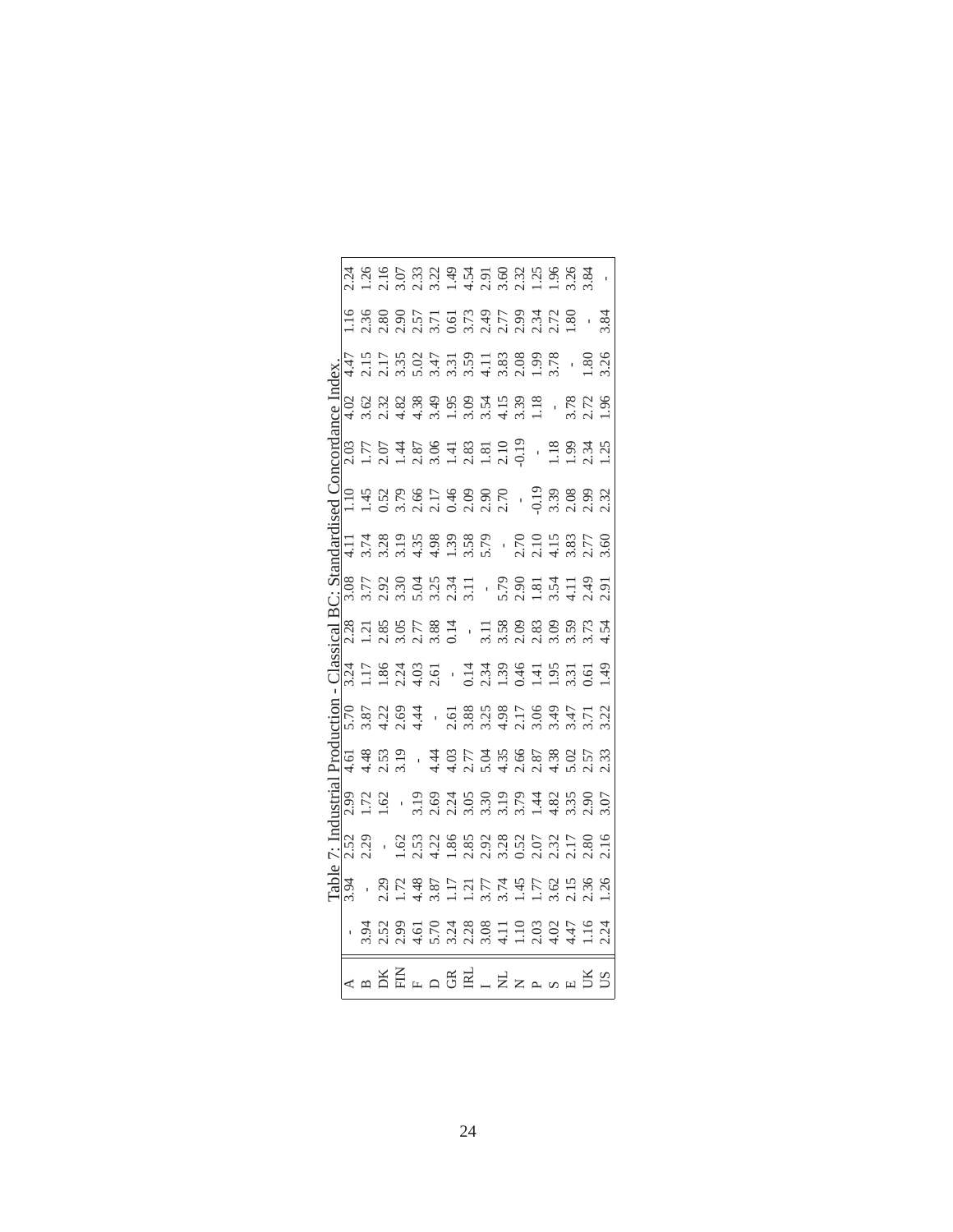Table 7: Industrial Production - Classical BC: Standardised Concordance Index.

| | | | | | | | | | | | | | | | | |
|---|---|---|---|---|---|---|---|---|---|---|---|---|---|---|---|---|
| A | - | 3.94 | 2.52 | 2.99 | 4.61 | 5.70 | 3.24 | 2.28 | 3.08 | 4.11 | 1.10 | 2.03 | 4.02 | 4.47 | 1.16 | 2.24 |
| B | 3.94 | - | 2.29 | 1.72 | 4.48 | 3.87 | 1.17 | 1.21 | 3.77 | 3.74 | 1.45 | 1.77 | 3.62 | 2.15 | 2.36 | 1.26 |
| DK | 2.52 | 2.29 | - | 1.62 | 2.53 | 4.22 | 1.86 | 2.85 | 2.92 | 3.28 | 0.52 | 2.07 | 2.32 | 2.17 | 2.80 | 2.16 |
| FIN | 2.99 | 1.72 | 1.62 | - | 3.19 | 2.69 | 2.24 | 3.05 | 3.30 | 3.19 | 3.79 | 1.44 | 4.82 | 3.35 | 2.90 | 3.07 |
| F | 4.61 | 4.48 | 2.53 | 3.19 | - | 4.44 | 4.03 | 2.77 | 5.04 | 4.35 | 2.66 | 2.87 | 4.38 | 5.02 | 2.57 | 2.33 |
| D | 5.70 | 3.87 | 4.22 | 2.69 | 4.44 | - | 2.61 | 3.88 | 3.25 | 4.98 | 2.17 | 3.06 | 3.49 | 3.47 | 3.71 | 3.22 |
| GR | 3.24 | 1.17 | 1.86 | 2.24 | 4.03 | 2.61 | - | 0.14 | 2.34 | 1.39 | 0.46 | 1.41 | 1.95 | 3.31 | 0.61 | 1.49 |
| IRL | 2.28 | 1.21 | 2.85 | 3.05 | 2.77 | 3.88 | 0.14 | - | 3.11 | 3.58 | 2.09 | 2.83 | 3.09 | 3.59 | 3.73 | 4.54 |
| I | 3.08 | 3.77 | 2.92 | 3.30 | 5.04 | 3.25 | 2.34 | 3.11 | - | 5.79 | 2.90 | 1.81 | 3.54 | 4.11 | 2.49 | 2.91 |
| NL | 4.11 | 3.74 | 3.28 | 3.19 | 4.35 | 4.98 | 1.39 | 3.58 | 5.79 | - | 2.70 | 2.10 | 4.15 | 3.83 | 2.77 | 3.60 |
| N | 1.10 | 1.45 | 0.52 | 3.79 | 2.66 | 2.17 | 0.46 | 2.09 | 2.90 | 2.70 | - | -0.19 | 3.39 | 2.08 | 2.99 | 2.32 |
| P | 2.03 | 1.77 | 2.07 | 1.44 | 2.87 | 3.06 | 1.41 | 2.83 | 1.81 | 2.10 | -0.19 | - | 1.18 | 1.99 | 2.34 | 1.25 |
| S | 4.02 | 3.62 | 2.32 | 4.82 | 4.38 | 3.49 | 1.95 | 3.09 | 3.54 | 4.15 | 3.39 | 1.18 | - | 3.78 | 2.72 | 1.96 |
| E | 4.47 | 2.15 | 2.17 | 3.35 | 5.02 | 3.47 | 3.31 | 3.59 | 4.11 | 3.83 | 2.08 | 1.99 | 3.78 | - | 1.80 | 3.26 |
| UK | 1.16 | 2.36 | 2.80 | 2.90 | 2.57 | 3.71 | 0.61 | 3.73 | 2.49 | 2.77 | 2.99 | 2.34 | 2.72 | 1.80 | - | 3.84 |
| US | 2.24 | 1.26 | 2.16 | 3.07 | 2.33 | 3.22 | 1.49 | 4.54 | 2.91 | 3.60 | 2.32 | 1.25 | 1.96 | 3.26 | 3.84 | - |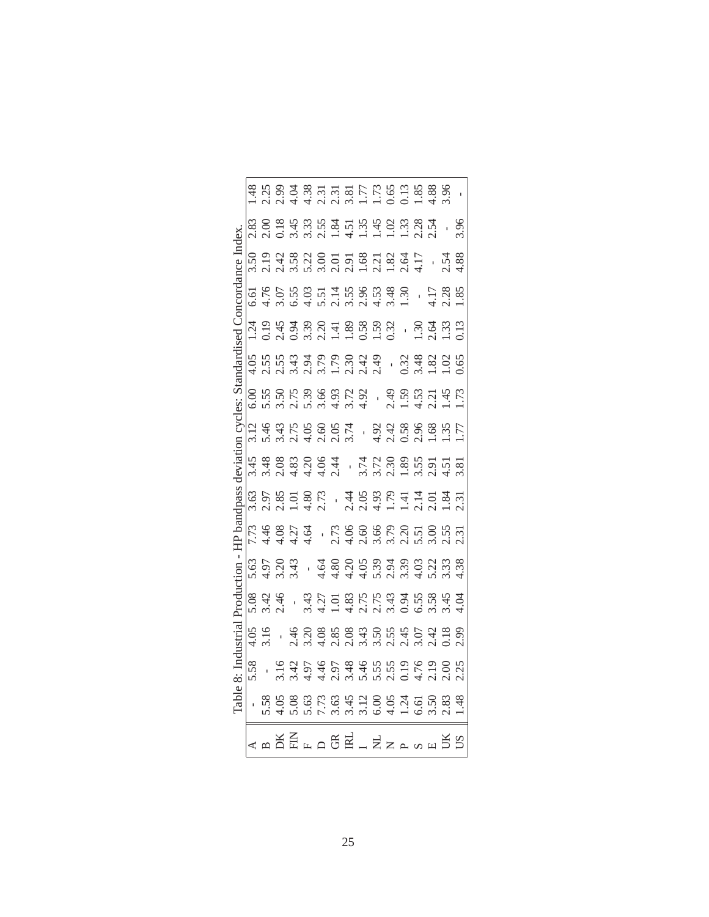Table 8: Industrial Production - HP bandpass deviation cycles: Standardised Concordance Index.

| | | | | | | | | | | | | | | | | |
|---|---|---|---|---|---|---|---|---|---|---|---|---|---|---|---|---|
| A | - | 5.58 | 4.05 | 5.08 | 5.63 | 7.73 | 3.63 | 3.45 | 3.12 | 6.00 | 4.05 | 1.24 | 6.61 | 3.50 | 2.83 | 1.48 |
| B | 5.58 | - | 3.16 | 3.42 | 4.97 | 4.46 | 2.97 | 3.48 | 5.46 | 5.55 | 2.55 | 0.19 | 4.76 | 2.19 | 2.00 | 2.25 |
| DK | 4.05 | 3.16 | - | 2.46 | 3.20 | 4.08 | 2.85 | 2.08 | 3.43 | 3.50 | 2.55 | 2.45 | 3.07 | 2.42 | 0.18 | 2.99 |
| FIN | 5.08 | 3.42 | 2.46 | - | 3.43 | 4.27 | 1.01 | 4.83 | 2.75 | 2.75 | 3.43 | 0.94 | 6.55 | 3.58 | 3.45 | 4.04 |
| F | 5.63 | 4.97 | 3.20 | 3.43 | - | 4.64 | 4.80 | 4.20 | 4.05 | 5.39 | 2.94 | 3.39 | 4.03 | 5.22 | 3.33 | 4.38 |
| D | 7.73 | 4.46 | 4.08 | 4.27 | 4.64 | - | 2.73 | 4.06 | 2.60 | 3.66 | 3.79 | 2.20 | 5.51 | 3.00 | 2.55 | 2.31 |
| GR | 3.63 | 2.97 | 2.85 | 1.01 | 4.80 | 2.73 | - | 2.44 | 2.05 | 4.93 | 1.79 | 1.41 | 2.14 | 2.01 | 1.84 | 2.31 |
| IRL | 3.45 | 3.48 | 2.08 | 4.83 | 4.20 | 4.06 | 2.44 | - | 3.74 | 3.72 | 2.30 | 1.89 | 3.55 | 2.91 | 4.51 | 3.81 |
| I | 3.12 | 5.46 | 3.43 | 2.75 | 4.05 | 2.60 | 2.05 | 3.74 | - | 4.92 | 2.42 | 0.58 | 2.96 | 1.68 | 1.35 | 1.77 |
| NL | 6.00 | 5.55 | 3.50 | 2.75 | 5.39 | 3.66 | 4.93 | 3.72 | 4.92 | - | 2.49 | 1.59 | 4.53 | 2.21 | 1.45 | 1.73 |
| N | 4.05 | 2.55 | 2.55 | 3.43 | 2.94 | 3.79 | 1.79 | 2.30 | 2.42 | 2.49 | - | 0.32 | 3.48 | 1.82 | 1.02 | 0.65 |
| P | 1.24 | 0.19 | 2.45 | 0.94 | 3.39 | 2.20 | 1.41 | 1.89 | 0.58 | 1.59 | 0.32 | - | 1.30 | 2.64 | 1.33 | 0.13 |
| S | 6.61 | 4.76 | 3.07 | 6.55 | 4.03 | 5.51 | 2.14 | 3.55 | 2.96 | 4.53 | 3.48 | 1.30 | - | 4.17 | 2.28 | 1.85 |
| E | 3.50 | 2.19 | 2.42 | 3.58 | 5.22 | 3.00 | 2.01 | 2.91 | 1.68 | 2.21 | 1.82 | 2.64 | 4.17 | - | 2.54 | 4.88 |
| UK | 2.83 | 2.00 | 0.18 | 3.45 | 3.33 | 2.55 | 1.84 | 4.51 | 1.35 | 1.45 | 1.02 | 1.33 | 2.28 | 2.54 | - | 3.96 |
| US | 1.48 | 2.25 | 2.99 | 4.04 | 4.38 | 2.31 | 2.31 | 3.81 | 1.77 | 1.73 | 0.65 | 0.13 | 1.85 | 4.88 | 3.96 | - |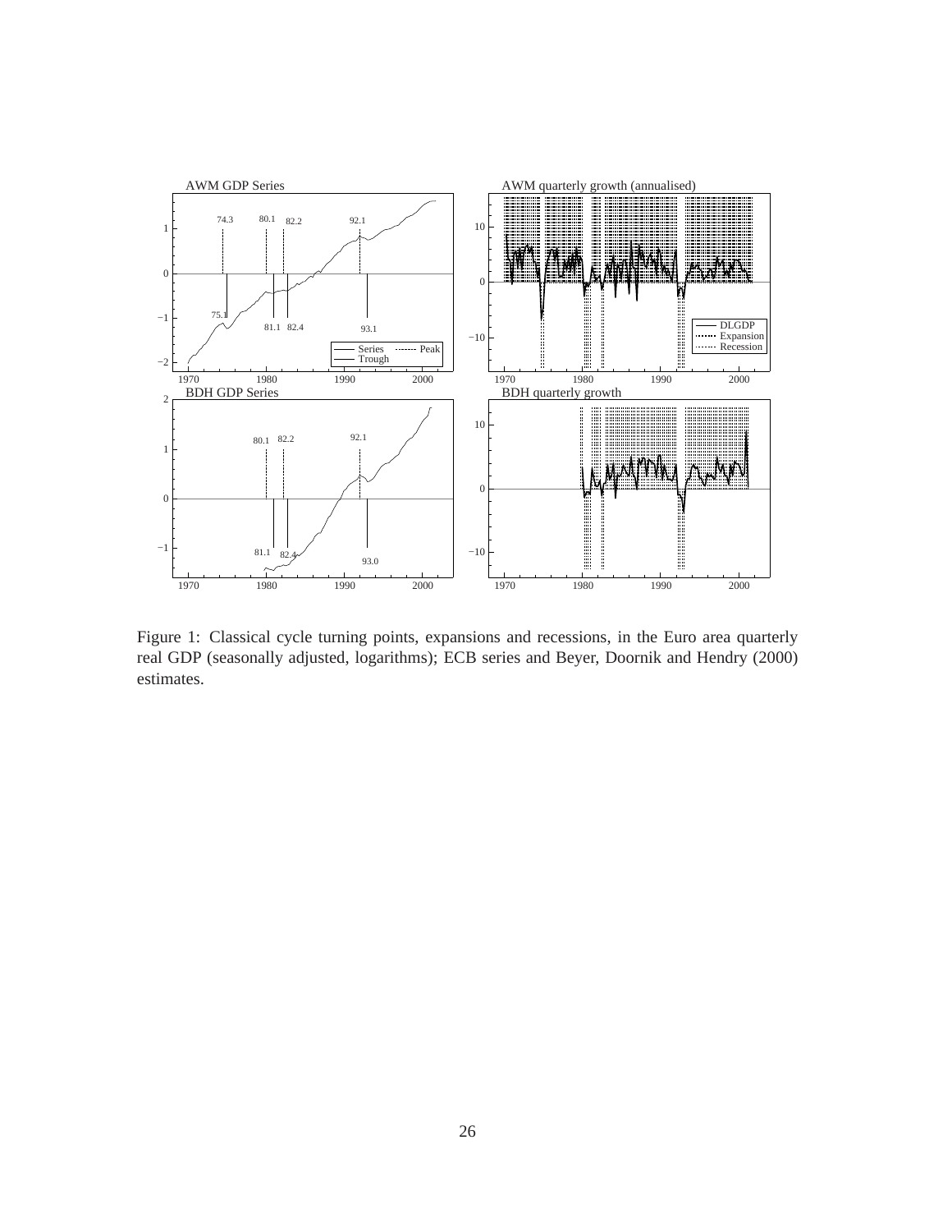Figure 1: Classical cycle turning points, expansions and recessions, in the Euro area quarterly real GDP (seasonally adjusted, logarithms); ECB series and Beyer, Doornik and Hendry (2000) estimates.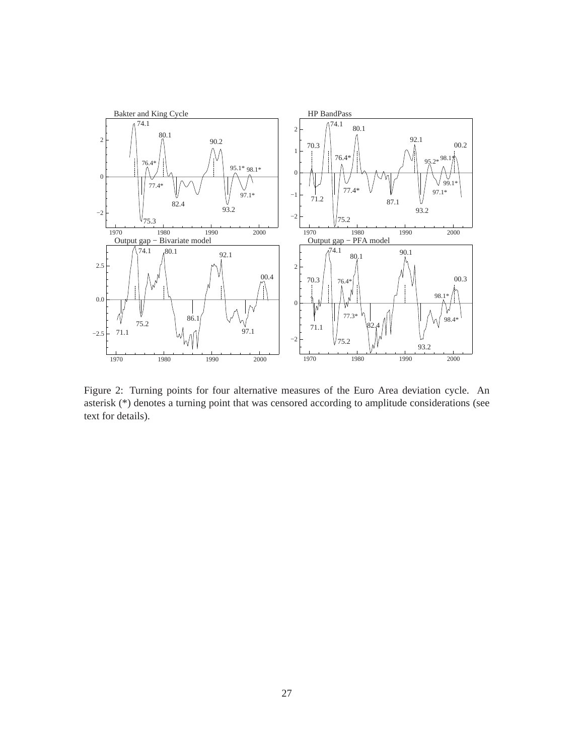Figure 2: Turning points for four alternative measures of the Euro Area deviation cycle. An asterisk (*) denotes a turning point that was censored according to amplitude considerations (see text for details).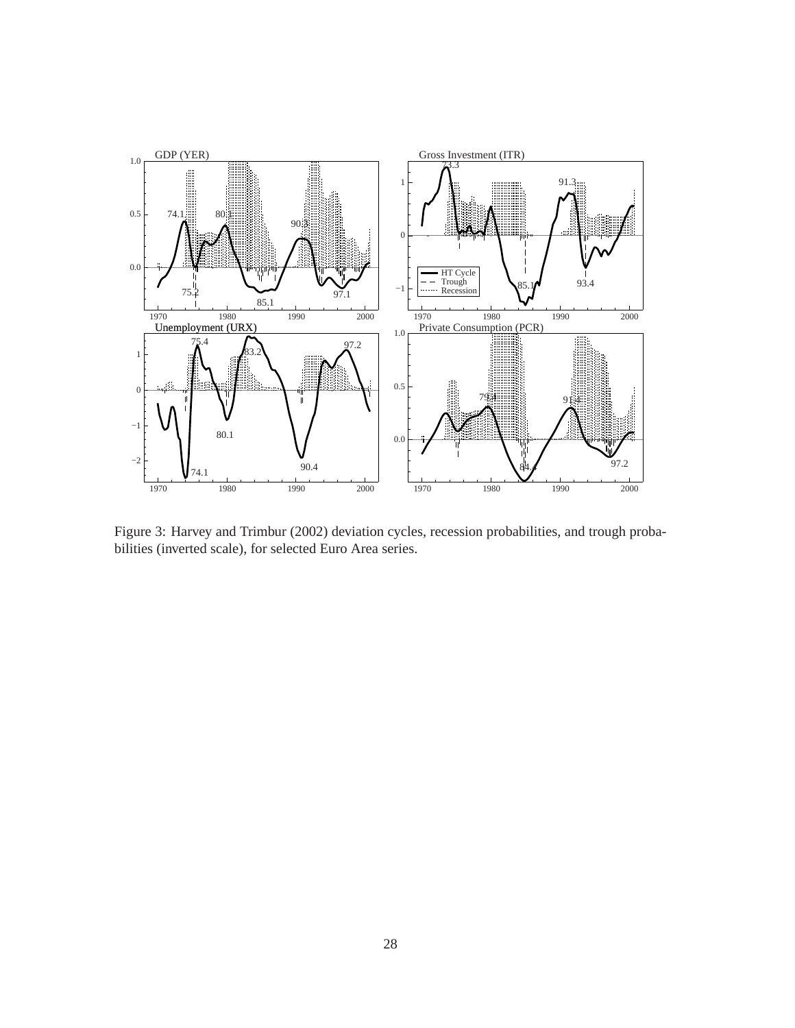Figure 3: Harvey and Trimbur (2002) deviation cycles, recession probabilities, and trough probabilities (inverted scale), for selected Euro Area series.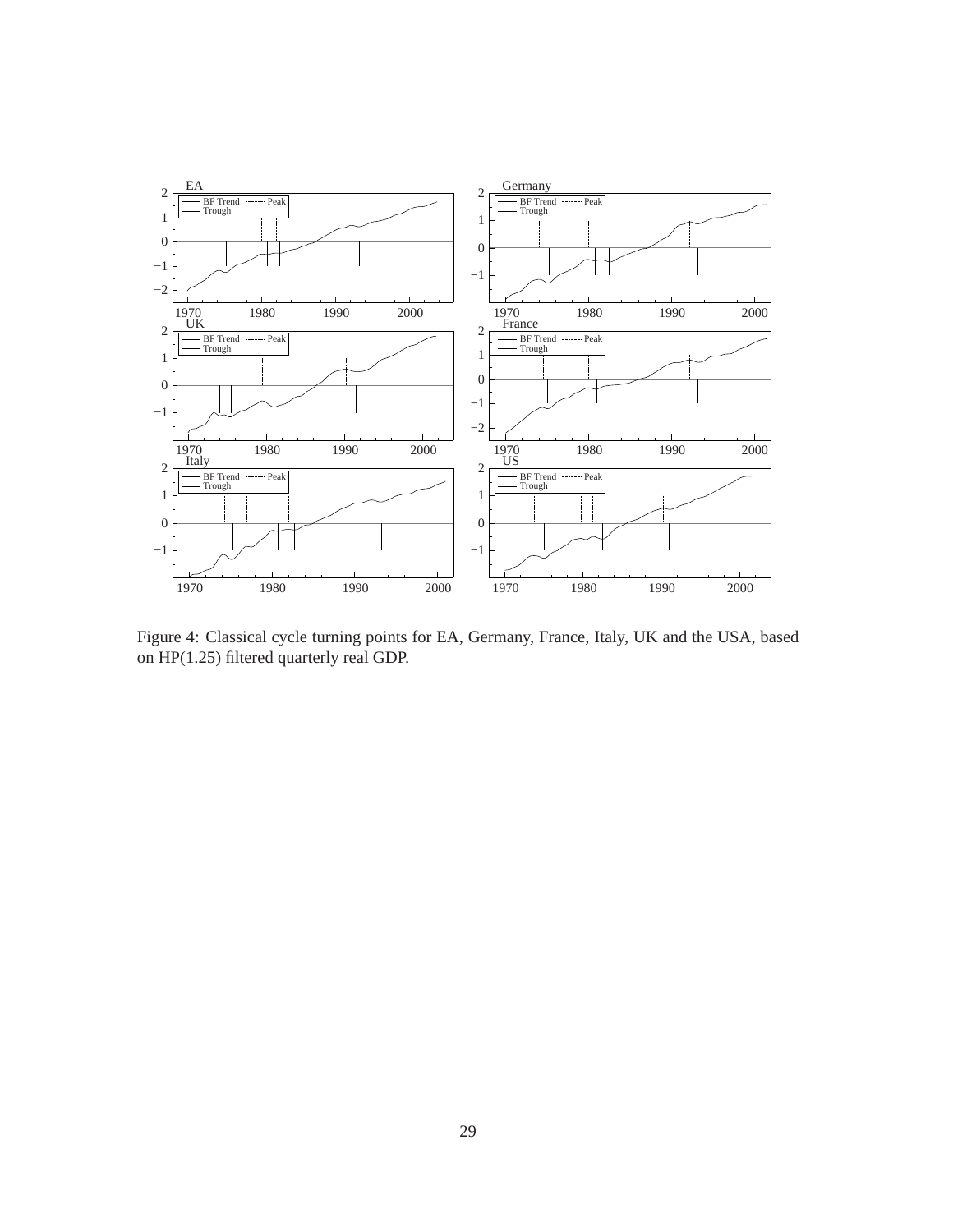Figure 4: Classical cycle turning points for EA, Germany, France, Italy, UK and the USA, based on HP(1.25) filtered quarterly real GDP.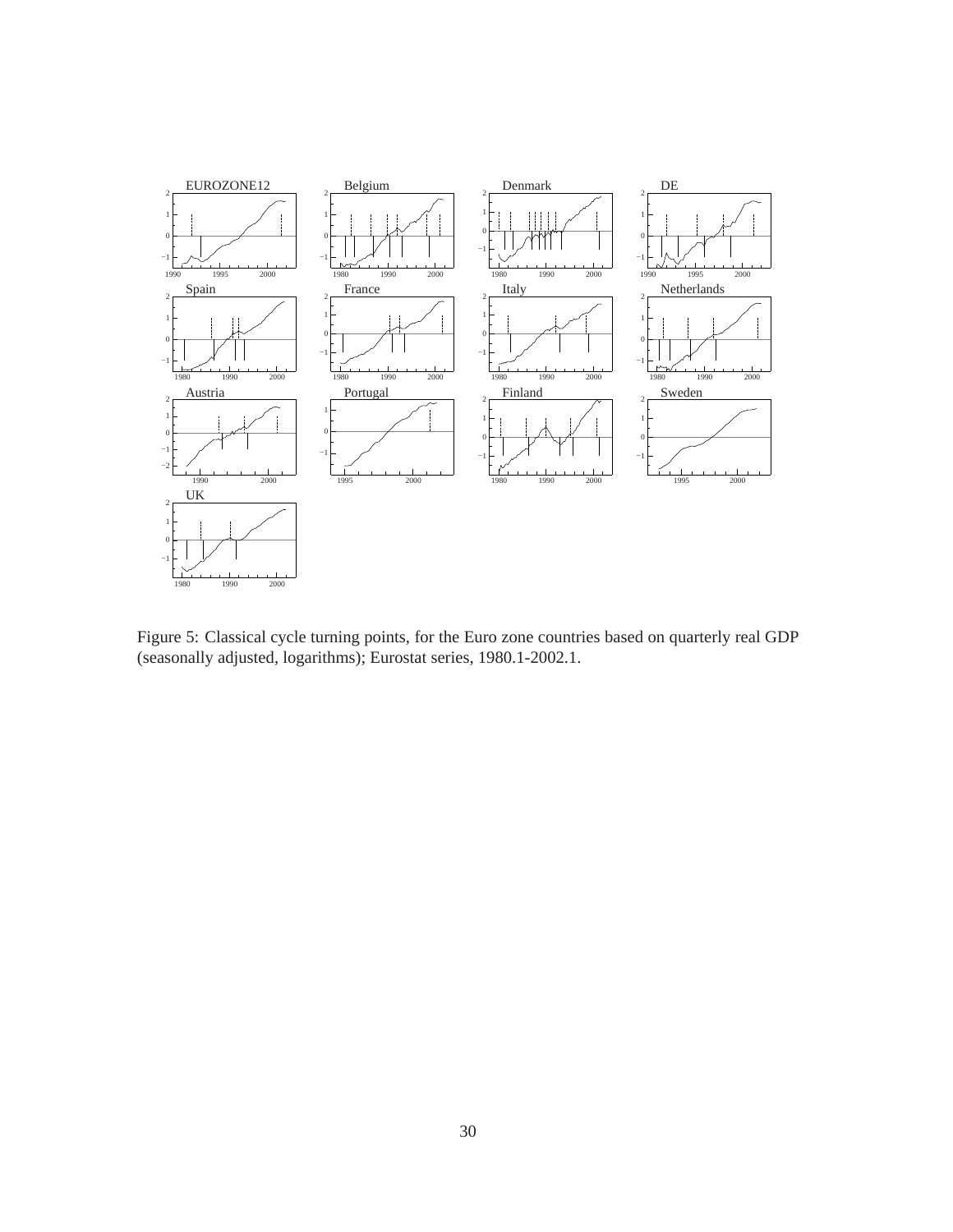Figure 5: Classical cycle turning points, for the Euro zone countries based on quarterly real GDP (seasonally adjusted, logarithms); Eurostat series, 1980.1-2002.1.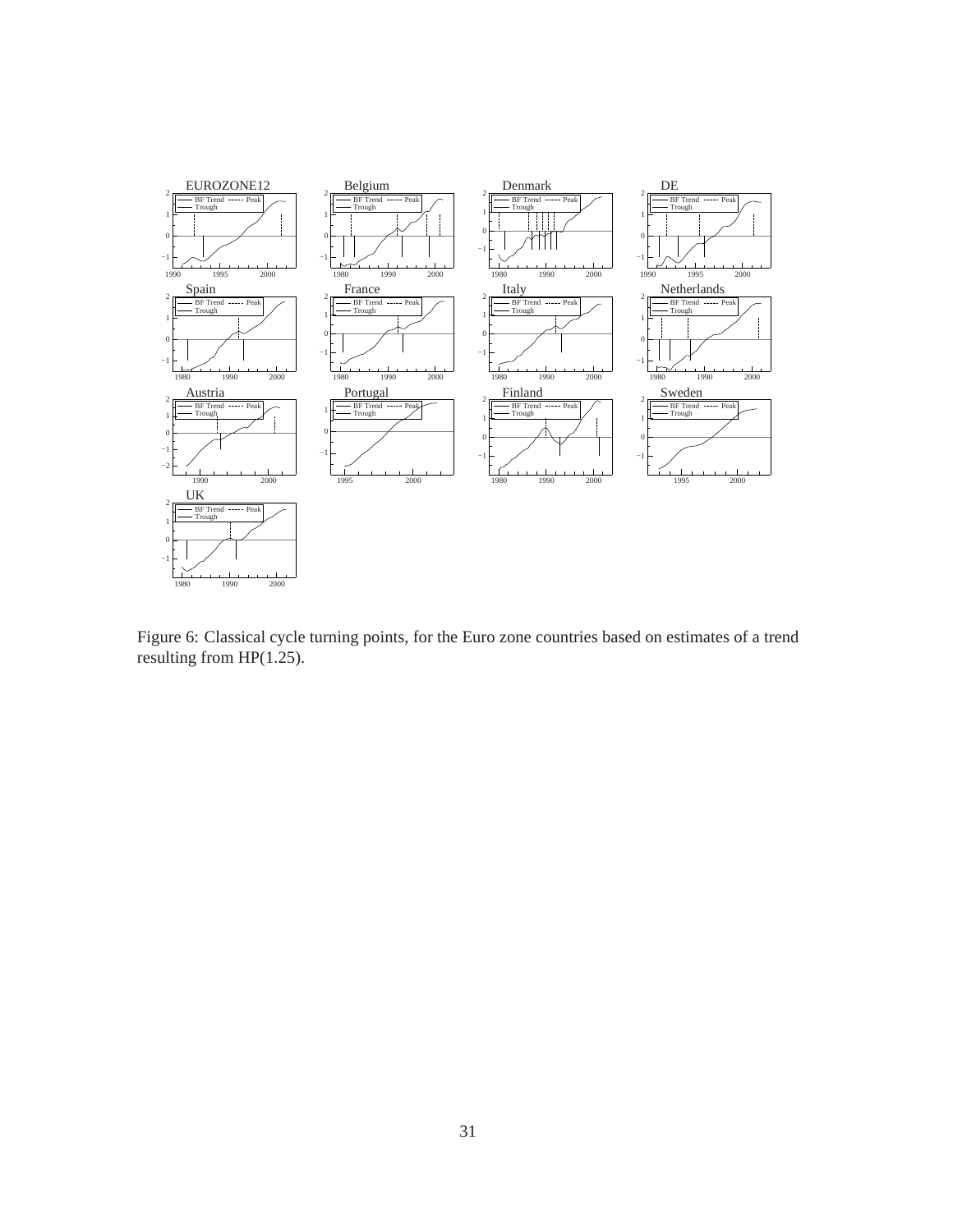Figure 6: Classical cycle turning points, for the Euro zone countries based on estimates of a trend resulting from HP(1.25).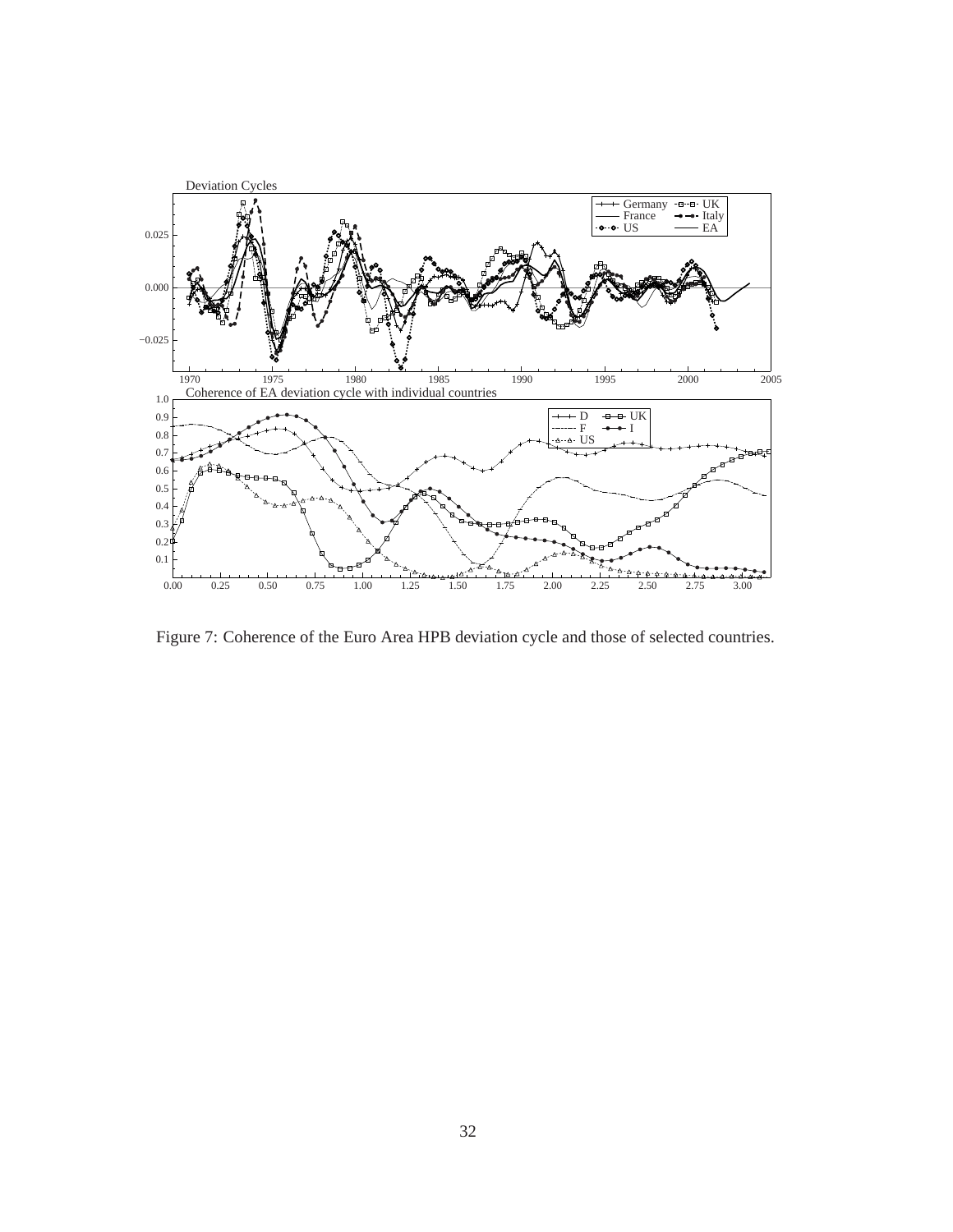Figure 7: Coherence of the Euro Area HPB deviation cycle and those of selected countries.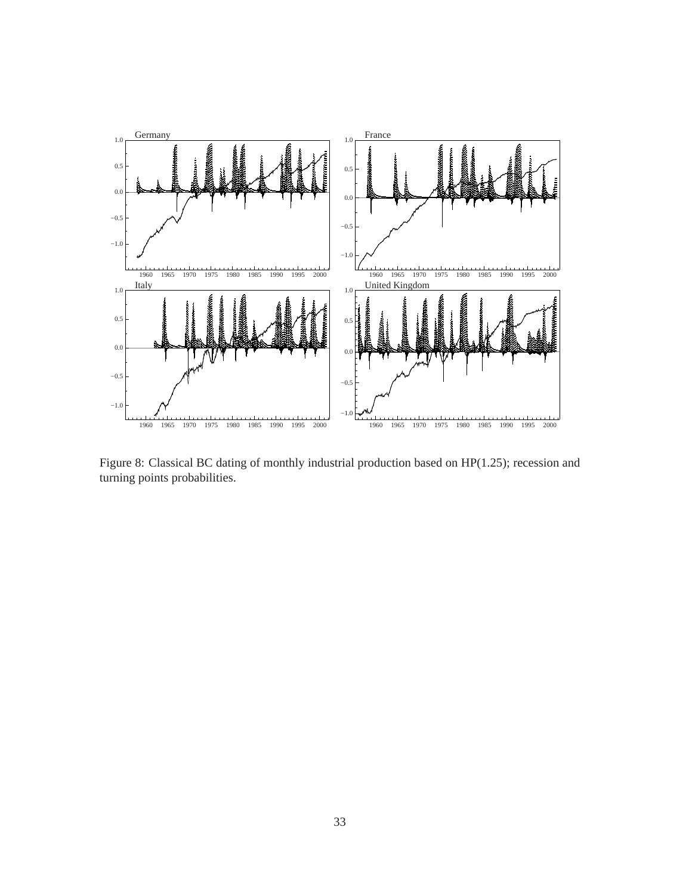Figure 8: Classical BC dating of monthly industrial production based on HP(1.25); recession and turning points probabilities.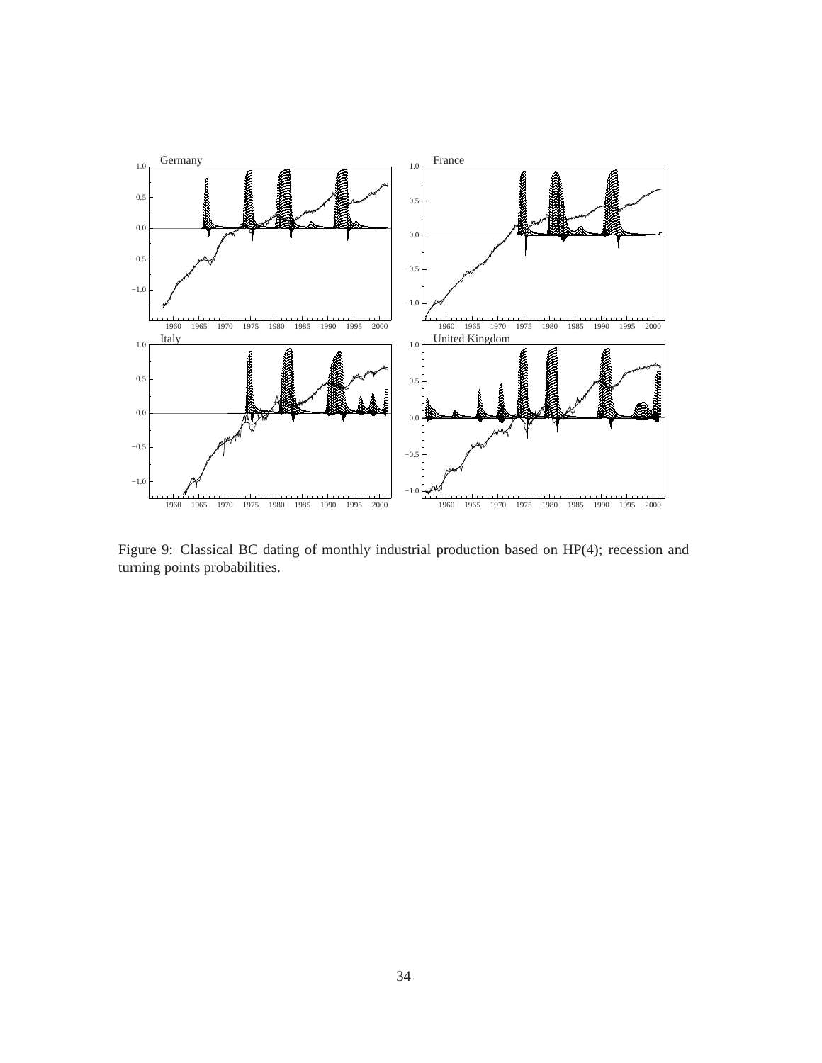Figure 9: Classical BC dating of monthly industrial production based on HP(4); recession and turning points probabilities.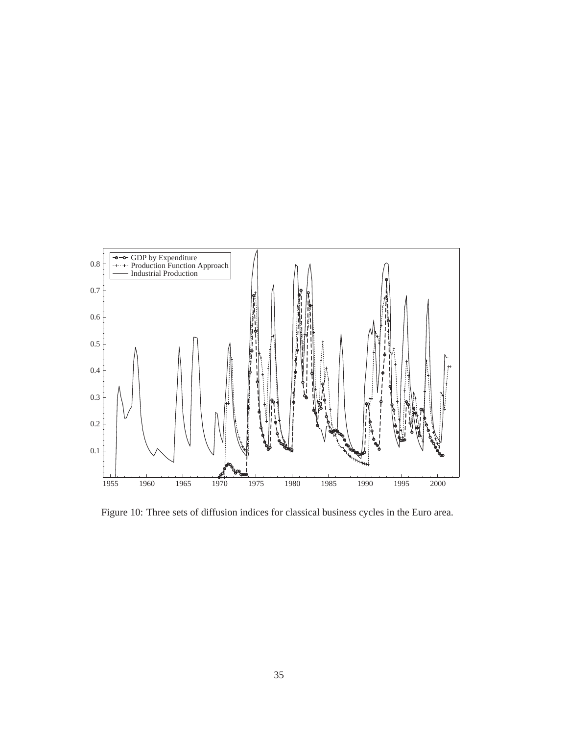Figure 10: Three sets of diffusion indices for classical business cycles in the Euro area.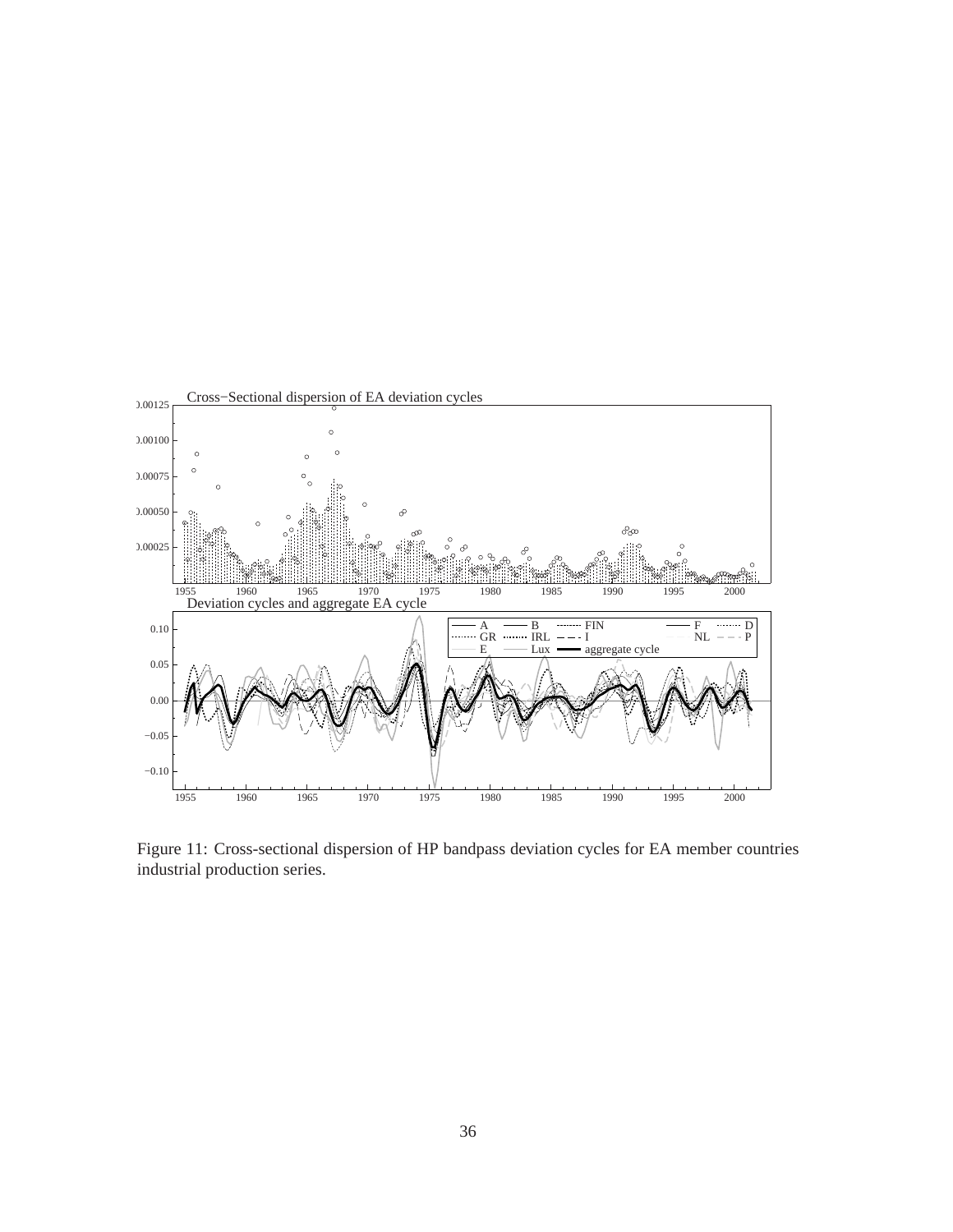Figure 11: Cross-sectional dispersion of HP bandpass deviation cycles for EA member countries industrial production series.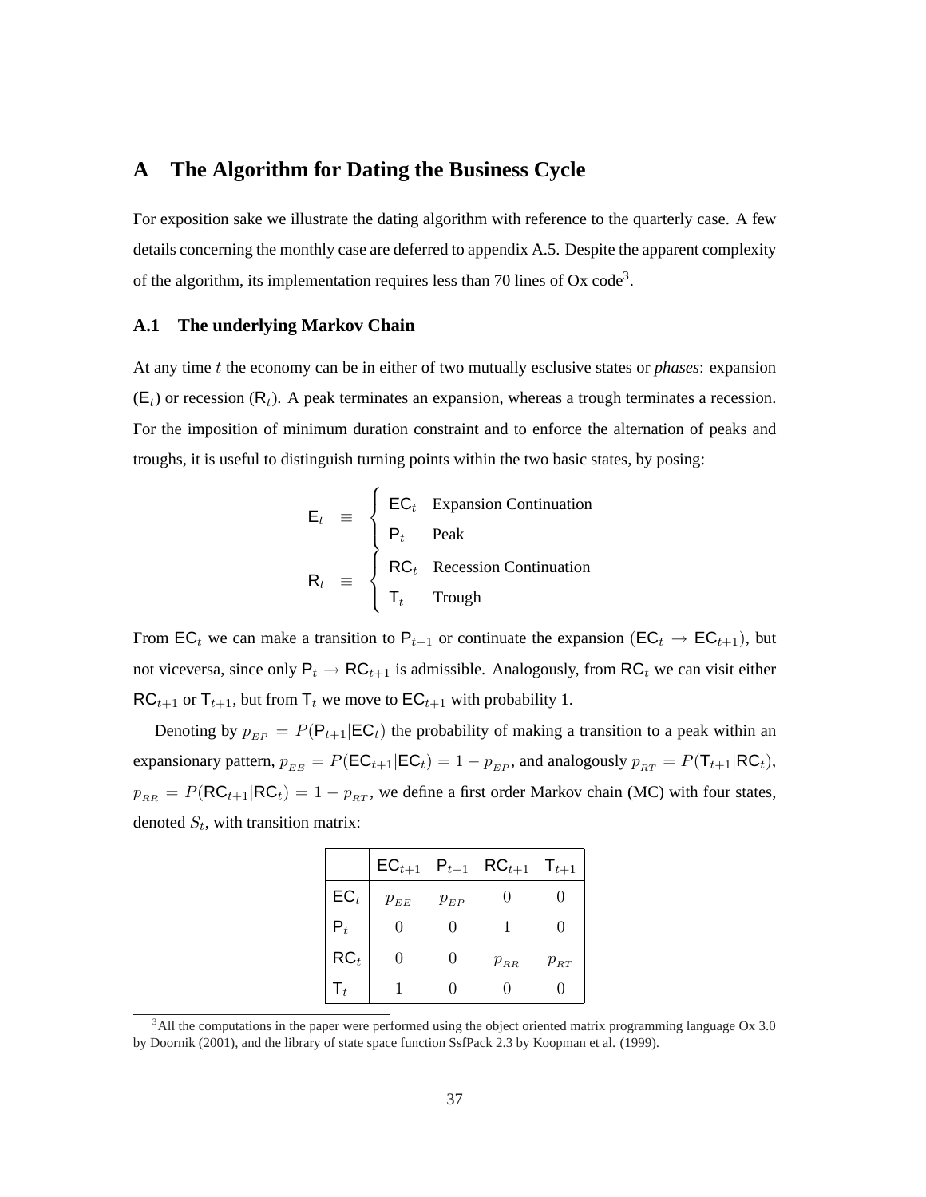# A The Algorithm for Dating the Business Cycle

For exposition sake we illustrate the dating algorithm with reference to the quarterly case. A few details concerning the monthly case are deferred to appendix A.5. Despite the apparent complexity of the algorithm, its implementation requires less than 70 lines of Ox code[3].

## A.1 The underlying Markov Chain

At any time $t$ the economy can be in either of two mutually esclusive states or *phases*: expansion ($\mathsf{E}_t$) or recession ($\mathsf{R}_t$). A peak terminates an expansion, whereas a trough terminates a recession. For the imposition of minimum duration constraint and to enforce the alternation of peaks and troughs, it is useful to distinguish turning points within the two basic states, by posing:

$$
\begin{aligned}
\mathsf{E}_t &\equiv \begin{cases} \mathsf{EC}_t & \text{Expansion Continuation} \\ \mathsf{P}_t & \text{Peak} \end{cases} \\
\mathsf{R}_t &\equiv \begin{cases} \mathsf{RC}_t & \text{Recession Continuation} \\ \mathsf{T}_t & \text{Trough} \end{cases}
\end{aligned}
$$

From $\mathsf{EC}_t$ we can make a transition to $\mathsf{P}_{t+1}$ or continuate the expansion ($\mathsf{EC}_t \rightarrow \mathsf{EC}_{t+1}$), but not viceversa, since only $\mathsf{P}_t \rightarrow \mathsf{RC}_{t+1}$ is admissible. Analogously, from $\mathsf{RC}_t$ we can visit either $\mathsf{RC}_{t+1}$ or $\mathsf{T}_{t+1}$, but from $\mathsf{T}_t$ we move to $\mathsf{EC}_{t+1}$ with probability 1.

Denoting by $p_{EP} = P(\mathsf{P}_{t+1}|\mathsf{EC}_t)$ the probability of making a transition to a peak within an expansionary pattern, $p_{EE} = P(\mathsf{EC}_{t+1}|\mathsf{EC}_t) = 1 - p_{EP}$, and analogously $p_{RT} = P(\mathsf{T}_{t+1}|\mathsf{RC}_t)$, $p_{RR} = P(\mathsf{RC}_{t+1}|\mathsf{RC}_t) = 1 - p_{RT}$, we define a first order Markov chain (MC) with four states, denoted $S_t$, with transition matrix:

| | $\mathsf{EC}_{t+1}$ | $\mathsf{P}_{t+1}$ | $\mathsf{RC}_{t+1}$ | $\mathsf{T}_{t+1}$ |
|---|---|---|---|---|
| $\mathsf{EC}_t$ | $p_{EE}$ | $p_{EP}$ | 0 | 0 |
| $\mathsf{P}_t$ | 0 | 0 | 1 | 0 |
| $\mathsf{RC}_t$ | 0 | 0 | $p_{RR}$ | $p_{RT}$ |
| $\mathsf{T}_t$ | 1 | 0 | 0 | 0 |

[3]All the computations in the paper were performed using the object oriented matrix programming language Ox 3.0 by Doornik (2001), and the library of state space function SsfPack 2.3 by Koopman et al. (1999).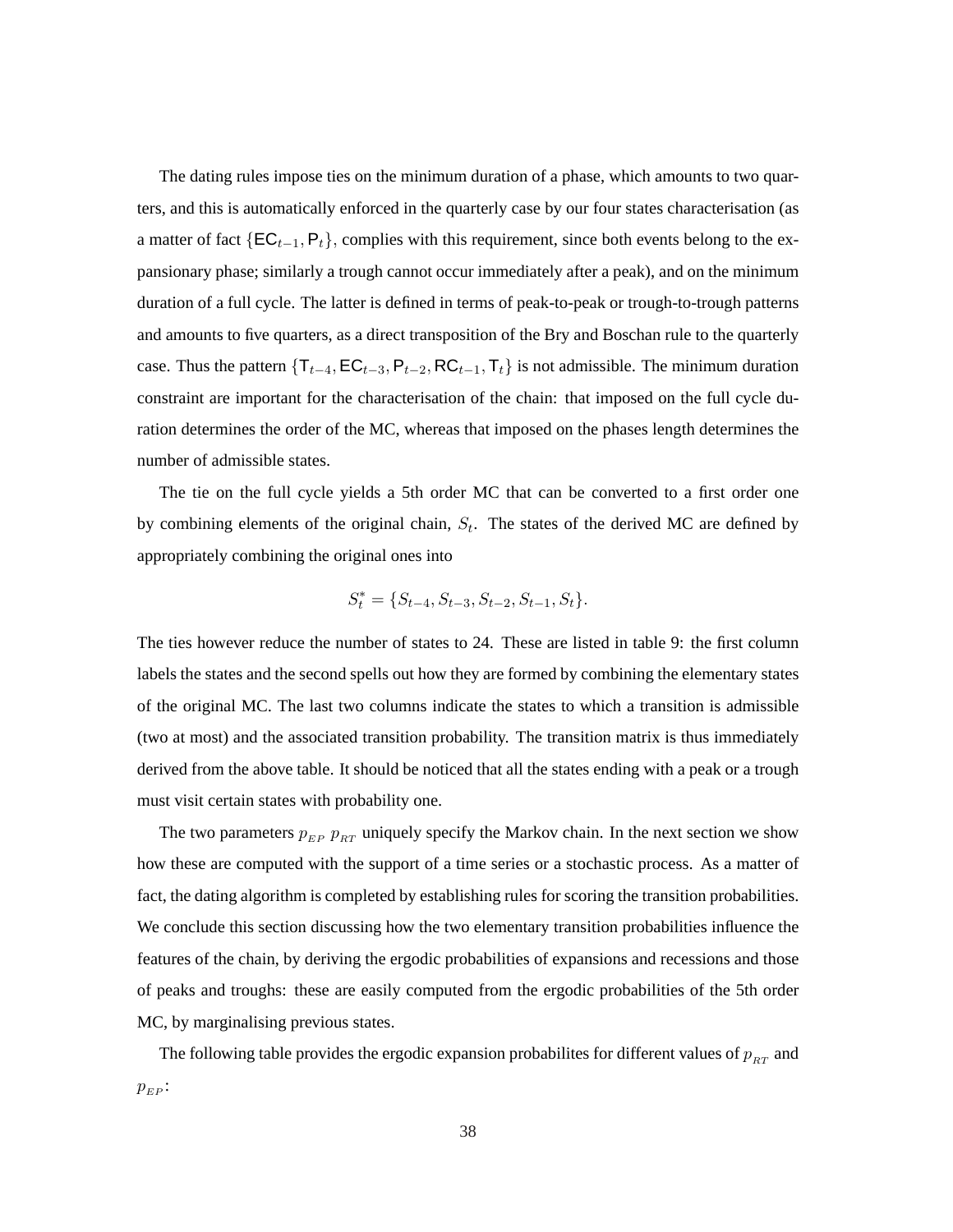The dating rules impose ties on the minimum duration of a phase, which amounts to two quarters, and this is automatically enforced in the quarterly case by our four states characterisation (as a matter of fact $\{\mathsf{EC}_{t-1}, \mathsf{P}_t\}$, complies with this requirement, since both events belong to the expansionary phase; similarly a trough cannot occur immediately after a peak), and on the minimum duration of a full cycle. The latter is defined in terms of peak-to-peak or trough-to-trough patterns and amounts to five quarters, as a direct transposition of the Bry and Boschan rule to the quarterly case. Thus the pattern $\{\mathsf{T}_{t-4}, \mathsf{EC}_{t-3}, \mathsf{P}_{t-2}, \mathsf{RC}_{t-1}, \mathsf{T}_t\}$ is not admissible. The minimum duration constraint are important for the characterisation of the chain: that imposed on the full cycle duration determines the order of the MC, whereas that imposed on the phases length determines the number of admissible states.

The tie on the full cycle yields a 5th order MC that can be converted to a first order one by combining elements of the original chain, $S_t$. The states of the derived MC are defined by appropriately combining the original ones into

$$S_t^* = \{S_{t-4}, S_{t-3}, S_{t-2}, S_{t-1}, S_t\}.$$

The ties however reduce the number of states to 24. These are listed in table 9: the first column labels the states and the second spells out how they are formed by combining the elementary states of the original MC. The last two columns indicate the states to which a transition is admissible (two at most) and the associated transition probability. The transition matrix is thus immediately derived from the above table. It should be noticed that all the states ending with a peak or a trough must visit certain states with probability one.

The two parameters $p_{EP}$ $p_{RT}$ uniquely specify the Markov chain. In the next section we show how these are computed with the support of a time series or a stochastic process. As a matter of fact, the dating algorithm is completed by establishing rules for scoring the transition probabilities. We conclude this section discussing how the two elementary transition probabilities influence the features of the chain, by deriving the ergodic probabilities of expansions and recessions and those of peaks and troughs: these are easily computed from the ergodic probabilities of the 5th order MC, by marginalising previous states.

The following table provides the ergodic expansion probabilites for different values of $p_{RT}$ and $p_{EP}$: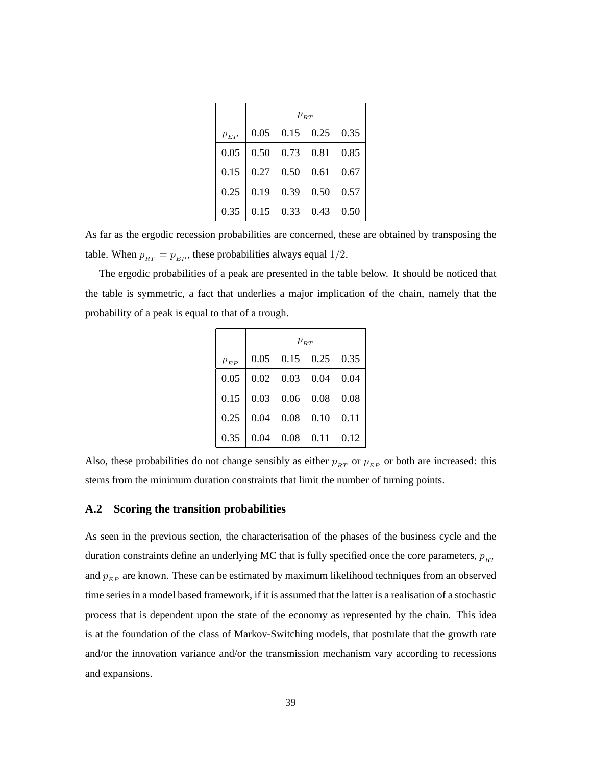| $p_{EP}$ | $p_{RT}$ | | | |
|---|---|---|---|---|
| | 0.05 | 0.15 | 0.25 | 0.35 |
| 0.05 | 0.50 | 0.73 | 0.81 | 0.85 |
| 0.15 | 0.27 | 0.50 | 0.61 | 0.67 |
| 0.25 | 0.19 | 0.39 | 0.50 | 0.57 |
| 0.35 | 0.15 | 0.33 | 0.43 | 0.50 |

As far as the ergodic recession probabilities are concerned, these are obtained by transposing the table. When $p_{RT} = p_{EP}$, these probabilities always equal $1/2$.

The ergodic probabilities of a peak are presented in the table below. It should be noticed that the table is symmetric, a fact that underlies a major implication of the chain, namely that the probability of a peak is equal to that of a trough.

| $p_{EP}$ | $p_{RT}$ | | | |
|---|---|---|---|---|
| | 0.05 | 0.15 | 0.25 | 0.35 |
| 0.05 | 0.02 | 0.03 | 0.04 | 0.04 |
| 0.15 | 0.03 | 0.06 | 0.08 | 0.08 |
| 0.25 | 0.04 | 0.08 | 0.10 | 0.11 |
| 0.35 | 0.04 | 0.08 | 0.11 | 0.12 |

Also, these probabilities do not change sensibly as either $p_{RT}$ or $p_{EP}$ or both are increased: this stems from the minimum duration constraints that limit the number of turning points.

### A.2 Scoring the transition probabilities

As seen in the previous section, the characterisation of the phases of the business cycle and the duration constraints define an underlying MC that is fully specified once the core parameters, $p_{RT}$ and $p_{EP}$ are known. These can be estimated by maximum likelihood techniques from an observed time series in a model based framework, if it is assumed that the latter is a realisation of a stochastic process that is dependent upon the state of the economy as represented by the chain. This idea is at the foundation of the class of Markov-Switching models, that postulate that the growth rate and/or the innovation variance and/or the transmission mechanism vary according to recessions and expansions.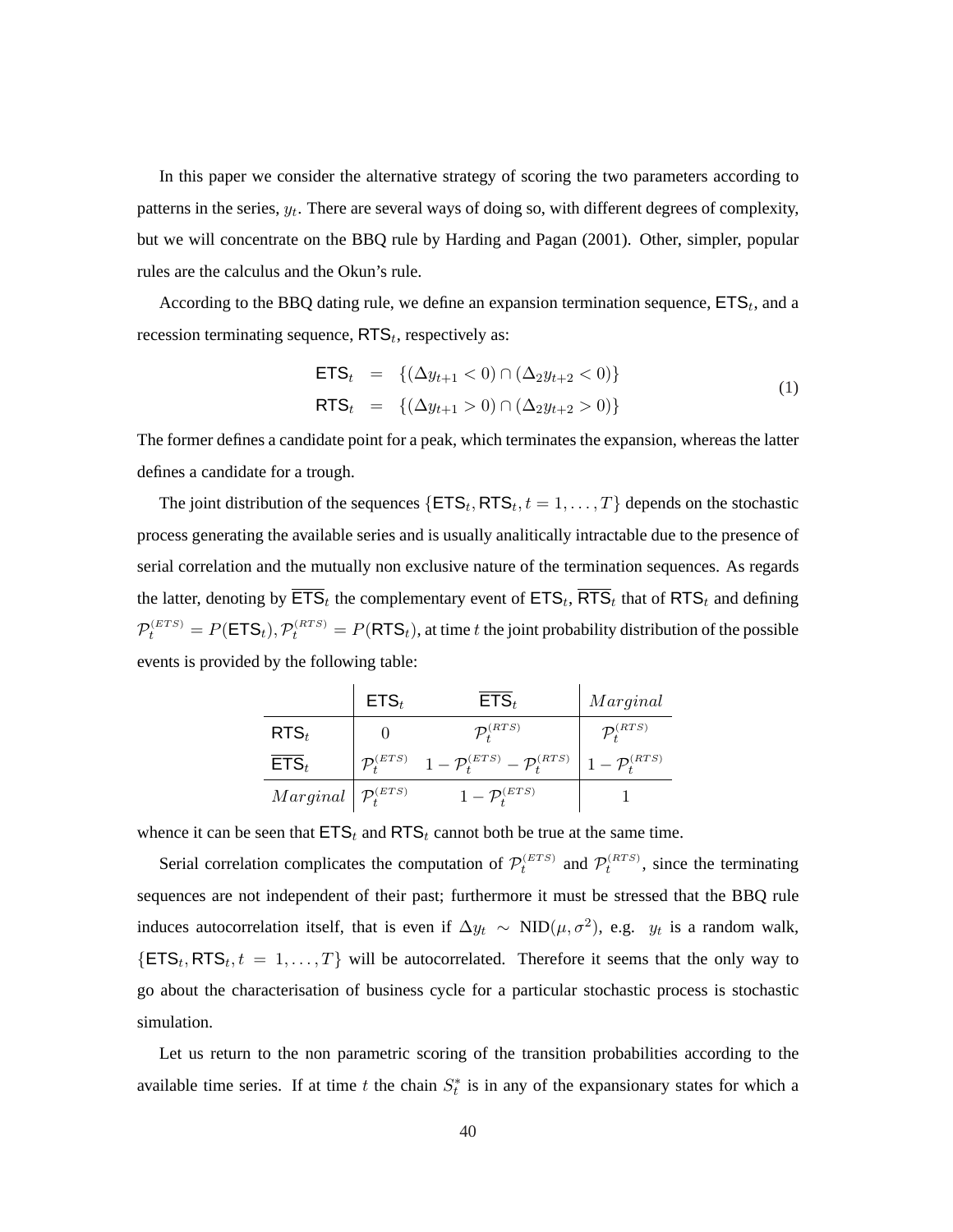In this paper we consider the alternative strategy of scoring the two parameters according to patterns in the series, $y_t$. There are several ways of doing so, with different degrees of complexity, but we will concentrate on the BBQ rule by Harding and Pagan (2001). Other, simpler, popular rules are the calculus and the Okun's rule.

According to the BBQ dating rule, we define an expansion termination sequence, $\mathsf{ETS}_t$, and a recession terminating sequence, $\mathsf{RTS}_t$, respectively as:

$$
\begin{aligned}
\mathsf{ETS}_t &= \{(\Delta y_{t+1} < 0) \cap (\Delta_2 y_{t+2} < 0)\} \\
\mathsf{RTS}_t &= \{(\Delta y_{t+1} > 0) \cap (\Delta_2 y_{t+2} > 0)\}
\end{aligned}
\tag{1}
$$

The former defines a candidate point for a peak, which terminates the expansion, whereas the latter defines a candidate for a trough.

The joint distribution of the sequences $\{\mathsf{ETS}_t, \mathsf{RTS}_t, t = 1, \ldots, T\}$ depends on the stochastic process generating the available series and is usually analitically intractable due to the presence of serial correlation and the mutually non exclusive nature of the termination sequences. As regards the latter, denoting by $\overline{\mathsf{ETS}}_t$ the complementary event of $\mathsf{ETS}_t$, $\overline{\mathsf{RTS}}_t$ that of $\mathsf{RTS}_t$ and defining $\mathcal{P}_t^{(ETS)} = P(\mathsf{ETS}_t), \mathcal{P}_t^{(RTS)} = P(\mathsf{RTS}_t)$, at time $t$ the joint probability distribution of the possible events is provided by the following table:

| | $\mathsf{ETS}_t$ | $\overline{\mathsf{ETS}}_t$ | $Marginal$ |
|---|---|---|---|
| $\mathsf{RTS}_t$ | $0$ | $\mathcal{P}_t^{(RTS)}$ | $\mathcal{P}_t^{(RTS)}$ |
| $\overline{\mathsf{ETS}}_t$ | $\mathcal{P}_t^{(ETS)}$ | $1 - \mathcal{P}_t^{(ETS)} - \mathcal{P}_t^{(RTS)}$ | $1 - \mathcal{P}_t^{(RTS)}$ |
| $Marginal$ | $\mathcal{P}_t^{(ETS)}$ | $1 - \mathcal{P}_t^{(ETS)}$ | $1$ |

whence it can be seen that $\mathsf{ETS}_t$ and $\mathsf{RTS}_t$ cannot both be true at the same time.

Serial correlation complicates the computation of $\mathcal{P}_t^{(ETS)}$ and $\mathcal{P}_t^{(RTS)}$, since the terminating sequences are not independent of their past; furthermore it must be stressed that the BBQ rule induces autocorrelation itself, that is even if $\Delta y_t \sim \text{NID}(\mu, \sigma^2)$, e.g. $y_t$ is a random walk, $\{\mathsf{ETS}_t, \mathsf{RTS}_t, t = 1, \ldots, T\}$ will be autocorrelated. Therefore it seems that the only way to go about the characterisation of business cycle for a particular stochastic process is stochastic simulation.

Let us return to the non parametric scoring of the transition probabilities according to the available time series. If at time $t$ the chain $S_t^*$ is in any of the expansionary states for which a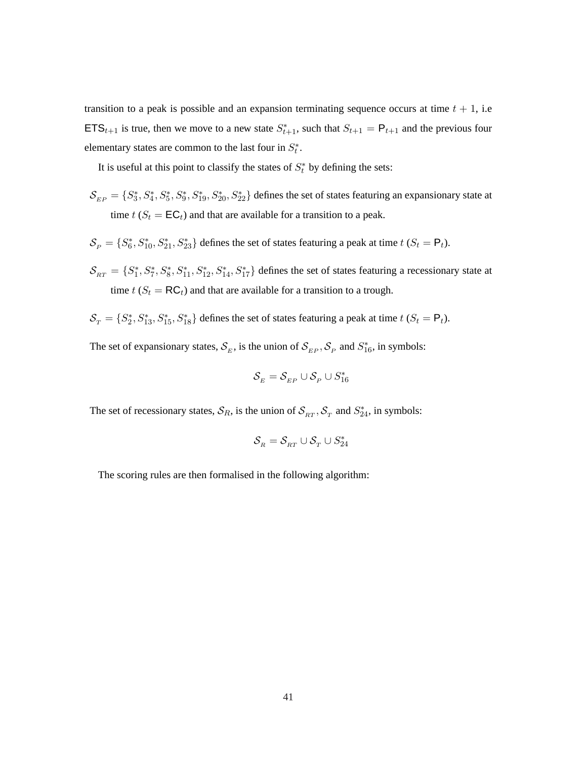transition to a peak is possible and an expansion terminating sequence occurs at time $t+1$, i.e $\mathsf{ETS}_{t+1}$ is true, then we move to a new state $S^*_{t+1}$, such that $S_{t+1} = \mathsf{P}_{t+1}$ and the previous four elementary states are common to the last four in $S^*_t$.

It is useful at this point to classify the states of $S^*_t$ by defining the sets:

- $\mathcal{S}_{EP} = \{S^*_3, S^*_4, S^*_5, S^*_9, S^*_{19}, S^*_{20}, S^*_{22}\}$ defines the set of states featuring an expansionary state at time $t$ ($S_t = \mathsf{EC}_t$) and that are available for a transition to a peak.
- $\mathcal{S}_P = \{S^*_6, S^*_{10}, S^*_{21}, S^*_{23}\}$ defines the set of states featuring a peak at time $t$ ($S_t = \mathsf{P}_t$).
- $\mathcal{S}_{RT} = \{S^*_1, S^*_7, S^*_8, S^*_{11}, S^*_{12}, S^*_{14}, S^*_{17}\}$ defines the set of states featuring a recessionary state at time $t$ ($S_t = \mathsf{RC}_t$) and that are available for a transition to a trough.
- $\mathcal{S}_T = \{S^*_2, S^*_{13}, S^*_{15}, S^*_{18}\}$ defines the set of states featuring a peak at time $t$ ($S_t = \mathsf{P}_t$).

The set of expansionary states, $\mathcal{S}_E$, is the union of $\mathcal{S}_{EP}, \mathcal{S}_P$ and $S^*_{16}$, in symbols:

$$\mathcal{S}_E = \mathcal{S}_{EP} \cup \mathcal{S}_P \cup S^*_{16}$$

The set of recessionary states, $\mathcal{S}_R$, is the union of $\mathcal{S}_{RT}, \mathcal{S}_T$ and $S^*_{24}$, in symbols:

$$\mathcal{S}_R = \mathcal{S}_{RT} \cup \mathcal{S}_T \cup S^*_{24}$$

The scoring rules are then formalised in the following algorithm: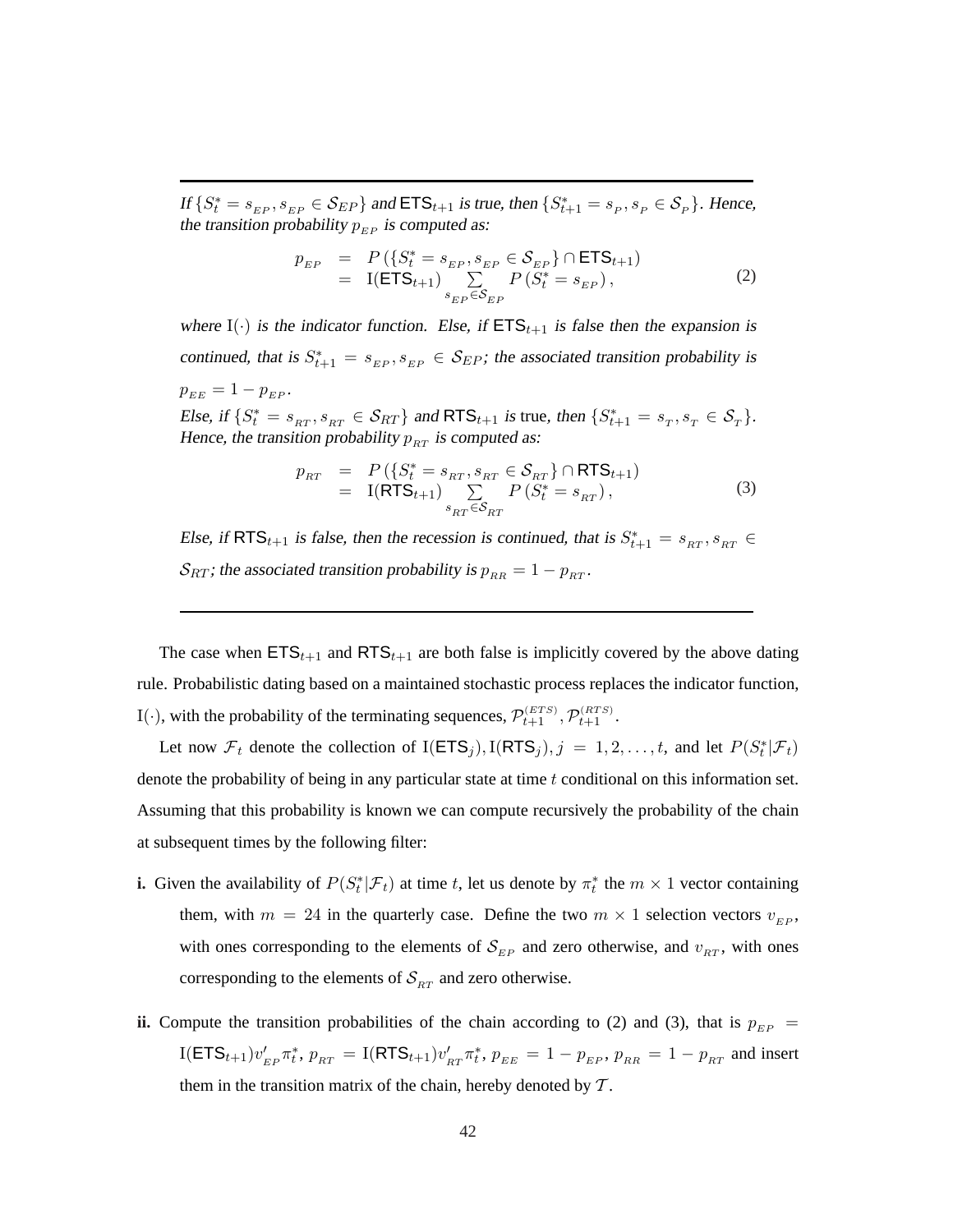---

*If $\{S^*_t = s_{EP}, s_{EP} \in \mathcal{S}_{EP}\}$ and $\mathsf{ETS}_{t+1}$ is true, then $\{S^*_{t+1} = s_P, s_P \in \mathcal{S}_P\}$. Hence, the transition probability $p_{EP}$ is computed as:*

$$
\begin{aligned}
p_{EP} &= P\left(\{S^*_t = s_{EP}, s_{EP} \in \mathcal{S}_{EP}\} \cap \mathsf{ETS}_{t+1}\right) \\
&= \mathrm{I}(\mathsf{ETS}_{t+1}) \sum_{s_{EP} \in \mathcal{S}_{EP}} P\left(S^*_t = s_{EP}\right),
\end{aligned} \tag{2}
$$

*where $\mathrm{I}(\cdot)$ is the indicator function. Else, if $\mathsf{ETS}_{t+1}$ is false then the expansion is continued, that is $S^*_{t+1} = s_{EP}, s_{EP} \in \mathcal{S}_{EP}$; the associated transition probability is $p_{EE} = 1 - p_{EP}$.*

*Else, if $\{S^*_t = s_{RT}, s_{RT} \in \mathcal{S}_{RT}\}$ and $\mathsf{RTS}_{t+1}$ is true, then $\{S^*_{t+1} = s_T, s_T \in \mathcal{S}_T\}$. Hence, the transition probability $p_{RT}$ is computed as:*

$$
\begin{aligned}
p_{RT} &= P\left(\{S^*_t = s_{RT}, s_{RT} \in \mathcal{S}_{RT}\} \cap \mathsf{RTS}_{t+1}\right) \\
&= \mathrm{I}(\mathsf{RTS}_{t+1}) \sum_{s_{RT} \in \mathcal{S}_{RT}} P\left(S^*_t = s_{RT}\right),
\end{aligned} \tag{3}
$$

*Else, if $\mathsf{RTS}_{t+1}$ is false, then the recession is continued, that is $S^*_{t+1} = s_{RT}, s_{RT} \in \mathcal{S}_{RT}$; the associated transition probability is $p_{RR} = 1 - p_{RT}$.*

---

The case when $\mathsf{ETS}_{t+1}$ and $\mathsf{RTS}_{t+1}$ are both false is implicitly covered by the above dating rule. Probabilistic dating based on a maintained stochastic process replaces the indicator function, $\mathrm{I}(\cdot)$, with the probability of the terminating sequences, $\mathcal{P}^{(ETS)}_{t+1}, \mathcal{P}^{(RTS)}_{t+1}$.

Let now $\mathcal{F}_t$ denote the collection of $\mathrm{I}(\mathsf{ETS}_j), \mathrm{I}(\mathsf{RTS}_j), j = 1, 2, \ldots, t$, and let $P(S^*_t|\mathcal{F}_t)$ denote the probability of being in any particular state at time $t$ conditional on this information set. Assuming that this probability is known we can compute recursively the probability of the chain at subsequent times by the following filter:

**i.** Given the availability of $P(S^*_t|\mathcal{F}_t)$ at time $t$, let us denote by $\pi^*_t$ the $m \times 1$ vector containing them, with $m = 24$ in the quarterly case. Define the two $m \times 1$ selection vectors $v_{EP}$, with ones corresponding to the elements of $\mathcal{S}_{EP}$ and zero otherwise, and $v_{RT}$, with ones corresponding to the elements of $\mathcal{S}_{RT}$ and zero otherwise.

**ii.** Compute the transition probabilities of the chain according to (2) and (3), that is $p_{EP} = \mathrm{I}(\mathsf{ETS}_{t+1}) v'_{EP} \pi^*_t$, $p_{RT} = \mathrm{I}(\mathsf{RTS}_{t+1}) v'_{RT} \pi^*_t$, $p_{EE} = 1 - p_{EP}$, $p_{RR} = 1 - p_{RT}$ and insert them in the transition matrix of the chain, hereby denoted by $\mathcal{T}$.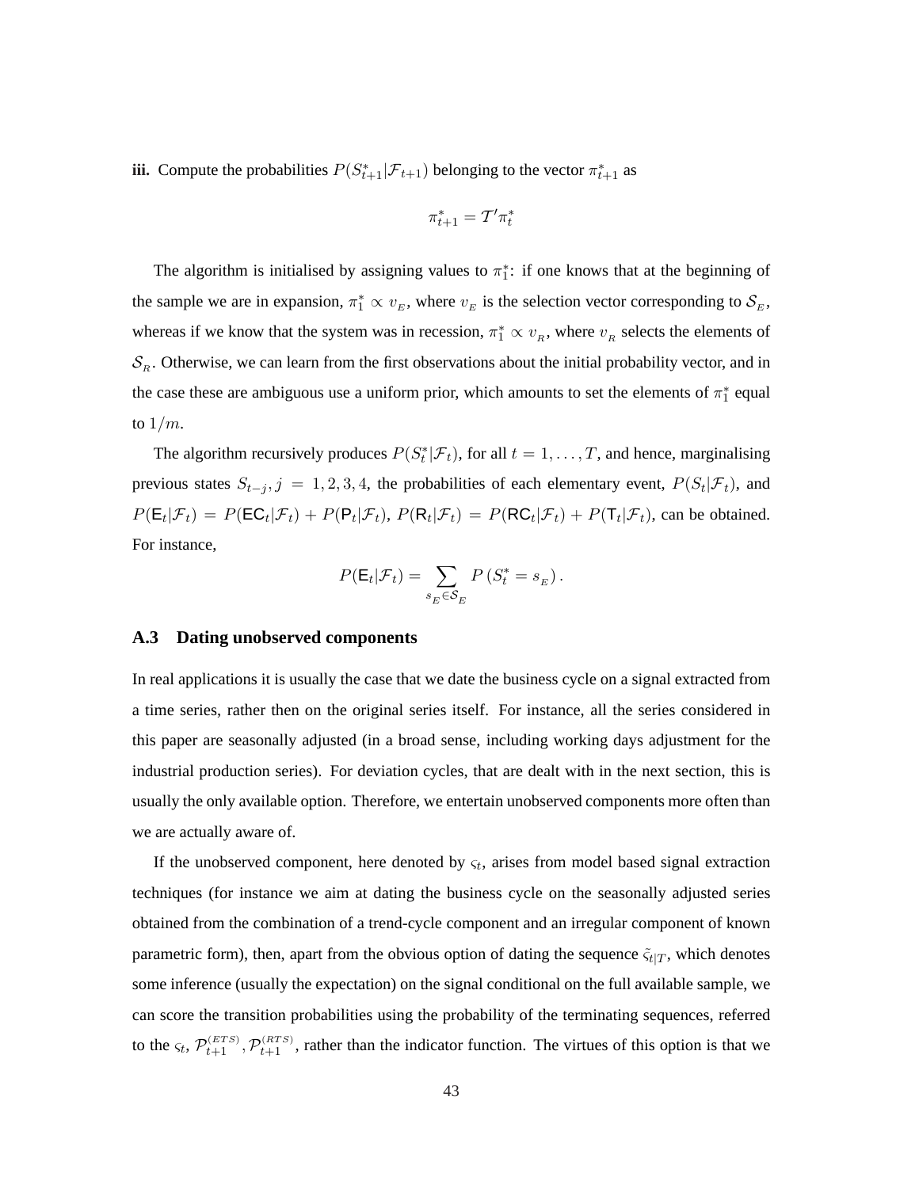**iii.** Compute the probabilities $P(S^*_{t+1}|\mathcal{F}_{t+1})$ belonging to the vector $\pi^*_{t+1}$ as

$$\pi^*_{t+1} = \mathcal{T}'\pi^*_t$$

The algorithm is initialised by assigning values to $\pi^*_1$: if one knows that at the beginning of the sample we are in expansion, $\pi^*_1 \propto v_{_E}$, where $v_{_E}$ is the selection vector corresponding to $\mathcal{S}_{_E}$, whereas if we know that the system was in recession, $\pi^*_1 \propto v_{_R}$, where $v_{_R}$ selects the elements of $\mathcal{S}_{_R}$. Otherwise, we can learn from the first observations about the initial probability vector, and in the case these are ambiguous use a uniform prior, which amounts to set the elements of $\pi^*_1$ equal to $1/m$.

The algorithm recursively produces $P(S^*_t|\mathcal{F}_t)$, for all $t = 1, \ldots, T$, and hence, marginalising previous states $S_{t-j}, j = 1, 2, 3, 4$, the probabilities of each elementary event, $P(S_t|\mathcal{F}_t)$, and $P(\mathsf{E}_t|\mathcal{F}_t) = P(\mathsf{EC}_t|\mathcal{F}_t) + P(\mathsf{P}_t|\mathcal{F}_t)$, $P(\mathsf{R}_t|\mathcal{F}_t) = P(\mathsf{RC}_t|\mathcal{F}_t) + P(\mathsf{T}_t|\mathcal{F}_t)$, can be obtained. For instance,

$$P(\mathsf{E}_t|\mathcal{F}_t) = \sum_{s_{_E} \in \mathcal{S}_{_E}} P\left(S^*_t = s_{_E}\right).$$

## A.3 Dating unobserved components

In real applications it is usually the case that we date the business cycle on a signal extracted from a time series, rather then on the original series itself. For instance, all the series considered in this paper are seasonally adjusted (in a broad sense, including working days adjustment for the industrial production series). For deviation cycles, that are dealt with in the next section, this is usually the only available option. Therefore, we entertain unobserved components more often than we are actually aware of.

If the unobserved component, here denoted by $\varsigma_t$, arises from model based signal extraction techniques (for instance we aim at dating the business cycle on the seasonally adjusted series obtained from the combination of a trend-cycle component and an irregular component of known parametric form), then, apart from the obvious option of dating the sequence $\tilde{\varsigma}_{t|T}$, which denotes some inference (usually the expectation) on the signal conditional on the full available sample, we can score the transition probabilities using the probability of the terminating sequences, referred to the $\varsigma_t$, $\mathcal{P}^{(ETS)}_{t+1}, \mathcal{P}^{(RTS)}_{t+1}$, rather than the indicator function. The virtues of this option is that we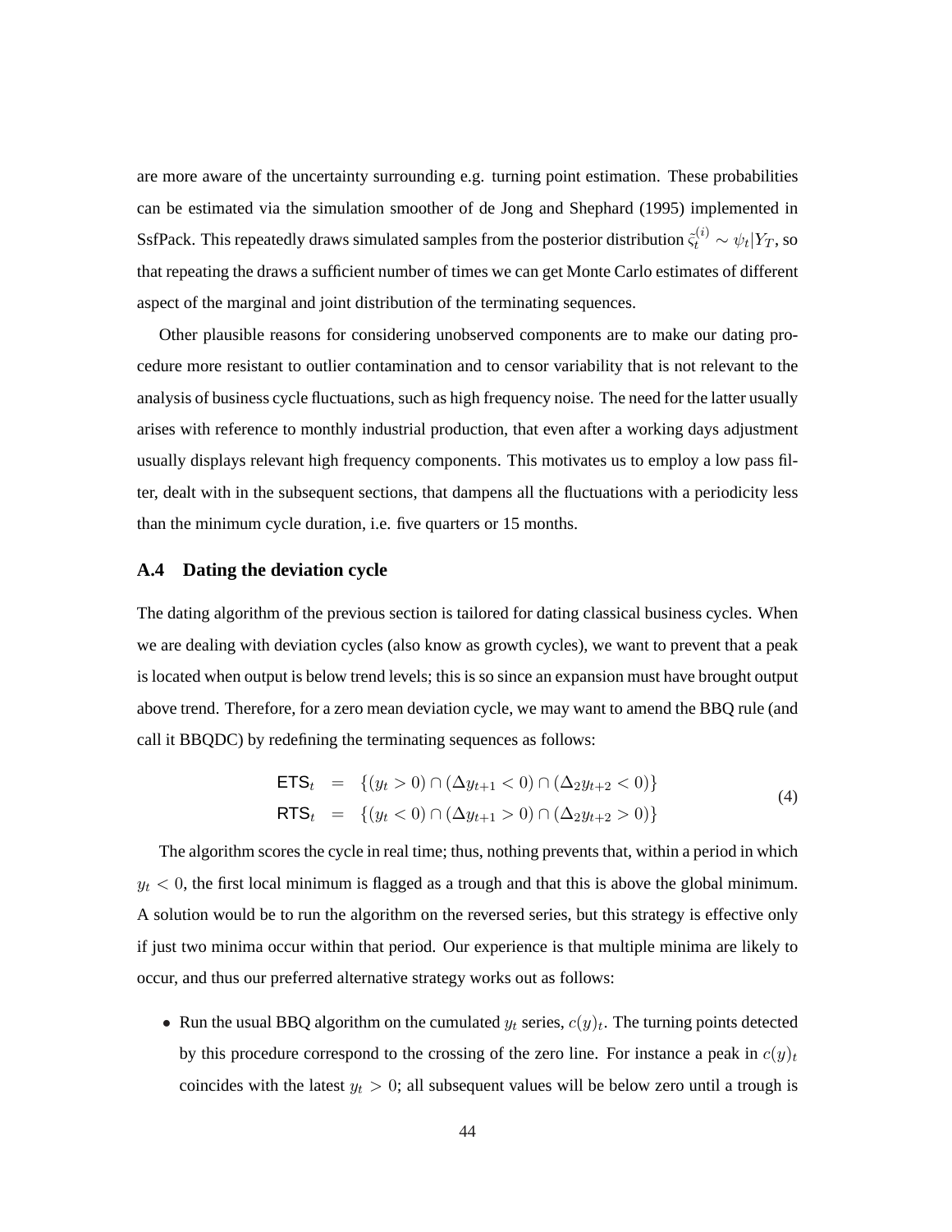are more aware of the uncertainty surrounding e.g. turning point estimation. These probabilities can be estimated via the simulation smoother of de Jong and Shephard (1995) implemented in SsfPack. This repeatedly draws simulated samples from the posterior distribution $\tilde{\varsigma}_t^{(i)} \sim \psi_t | Y_T$, so that repeating the draws a sufficient number of times we can get Monte Carlo estimates of different aspect of the marginal and joint distribution of the terminating sequences.

Other plausible reasons for considering unobserved components are to make our dating procedure more resistant to outlier contamination and to censor variability that is not relevant to the analysis of business cycle fluctuations, such as high frequency noise. The need for the latter usually arises with reference to monthly industrial production, that even after a working days adjustment usually displays relevant high frequency components. This motivates us to employ a low pass filter, dealt with in the subsequent sections, that dampens all the fluctuations with a periodicity less than the minimum cycle duration, i.e. five quarters or 15 months.

### A.4 Dating the deviation cycle

The dating algorithm of the previous section is tailored for dating classical business cycles. When we are dealing with deviation cycles (also know as growth cycles), we want to prevent that a peak is located when output is below trend levels; this is so since an expansion must have brought output above trend. Therefore, for a zero mean deviation cycle, we may want to amend the BBQ rule (and call it BBQDC) by redefining the terminating sequences as follows:

$$
\begin{aligned}
\mathsf{ETS}_t &= \{(y_t > 0) \cap (\Delta y_{t+1} < 0) \cap (\Delta_2 y_{t+2} < 0)\} \\
\mathsf{RTS}_t &= \{(y_t < 0) \cap (\Delta y_{t+1} > 0) \cap (\Delta_2 y_{t+2} > 0)\}
\end{aligned}
\tag{4}
$$

The algorithm scores the cycle in real time; thus, nothing prevents that, within a period in which $y_t < 0$, the first local minimum is flagged as a trough and that this is above the global minimum. A solution would be to run the algorithm on the reversed series, but this strategy is effective only if just two minima occur within that period. Our experience is that multiple minima are likely to occur, and thus our preferred alternative strategy works out as follows:

- Run the usual BBQ algorithm on the cumulated $y_t$ series, $c(y)_t$. The turning points detected by this procedure correspond to the crossing of the zero line. For instance a peak in $c(y)_t$ coincides with the latest $y_t > 0$; all subsequent values will be below zero until a trough is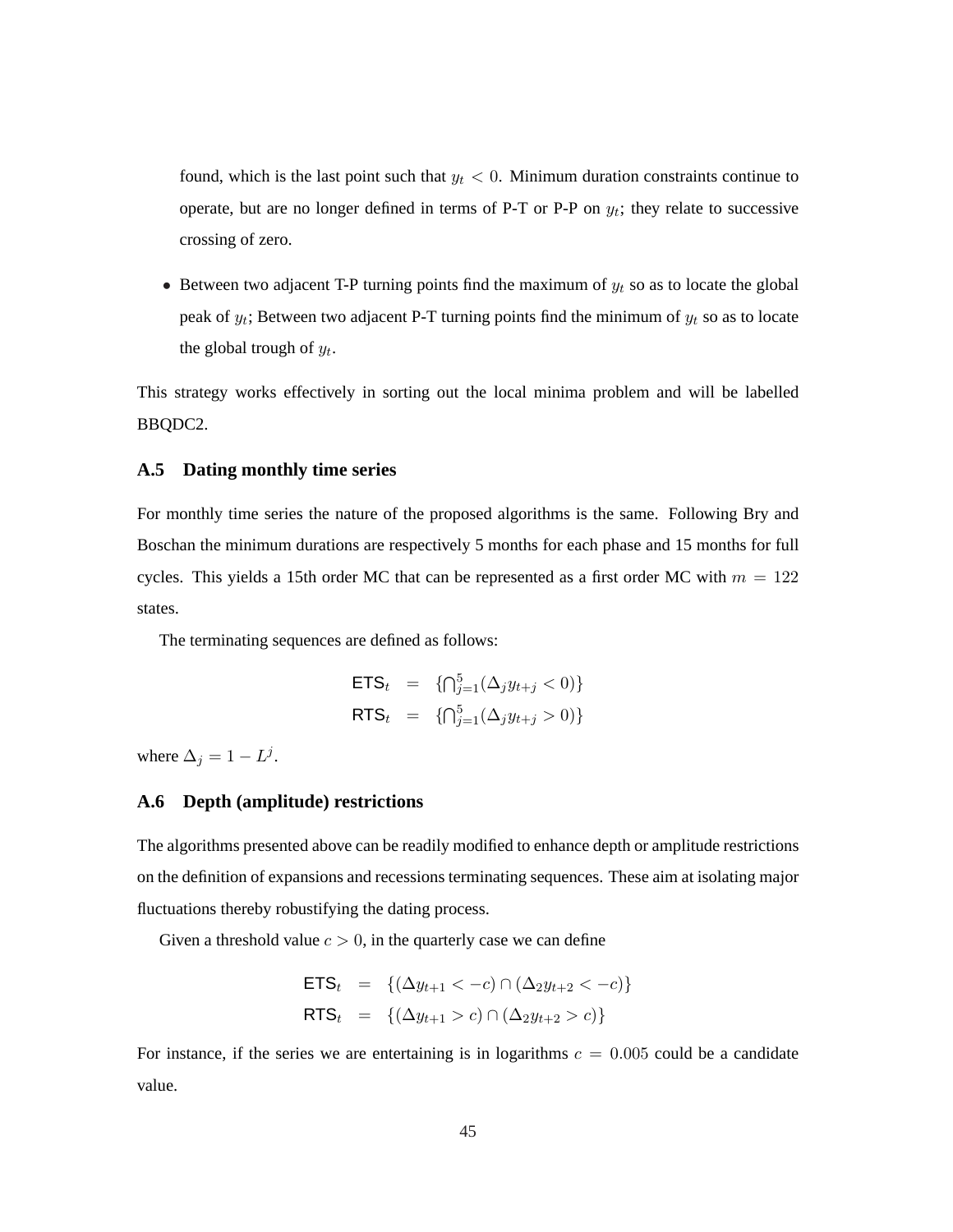found, which is the last point such that $y_t < 0$. Minimum duration constraints continue to operate, but are no longer defined in terms of P-T or P-P on $y_t$; they relate to successive crossing of zero.

- Between two adjacent T-P turning points find the maximum of $y_t$ so as to locate the global peak of $y_t$; Between two adjacent P-T turning points find the minimum of $y_t$ so as to locate the global trough of $y_t$.

This strategy works effectively in sorting out the local minima problem and will be labelled BBQDC2.

### A.5 Dating monthly time series

For monthly time series the nature of the proposed algorithms is the same. Following Bry and Boschan the minimum durations are respectively 5 months for each phase and 15 months for full cycles. This yields a 15th order MC that can be represented as a first order MC with $m = 122$ states.

The terminating sequences are defined as follows:

$$
\begin{aligned}
\mathsf{ETS}_t &= \{\textstyle\bigcap_{j=1}^{5}(\Delta_j y_{t+j} < 0)\} \\
\mathsf{RTS}_t &= \{\textstyle\bigcap_{j=1}^{5}(\Delta_j y_{t+j} > 0)\}
\end{aligned}
$$

where $\Delta_j = 1 - L^j$.

### A.6 Depth (amplitude) restrictions

The algorithms presented above can be readily modified to enhance depth or amplitude restrictions on the definition of expansions and recessions terminating sequences. These aim at isolating major fluctuations thereby robustifying the dating process.

Given a threshold value $c > 0$, in the quarterly case we can define

$$
\begin{aligned}
\mathsf{ETS}_t &= \{(\Delta y_{t+1} < -c) \cap (\Delta_2 y_{t+2} < -c)\} \\
\mathsf{RTS}_t &= \{(\Delta y_{t+1} > c) \cap (\Delta_2 y_{t+2} > c)\}
\end{aligned}
$$

For instance, if the series we are entertaining is in logarithms $c = 0.005$ could be a candidate value.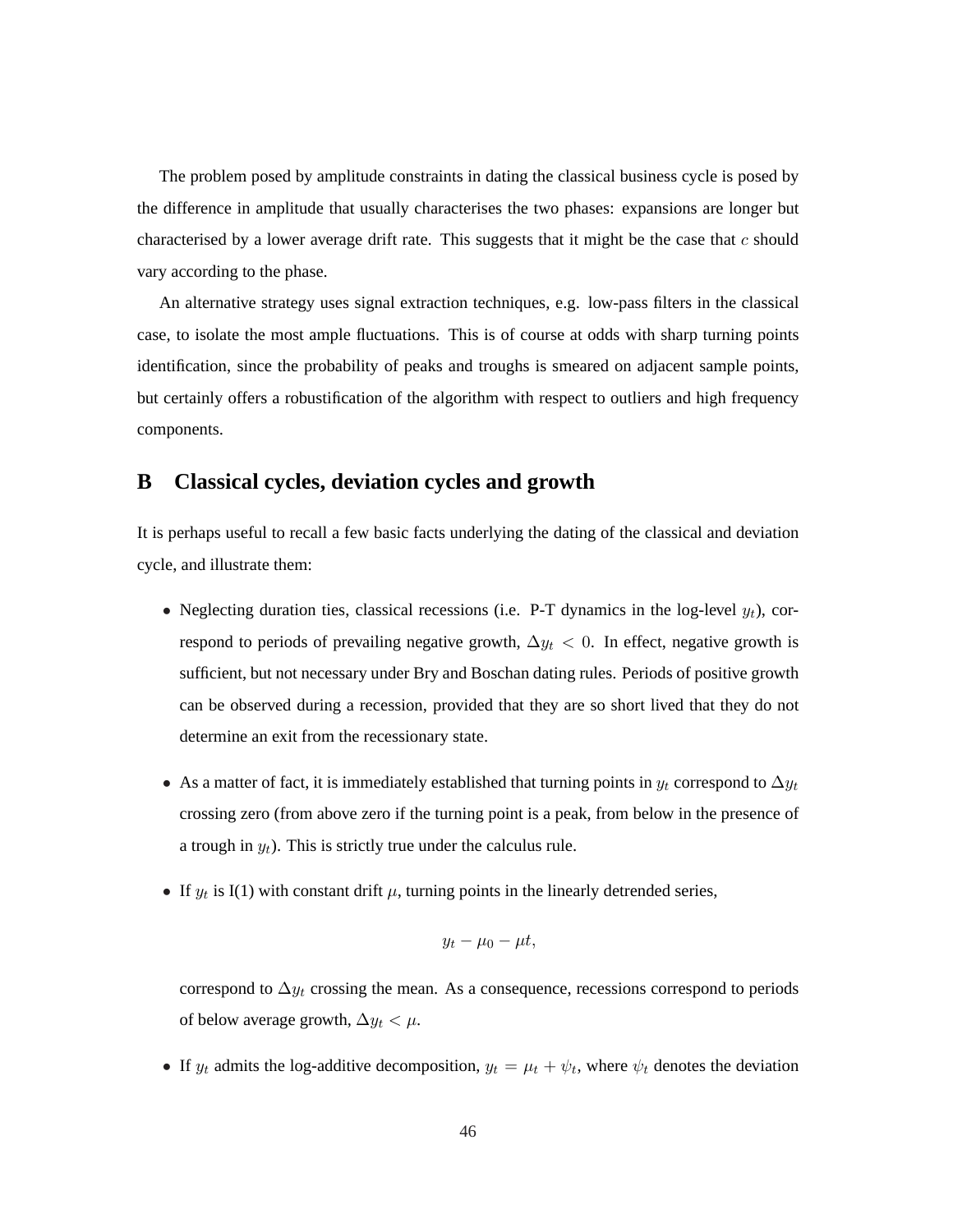The problem posed by amplitude constraints in dating the classical business cycle is posed by the difference in amplitude that usually characterises the two phases: expansions are longer but characterised by a lower average drift rate. This suggests that it might be the case that $c$ should vary according to the phase.

An alternative strategy uses signal extraction techniques, e.g. low-pass filters in the classical case, to isolate the most ample fluctuations. This is of course at odds with sharp turning points identification, since the probability of peaks and troughs is smeared on adjacent sample points, but certainly offers a robustification of the algorithm with respect to outliers and high frequency components.

## B Classical cycles, deviation cycles and growth

It is perhaps useful to recall a few basic facts underlying the dating of the classical and deviation cycle, and illustrate them:

- Neglecting duration ties, classical recessions (i.e. P-T dynamics in the log-level $y_t$), correspond to periods of prevailing negative growth, $\Delta y_t < 0$. In effect, negative growth is sufficient, but not necessary under Bry and Boschan dating rules. Periods of positive growth can be observed during a recession, provided that they are so short lived that they do not determine an exit from the recessionary state.

- As a matter of fact, it is immediately established that turning points in $y_t$ correspond to $\Delta y_t$ crossing zero (from above zero if the turning point is a peak, from below in the presence of a trough in $y_t$). This is strictly true under the calculus rule.

- If $y_t$ is I(1) with constant drift $\mu$, turning points in the linearly detrended series,

$$y_t - \mu_0 - \mu t,$$

  correspond to $\Delta y_t$ crossing the mean. As a consequence, recessions correspond to periods of below average growth, $\Delta y_t < \mu$.

- If $y_t$ admits the log-additive decomposition, $y_t = \mu_t + \psi_t$, where $\psi_t$ denotes the deviation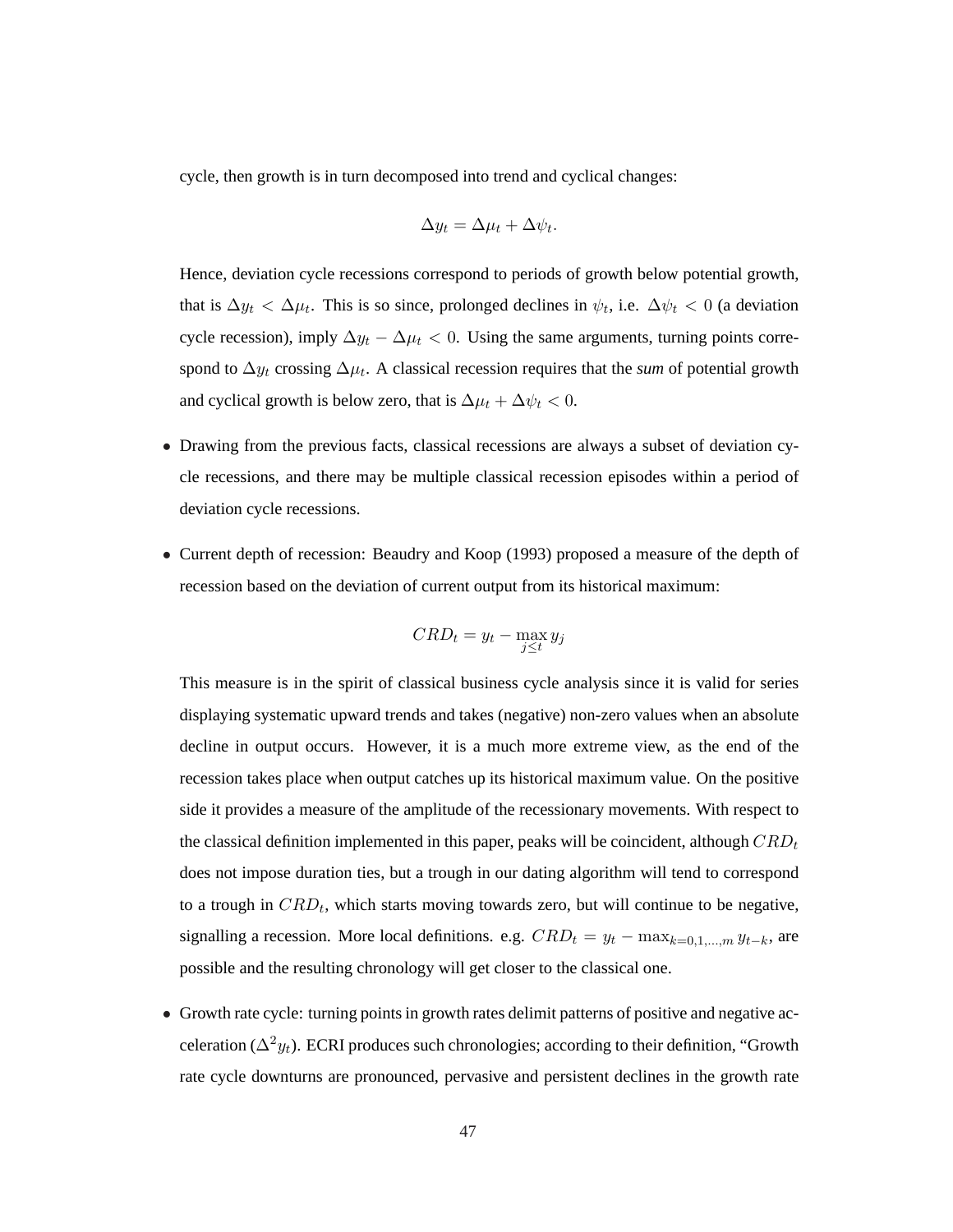cycle, then growth is in turn decomposed into trend and cyclical changes:

$$\Delta y_t = \Delta \mu_t + \Delta \psi_t.$$

Hence, deviation cycle recessions correspond to periods of growth below potential growth, that is $\Delta y_t < \Delta \mu_t$. This is so since, prolonged declines in $\psi_t$, i.e. $\Delta \psi_t < 0$ (a deviation cycle recession), imply $\Delta y_t - \Delta \mu_t < 0$. Using the same arguments, turning points correspond to $\Delta y_t$ crossing $\Delta \mu_t$. A classical recession requires that the ***sum*** of potential growth and cyclical growth is below zero, that is $\Delta \mu_t + \Delta \psi_t < 0$.

- Drawing from the previous facts, classical recessions are always a subset of deviation cycle recessions, and there may be multiple classical recession episodes within a period of deviation cycle recessions.

- Current depth of recession: Beaudry and Koop (1993) proposed a measure of the depth of recession based on the deviation of current output from its historical maximum:

  $$CRD_t = y_t - \max_{j \leq t} y_j$$

  This measure is in the spirit of classical business cycle analysis since it is valid for series displaying systematic upward trends and takes (negative) non-zero values when an absolute decline in output occurs. However, it is a much more extreme view, as the end of the recession takes place when output catches up its historical maximum value. On the positive side it provides a measure of the amplitude of the recessionary movements. With respect to the classical definition implemented in this paper, peaks will be coincident, although $CRD_t$ does not impose duration ties, but a trough in our dating algorithm will tend to correspond to a trough in $CRD_t$, which starts moving towards zero, but will continue to be negative, signalling a recession. More local definitions. e.g. $CRD_t = y_t - \max_{k=0,1,\ldots,m} y_{t-k}$, are possible and the resulting chronology will get closer to the classical one.

- Growth rate cycle: turning points in growth rates delimit patterns of positive and negative acceleration ($\Delta^2 y_t$). ECRI produces such chronologies; according to their definition, "Growth rate cycle downturns are pronounced, pervasive and persistent declines in the growth rate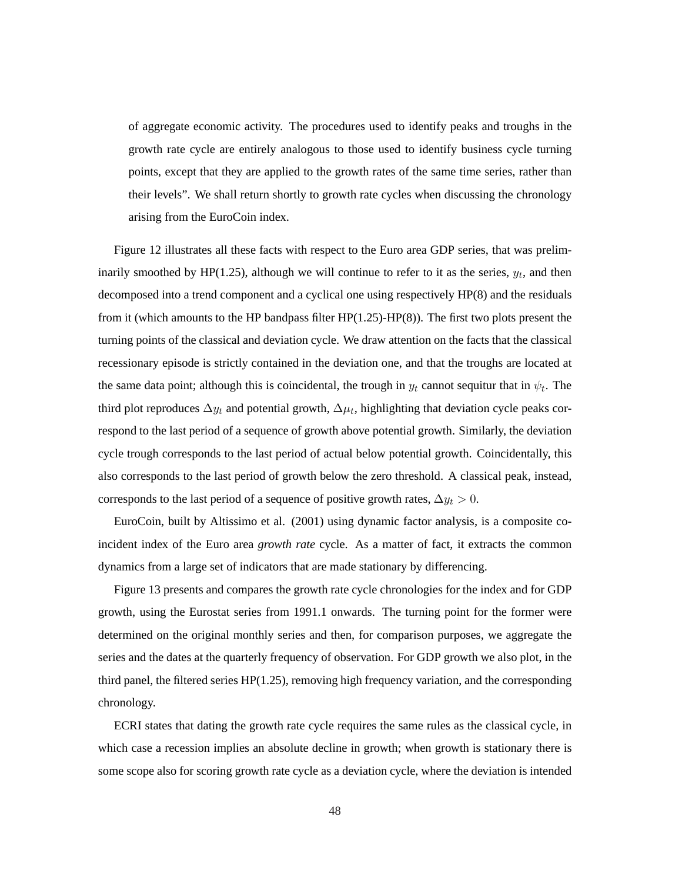of aggregate economic activity. The procedures used to identify peaks and troughs in the growth rate cycle are entirely analogous to those used to identify business cycle turning points, except that they are applied to the growth rates of the same time series, rather than their levels". We shall return shortly to growth rate cycles when discussing the chronology arising from the EuroCoin index.

Figure 12 illustrates all these facts with respect to the Euro area GDP series, that was preliminarily smoothed by HP(1.25), although we will continue to refer to it as the series, $y_t$, and then decomposed into a trend component and a cyclical one using respectively HP(8) and the residuals from it (which amounts to the HP bandpass filter HP(1.25)-HP(8)). The first two plots present the turning points of the classical and deviation cycle. We draw attention on the facts that the classical recessionary episode is strictly contained in the deviation one, and that the troughs are located at the same data point; although this is coincidental, the trough in $y_t$ cannot sequitur that in $\psi_t$. The third plot reproduces $\Delta y_t$ and potential growth, $\Delta \mu_t$, highlighting that deviation cycle peaks correspond to the last period of a sequence of growth above potential growth. Similarly, the deviation cycle trough corresponds to the last period of actual below potential growth. Coincidentally, this also corresponds to the last period of growth below the zero threshold. A classical peak, instead, corresponds to the last period of a sequence of positive growth rates, $\Delta y_t > 0$.

EuroCoin, built by Altissimo et al. (2001) using dynamic factor analysis, is a composite coincident index of the Euro area *growth rate* cycle. As a matter of fact, it extracts the common dynamics from a large set of indicators that are made stationary by differencing.

Figure 13 presents and compares the growth rate cycle chronologies for the index and for GDP growth, using the Eurostat series from 1991.1 onwards. The turning point for the former were determined on the original monthly series and then, for comparison purposes, we aggregate the series and the dates at the quarterly frequency of observation. For GDP growth we also plot, in the third panel, the filtered series HP(1.25), removing high frequency variation, and the corresponding chronology.

ECRI states that dating the growth rate cycle requires the same rules as the classical cycle, in which case a recession implies an absolute decline in growth; when growth is stationary there is some scope also for scoring growth rate cycle as a deviation cycle, where the deviation is intended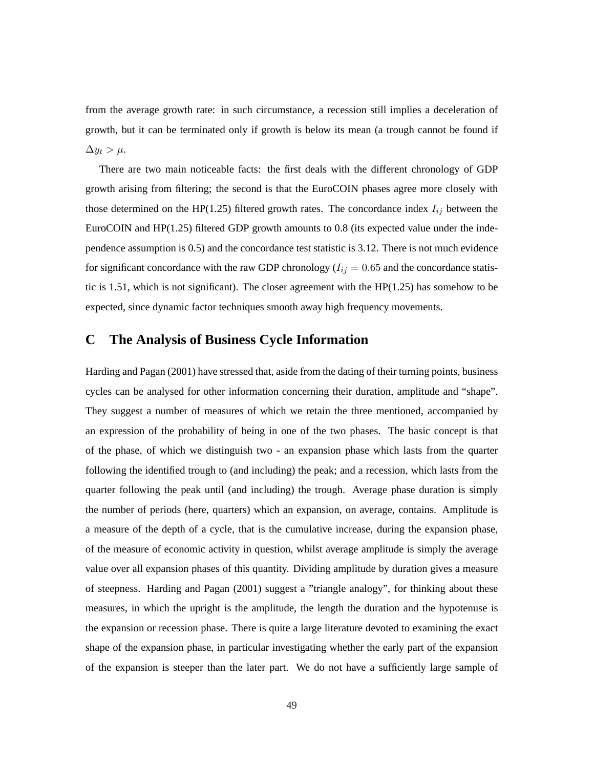from the average growth rate: in such circumstance, a recession still implies a deceleration of growth, but it can be terminated only if growth is below its mean (a trough cannot be found if $\Delta y_t > \mu$.

There are two main noticeable facts: the first deals with the different chronology of GDP growth arising from filtering; the second is that the EuroCOIN phases agree more closely with those determined on the HP(1.25) filtered growth rates. The concordance index $I_{ij}$ between the EuroCOIN and HP(1.25) filtered GDP growth amounts to 0.8 (its expected value under the independence assumption is 0.5) and the concordance test statistic is 3.12. There is not much evidence for significant concordance with the raw GDP chronology ($I_{ij} = 0.65$ and the concordance statistic is 1.51, which is not significant). The closer agreement with the HP(1.25) has somehow to be expected, since dynamic factor techniques smooth away high frequency movements.

# C The Analysis of Business Cycle Information

Harding and Pagan (2001) have stressed that, aside from the dating of their turning points, business cycles can be analysed for other information concerning their duration, amplitude and "shape". They suggest a number of measures of which we retain the three mentioned, accompanied by an expression of the probability of being in one of the two phases. The basic concept is that of the phase, of which we distinguish two - an expansion phase which lasts from the quarter following the identified trough to (and including) the peak; and a recession, which lasts from the quarter following the peak until (and including) the trough. Average phase duration is simply the number of periods (here, quarters) which an expansion, on average, contains. Amplitude is a measure of the depth of a cycle, that is the cumulative increase, during the expansion phase, of the measure of economic activity in question, whilst average amplitude is simply the average value over all expansion phases of this quantity. Dividing amplitude by duration gives a measure of steepness. Harding and Pagan (2001) suggest a "triangle analogy", for thinking about these measures, in which the upright is the amplitude, the length the duration and the hypotenuse is the expansion or recession phase. There is quite a large literature devoted to examining the exact shape of the expansion phase, in particular investigating whether the early part of the expansion of the expansion is steeper than the later part. We do not have a sufficiently large sample of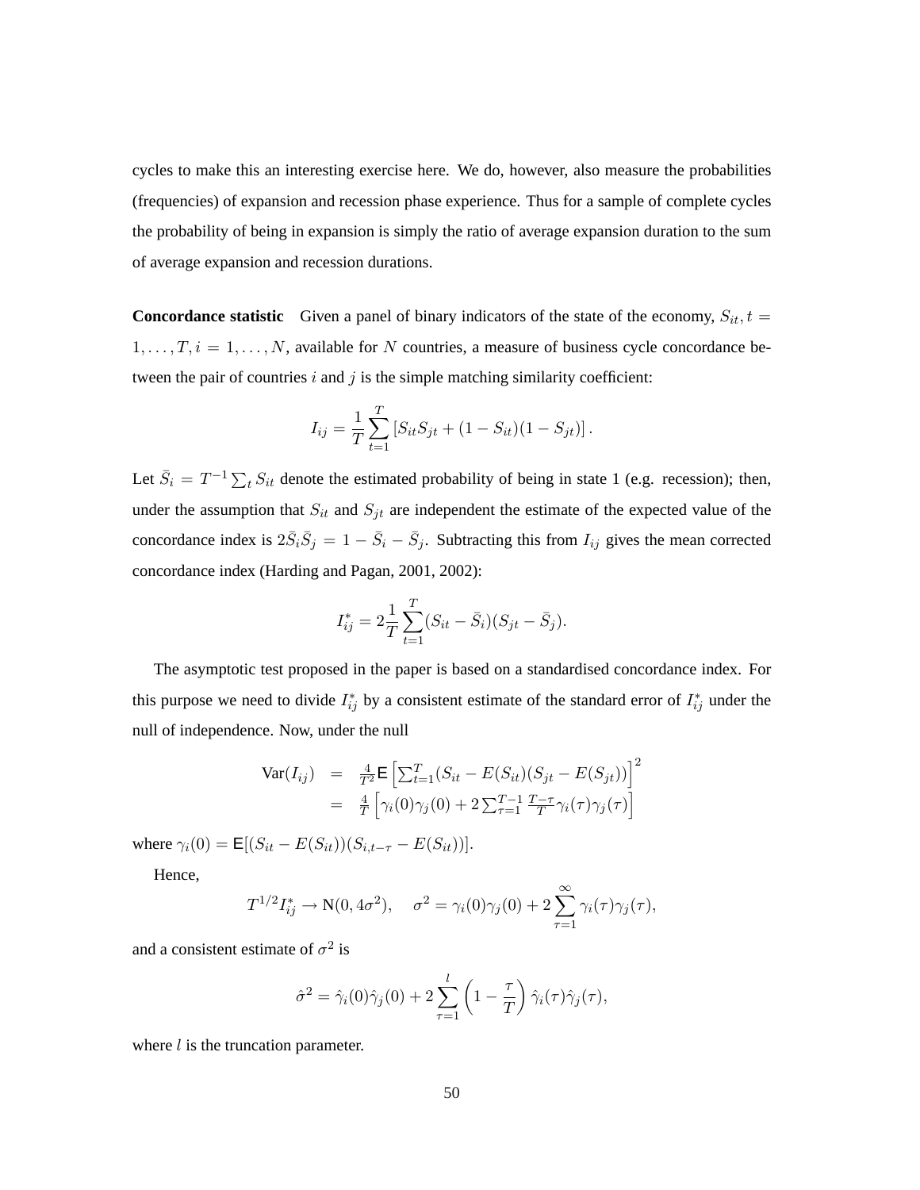cycles to make this an interesting exercise here. We do, however, also measure the probabilities (frequencies) of expansion and recession phase experience. Thus for a sample of complete cycles the probability of being in expansion is simply the ratio of average expansion duration to the sum of average expansion and recession durations.

**Concordance statistic** Given a panel of binary indicators of the state of the economy, $S_{it}, t = 1, \ldots, T, i = 1, \ldots, N$, available for $N$ countries, a measure of business cycle concordance between the pair of countries $i$ and $j$ is the simple matching similarity coefficient:

$$I_{ij} = \frac{1}{T} \sum_{t=1}^{T} \left[ S_{it} S_{jt} + (1 - S_{it})(1 - S_{jt}) \right].$$

Let $\bar{S}_i = T^{-1} \sum_t S_{it}$ denote the estimated probability of being in state 1 (e.g. recession); then, under the assumption that $S_{it}$ and $S_{jt}$ are independent the estimate of the expected value of the concordance index is $2\bar{S}_i \bar{S}_j = 1 - \bar{S}_i - \bar{S}_j$. Subtracting this from $I_{ij}$ gives the mean corrected concordance index (Harding and Pagan, 2001, 2002):

$$I_{ij}^{*} = 2\frac{1}{T} \sum_{t=1}^{T} (S_{it} - \bar{S}_i)(S_{jt} - \bar{S}_j).$$

The asymptotic test proposed in the paper is based on a standardised concordance index. For this purpose we need to divide $I_{ij}^{*}$ by a consistent estimate of the standard error of $I_{ij}^{*}$ under the null of independence. Now, under the null

$$\begin{aligned} \text{Var}(I_{ij}) &= \tfrac{4}{T^2} \mathsf{E} \left[ \textstyle\sum_{t=1}^{T} (S_{it} - E(S_{it})(S_{jt} - E(S_{jt})) \right]^2 \\ &= \tfrac{4}{T} \left[ \gamma_i(0)\gamma_j(0) + 2 \textstyle\sum_{\tau=1}^{T-1} \tfrac{T-\tau}{T} \gamma_i(\tau)\gamma_j(\tau) \right] \end{aligned}$$

where $\gamma_i(0) = \mathsf{E}[(S_{it} - E(S_{it}))(S_{i,t-\tau} - E(S_{it}))]$.

Hence,

$$T^{1/2} I_{ij}^{*} \to \text{N}(0, 4\sigma^2), \quad \sigma^2 = \gamma_i(0)\gamma_j(0) + 2 \sum_{\tau=1}^{\infty} \gamma_i(\tau)\gamma_j(\tau),$$

and a consistent estimate of $\sigma^2$ is

$$\hat{\sigma}^2 = \hat{\gamma}_i(0)\hat{\gamma}_j(0) + 2 \sum_{\tau=1}^{l} \left(1 - \frac{\tau}{T}\right) \hat{\gamma}_i(\tau)\hat{\gamma}_j(\tau),$$

where $l$ is the truncation parameter.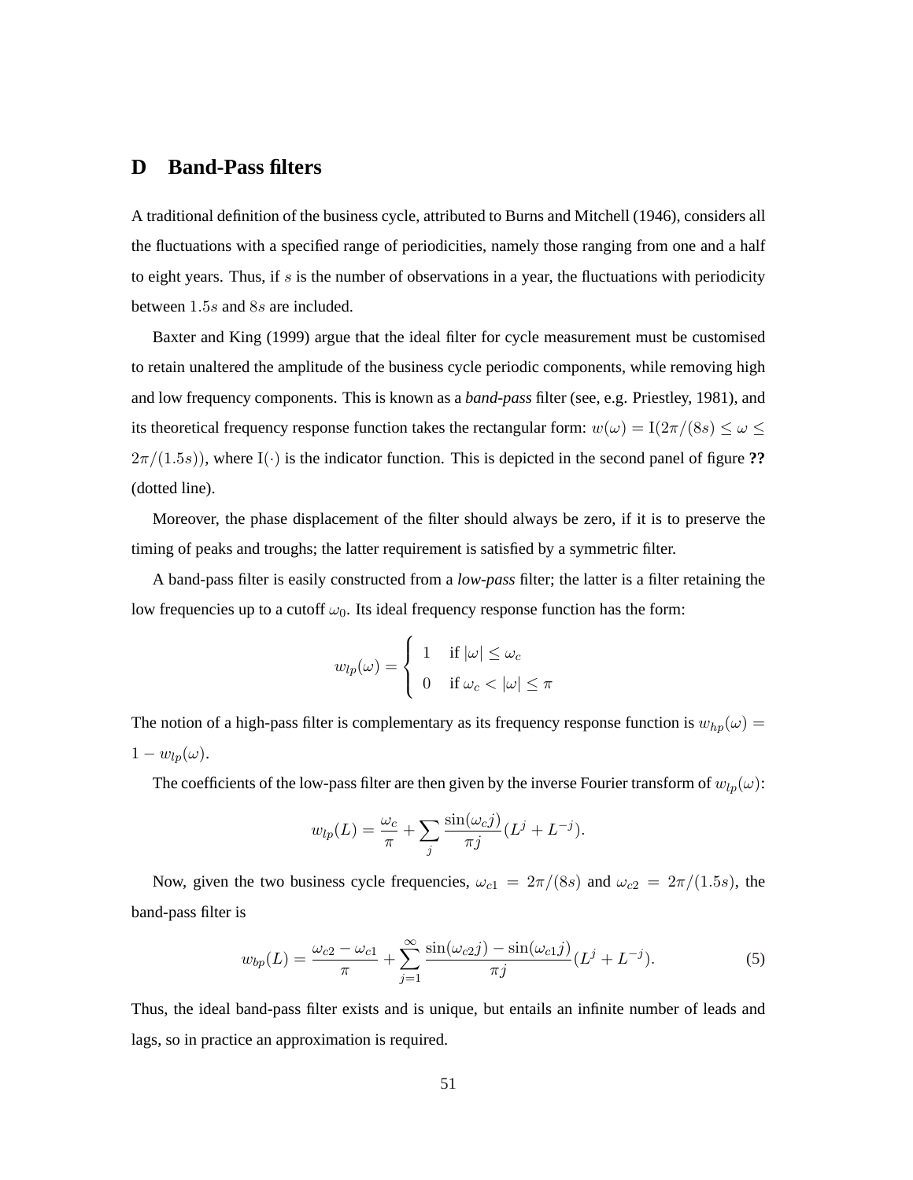# D Band-Pass filters

A traditional definition of the business cycle, attributed to Burns and Mitchell (1946), considers all the fluctuations with a specified range of periodicities, namely those ranging from one and a half to eight years. Thus, if $s$ is the number of observations in a year, the fluctuations with periodicity between $1.5s$ and $8s$ are included.

Baxter and King (1999) argue that the ideal filter for cycle measurement must be customised to retain unaltered the amplitude of the business cycle periodic components, while removing high and low frequency components. This is known as a *band-pass* filter (see, e.g. Priestley, 1981), and its theoretical frequency response function takes the rectangular form: $w(\omega) = \mathrm{I}(2\pi/(8s) \leq \omega \leq 2\pi/(1.5s))$, where $\mathrm{I}(\cdot)$ is the indicator function. This is depicted in the second panel of figure **??** (dotted line).

Moreover, the phase displacement of the filter should always be zero, if it is to preserve the timing of peaks and troughs; the latter requirement is satisfied by a symmetric filter.

A band-pass filter is easily constructed from a *low-pass* filter; the latter is a filter retaining the low frequencies up to a cutoff $\omega_0$. Its ideal frequency response function has the form:

$$w_{lp}(\omega) = \begin{cases} 1 & \text{if } |\omega| \leq \omega_c \\ 0 & \text{if } \omega_c < |\omega| \leq \pi \end{cases}$$

The notion of a high-pass filter is complementary as its frequency response function is $w_{hp}(\omega) = 1 - w_{lp}(\omega)$.

The coefficients of the low-pass filter are then given by the inverse Fourier transform of $w_{lp}(\omega)$:

$$w_{lp}(L) = \frac{\omega_c}{\pi} + \sum_j \frac{\sin(\omega_c j)}{\pi j}(L^j + L^{-j}).$$

Now, given the two business cycle frequencies, $\omega_{c1} = 2\pi/(8s)$ and $\omega_{c2} = 2\pi/(1.5s)$, the band-pass filter is

$$w_{bp}(L) = \frac{\omega_{c2} - \omega_{c1}}{\pi} + \sum_{j=1}^{\infty} \frac{\sin(\omega_{c2} j) - \sin(\omega_{c1} j)}{\pi j}(L^j + L^{-j}). \tag{5}$$

Thus, the ideal band-pass filter exists and is unique, but entails an infinite number of leads and lags, so in practice an approximation is required.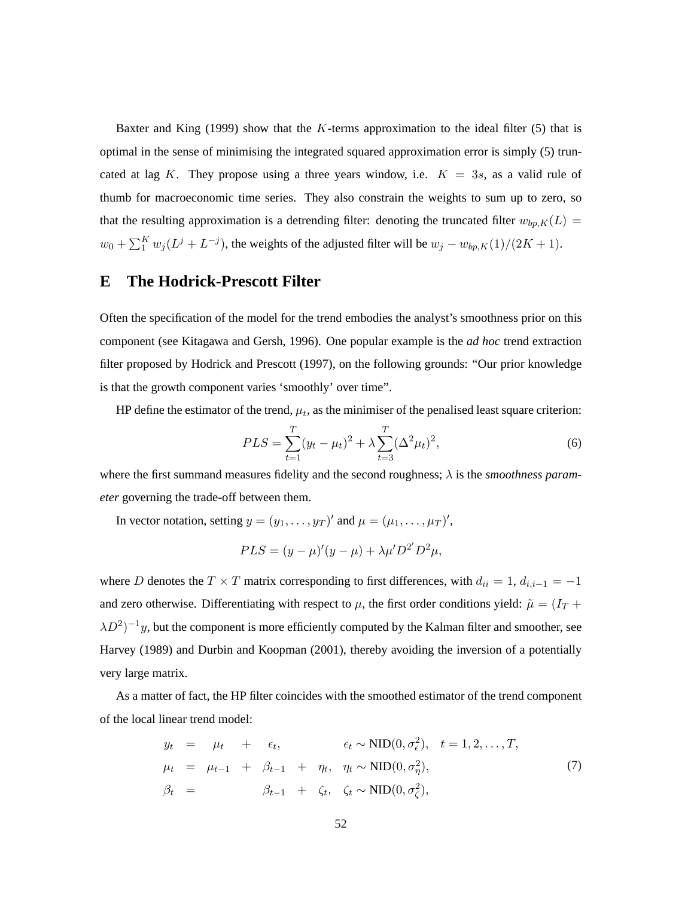Baxter and King (1999) show that the $K$-terms approximation to the ideal filter (5) that is optimal in the sense of minimising the integrated squared approximation error is simply (5) truncated at lag $K$. They propose using a three years window, i.e. $K = 3s$, as a valid rule of thumb for macroeconomic time series. They also constrain the weights to sum up to zero, so that the resulting approximation is a detrending filter: denoting the truncated filter $w_{bp,K}(L) = w_0 + \sum_1^K w_j(L^j + L^{-j})$, the weights of the adjusted filter will be $w_j - w_{bp,K}(1)/(2K+1)$.

## E The Hodrick-Prescott Filter

Often the specification of the model for the trend embodies the analyst's smoothness prior on this component (see Kitagawa and Gersh, 1996). One popular example is the *ad hoc* trend extraction filter proposed by Hodrick and Prescott (1997), on the following grounds: "Our prior knowledge is that the growth component varies 'smoothly' over time".

HP define the estimator of the trend, $\mu_t$, as the minimiser of the penalised least square criterion:

$$PLS = \sum_{t=1}^{T}(y_t - \mu_t)^2 + \lambda \sum_{t=3}^{T}(\Delta^2 \mu_t)^2, \tag{6}$$

where the first summand measures fidelity and the second roughness; $\lambda$ is the *smoothness parameter* governing the trade-off between them.

In vector notation, setting $y = (y_1, \ldots, y_T)'$ and $\mu = (\mu_1, \ldots, \mu_T)'$,

$$PLS = (y - \mu)'(y - \mu) + \lambda \mu' D^{2'} D^2 \mu,$$

where $D$ denotes the $T \times T$ matrix corresponding to first differences, with $d_{ii} = 1$, $d_{i,i-1} = -1$ and zero otherwise. Differentiating with respect to $\mu$, the first order conditions yield: $\tilde{\mu} = (I_T + \lambda D^2)^{-1} y$, but the component is more efficiently computed by the Kalman filter and smoother, see Harvey (1989) and Durbin and Koopman (2001), thereby avoiding the inversion of a potentially very large matrix.

As a matter of fact, the HP filter coincides with the smoothed estimator of the trend component of the local linear trend model:

$$\begin{aligned}
y_t &= \mu_t + \epsilon_t, & \epsilon_t &\sim \text{NID}(0, \sigma_\epsilon^2), \quad t = 1, 2, \ldots, T, \\
\mu_t &= \mu_{t-1} + \beta_{t-1} + \eta_t, & \eta_t &\sim \text{NID}(0, \sigma_\eta^2), \\
\beta_t &= \beta_{t-1} + \zeta_t, & \zeta_t &\sim \text{NID}(0, \sigma_\zeta^2),
\end{aligned} \tag{7}$$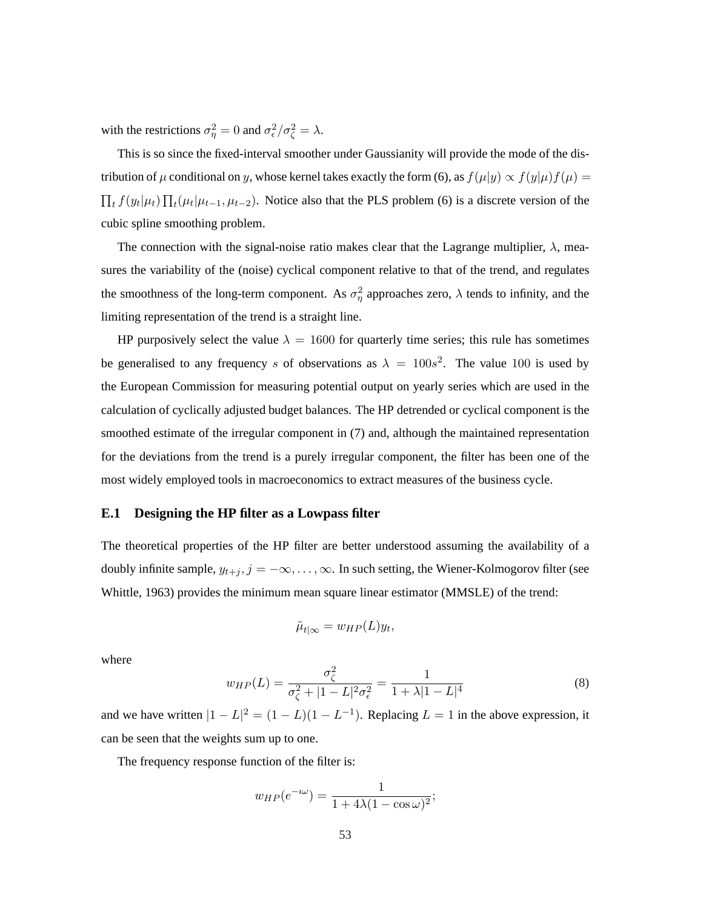with the restrictions $\sigma^2_\eta = 0$ and $\sigma^2_\epsilon/\sigma^2_\zeta = \lambda$.

This is so since the fixed-interval smoother under Gaussianity will provide the mode of the distribution of $\mu$ conditional on $y$, whose kernel takes exactly the form (6), as $f(\mu|y) \propto f(y|\mu)f(\mu) = \prod_t f(y_t|\mu_t)\prod_t(\mu_t|\mu_{t-1}, \mu_{t-2})$. Notice also that the PLS problem (6) is a discrete version of the cubic spline smoothing problem.

The connection with the signal-noise ratio makes clear that the Lagrange multiplier, $\lambda$, measures the variability of the (noise) cyclical component relative to that of the trend, and regulates the smoothness of the long-term component. As $\sigma^2_\eta$ approaches zero, $\lambda$ tends to infinity, and the limiting representation of the trend is a straight line.

HP purposively select the value $\lambda = 1600$ for quarterly time series; this rule has sometimes be generalised to any frequency $s$ of observations as $\lambda = 100s^2$. The value $100$ is used by the European Commission for measuring potential output on yearly series which are used in the calculation of cyclically adjusted budget balances. The HP detrended or cyclical component is the smoothed estimate of the irregular component in (7) and, although the maintained representation for the deviations from the trend is a purely irregular component, the filter has been one of the most widely employed tools in macroeconomics to extract measures of the business cycle.

## E.1 Designing the HP filter as a Lowpass filter

The theoretical properties of the HP filter are better understood assuming the availability of a doubly infinite sample, $y_{t+j}, j = -\infty, \dots, \infty$. In such setting, the Wiener-Kolmogorov filter (see Whittle, 1963) provides the minimum mean square linear estimator (MMSLE) of the trend:

$$\tilde{\mu}_{t|\infty} = w_{HP}(L)y_t,$$

where

$$w_{HP}(L) = \frac{\sigma^2_\zeta}{\sigma^2_\zeta + |1-L|^2\sigma^2_\epsilon} = \frac{1}{1+\lambda|1-L|^4} \tag{8}$$

and we have written $|1-L|^2 = (1-L)(1-L^{-1})$. Replacing $L = 1$ in the above expression, it can be seen that the weights sum up to one.

The frequency response function of the filter is:

$$w_{HP}(e^{-\imath\omega}) = \frac{1}{1+4\lambda(1-\cos\omega)^2};$$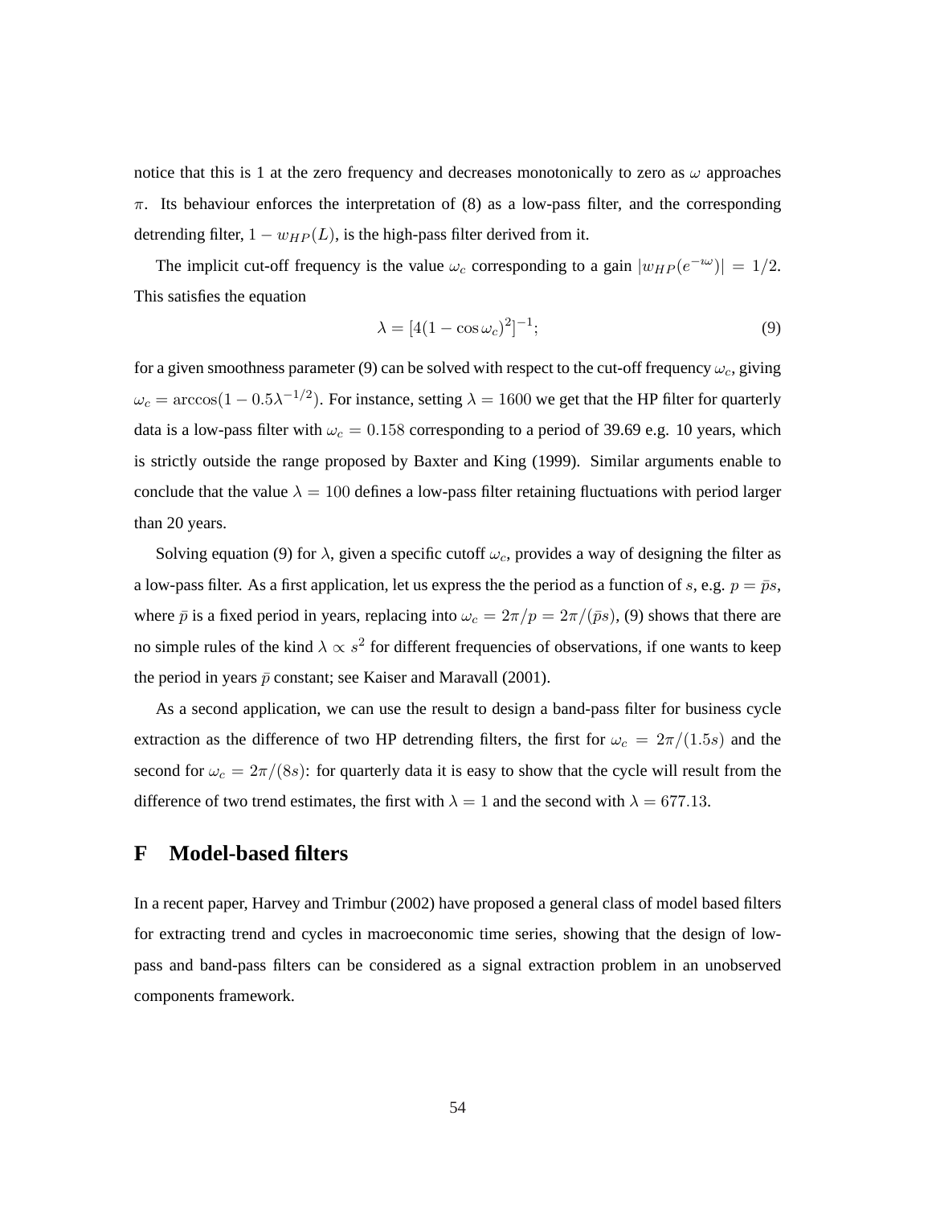notice that this is 1 at the zero frequency and decreases monotonically to zero as $\omega$ approaches $\pi$. Its behaviour enforces the interpretation of (8) as a low-pass filter, and the corresponding detrending filter, $1 - w_{HP}(L)$, is the high-pass filter derived from it.

The implicit cut-off frequency is the value $\omega_c$ corresponding to a gain $|w_{HP}(e^{-\imath\omega})| = 1/2$. This satisfies the equation

$$\lambda = [4(1 - \cos \omega_c)^2]^{-1}; \tag{9}$$

for a given smoothness parameter (9) can be solved with respect to the cut-off frequency $\omega_c$, giving $\omega_c = \arccos(1 - 0.5\lambda^{-1/2})$. For instance, setting $\lambda = 1600$ we get that the HP filter for quarterly data is a low-pass filter with $\omega_c = 0.158$ corresponding to a period of 39.69 e.g. 10 years, which is strictly outside the range proposed by Baxter and King (1999). Similar arguments enable to conclude that the value $\lambda = 100$ defines a low-pass filter retaining fluctuations with period larger than 20 years.

Solving equation (9) for $\lambda$, given a specific cutoff $\omega_c$, provides a way of designing the filter as a low-pass filter. As a first application, let us express the the period as a function of $s$, e.g. $p = \bar{p}s$, where $\bar{p}$ is a fixed period in years, replacing into $\omega_c = 2\pi/p = 2\pi/(\bar{p}s)$, (9) shows that there are no simple rules of the kind $\lambda \propto s^2$ for different frequencies of observations, if one wants to keep the period in years $\bar{p}$ constant; see Kaiser and Maravall (2001).

As a second application, we can use the result to design a band-pass filter for business cycle extraction as the difference of two HP detrending filters, the first for $\omega_c = 2\pi/(1.5s)$ and the second for $\omega_c = 2\pi/(8s)$: for quarterly data it is easy to show that the cycle will result from the difference of two trend estimates, the first with $\lambda = 1$ and the second with $\lambda = 677.13$.

# F Model-based filters

In a recent paper, Harvey and Trimbur (2002) have proposed a general class of model based filters for extracting trend and cycles in macroeconomic time series, showing that the design of low-pass and band-pass filters can be considered as a signal extraction problem in an unobserved components framework.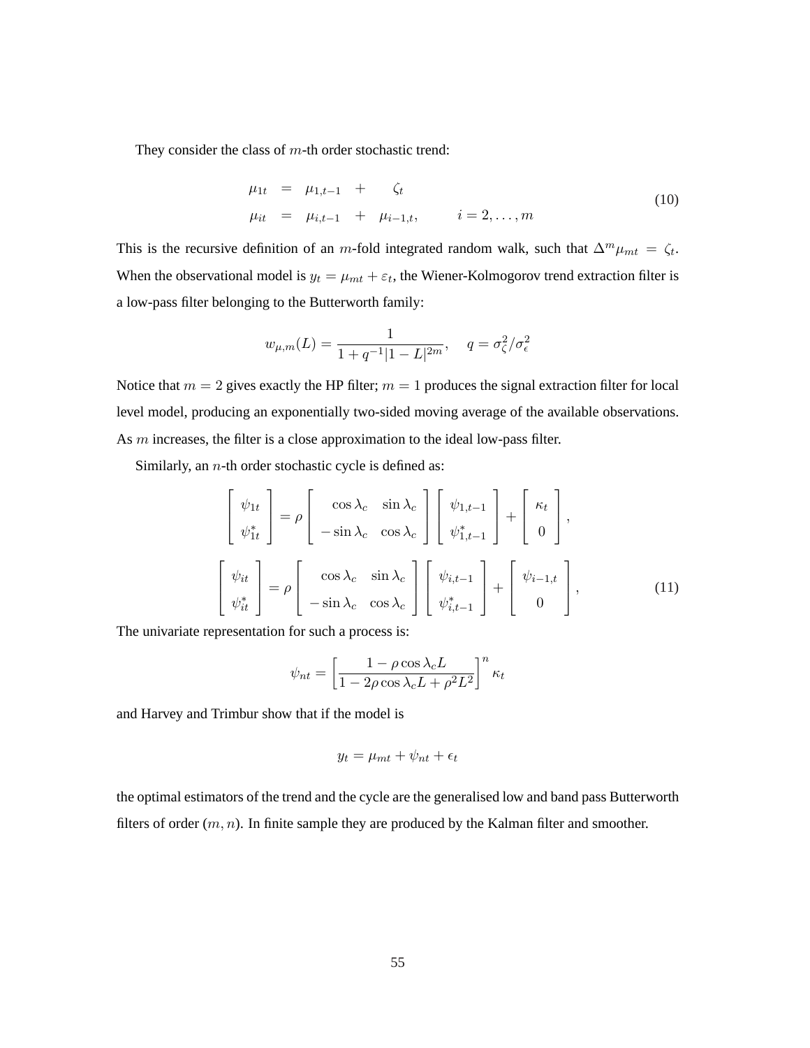They consider the class of $m$-th order stochastic trend:

$$
\begin{array}{rcccl}
\mu_{1t} & = & \mu_{1,t-1} & + & \zeta_t \\
\mu_{it} & = & \mu_{i,t-1} & + & \mu_{i-1,t}, \qquad i = 2, \ldots, m
\end{array}
\tag{10}
$$

This is the recursive definition of an $m$-fold integrated random walk, such that $\Delta^m \mu_{mt} = \zeta_t$. When the observational model is $y_t = \mu_{mt} + \varepsilon_t$, the Wiener-Kolmogorov trend extraction filter is a low-pass filter belonging to the Butterworth family:

$$
w_{\mu,m}(L) = \frac{1}{1 + q^{-1}|1-L|^{2m}}, \quad q = \sigma^2_\zeta / \sigma^2_\epsilon
$$

Notice that $m = 2$ gives exactly the HP filter; $m = 1$ produces the signal extraction filter for local level model, producing an exponentially two-sided moving average of the available observations. As $m$ increases, the filter is a close approximation to the ideal low-pass filter.

Similarly, an $n$-th order stochastic cycle is defined as:

$$
\begin{bmatrix} \psi_{1t} \\ \psi^*_{1t} \end{bmatrix} = \rho \begin{bmatrix} \cos\lambda_c & \sin\lambda_c \\ -\sin\lambda_c & \cos\lambda_c \end{bmatrix} \begin{bmatrix} \psi_{1,t-1} \\ \psi^*_{1,t-1} \end{bmatrix} + \begin{bmatrix} \kappa_t \\ 0 \end{bmatrix},
$$

$$
\begin{bmatrix} \psi_{it} \\ \psi^*_{it} \end{bmatrix} = \rho \begin{bmatrix} \cos\lambda_c & \sin\lambda_c \\ -\sin\lambda_c & \cos\lambda_c \end{bmatrix} \begin{bmatrix} \psi_{i,t-1} \\ \psi^*_{i,t-1} \end{bmatrix} + \begin{bmatrix} \psi_{i-1,t} \\ 0 \end{bmatrix}, \tag{11}
$$

The univariate representation for such a process is:

$$
\psi_{nt} = \left[ \frac{1 - \rho\cos\lambda_c L}{1 - 2\rho\cos\lambda_c L + \rho^2 L^2} \right]^n \kappa_t
$$

and Harvey and Trimbur show that if the model is

$$
y_t = \mu_{mt} + \psi_{nt} + \epsilon_t
$$

the optimal estimators of the trend and the cycle are the generalised low and band pass Butterworth filters of order $(m, n)$. In finite sample they are produced by the Kalman filter and smoother.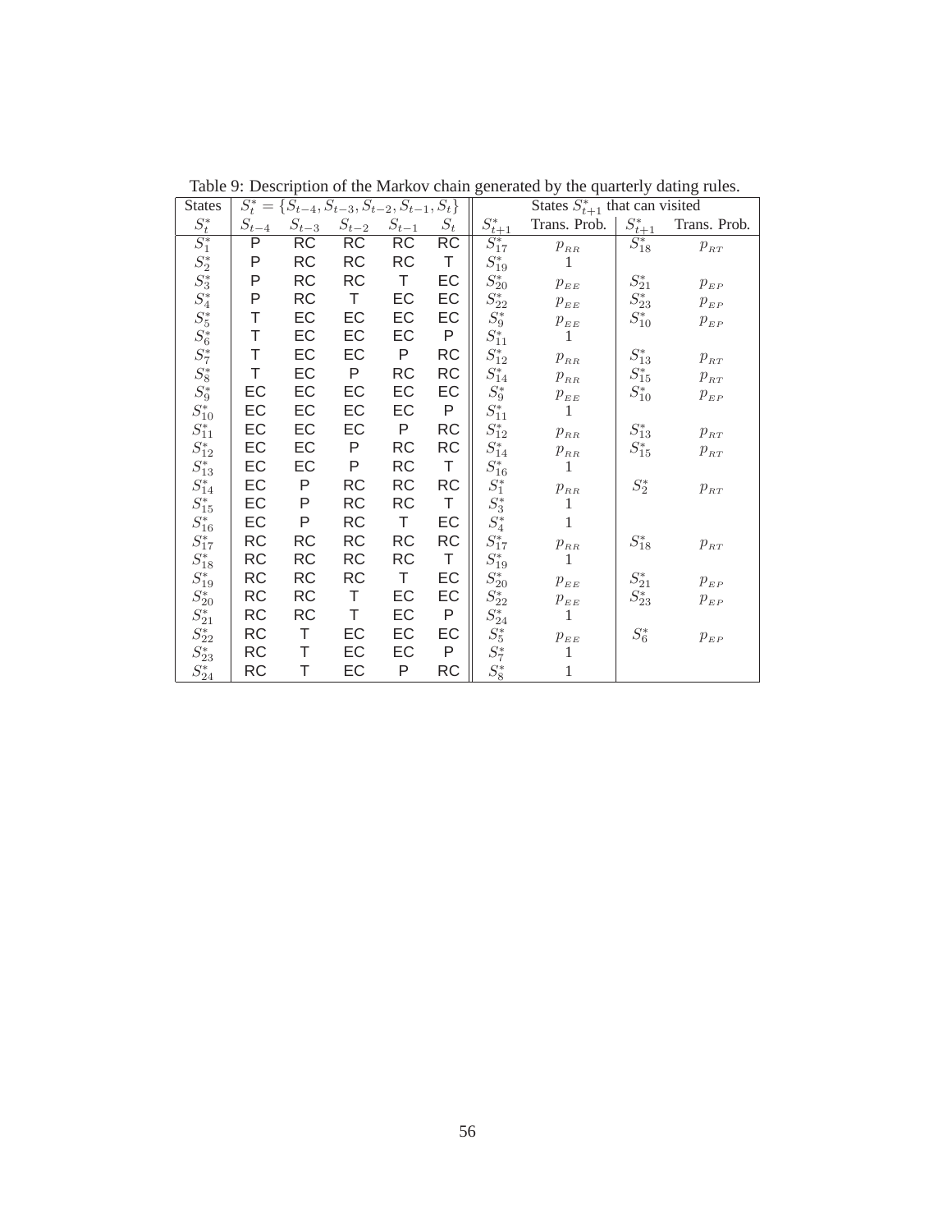Table 9: Description of the Markov chain generated by the quarterly dating rules.

| States | $S_t^* = \{S_{t-4}, S_{t-3}, S_{t-2}, S_{t-1}, S_t\}$ | | | | | States $S_{t+1}^*$ that can visited | | | |
|---|---|---|---|---|---|---|---|---|---|
| $S_t^*$ | $S_{t-4}$ | $S_{t-3}$ | $S_{t-2}$ | $S_{t-1}$ | $S_t$ | $S_{t+1}^*$ | Trans. Prob. | $S_{t+1}^*$ | Trans. Prob. |
| $S_1^*$ | P | RC | RC | RC | RC | $S_{17}^*$ | $p_{RR}$ | $S_{18}^*$ | $p_{RT}$ |
| $S_2^*$ | P | RC | RC | RC | T | $S_{19}^*$ | 1 | | |
| $S_3^*$ | P | RC | RC | T | EC | $S_{20}^*$ | $p_{EE}$ | $S_{21}^*$ | $p_{EP}$ |
| $S_4^*$ | P | RC | T | EC | EC | $S_{22}^*$ | $p_{EE}$ | $S_{23}^*$ | $p_{EP}$ |
| $S_5^*$ | T | EC | EC | EC | EC | $S_9^*$ | $p_{EE}$ | $S_{10}^*$ | $p_{EP}$ |
| $S_6^*$ | T | EC | EC | EC | P | $S_{11}^*$ | 1 | | |
| $S_7^*$ | T | EC | EC | P | RC | $S_{12}^*$ | $p_{RR}$ | $S_{13}^*$ | $p_{RT}$ |
| $S_8^*$ | T | EC | P | RC | RC | $S_{14}^*$ | $p_{RR}$ | $S_{15}^*$ | $p_{RT}$ |
| $S_9^*$ | EC | EC | EC | EC | EC | $S_9^*$ | $p_{EE}$ | $S_{10}^*$ | $p_{EP}$ |
| $S_{10}^*$ | EC | EC | EC | EC | P | $S_{11}^*$ | 1 | | |
| $S_{11}^*$ | EC | EC | EC | P | RC | $S_{12}^*$ | $p_{RR}$ | $S_{13}^*$ | $p_{RT}$ |
| $S_{12}^*$ | EC | EC | P | RC | RC | $S_{14}^*$ | $p_{RR}$ | $S_{15}^*$ | $p_{RT}$ |
| $S_{13}^*$ | EC | EC | P | RC | T | $S_{16}^*$ | 1 | | |
| $S_{14}^*$ | EC | P | RC | RC | RC | $S_1^*$ | $p_{RR}$ | $S_2^*$ | $p_{RT}$ |
| $S_{15}^*$ | EC | P | RC | RC | T | $S_3^*$ | 1 | | |
| $S_{16}^*$ | EC | P | RC | T | EC | $S_4^*$ | 1 | | |
| $S_{17}^*$ | RC | RC | RC | RC | RC | $S_{17}^*$ | $p_{RR}$ | $S_{18}^*$ | $p_{RT}$ |
| $S_{18}^*$ | RC | RC | RC | RC | T | $S_{19}^*$ | 1 | | |
| $S_{19}^*$ | RC | RC | RC | T | EC | $S_{20}^*$ | $p_{EE}$ | $S_{21}^*$ | $p_{EP}$ |
| $S_{20}^*$ | RC | RC | T | EC | EC | $S_{22}^*$ | $p_{EE}$ | $S_{23}^*$ | $p_{EP}$ |
| $S_{21}^*$ | RC | RC | T | EC | P | $S_{24}^*$ | 1 | | |
| $S_{22}^*$ | RC | T | EC | EC | EC | $S_5^*$ | $p_{EE}$ | $S_6^*$ | $p_{EP}$ |
| $S_{23}^*$ | RC | T | EC | EC | P | $S_7^*$ | 1 | | |
| $S_{24}^*$ | RC | T | EC | P | RC | $S_8^*$ | 1 | | |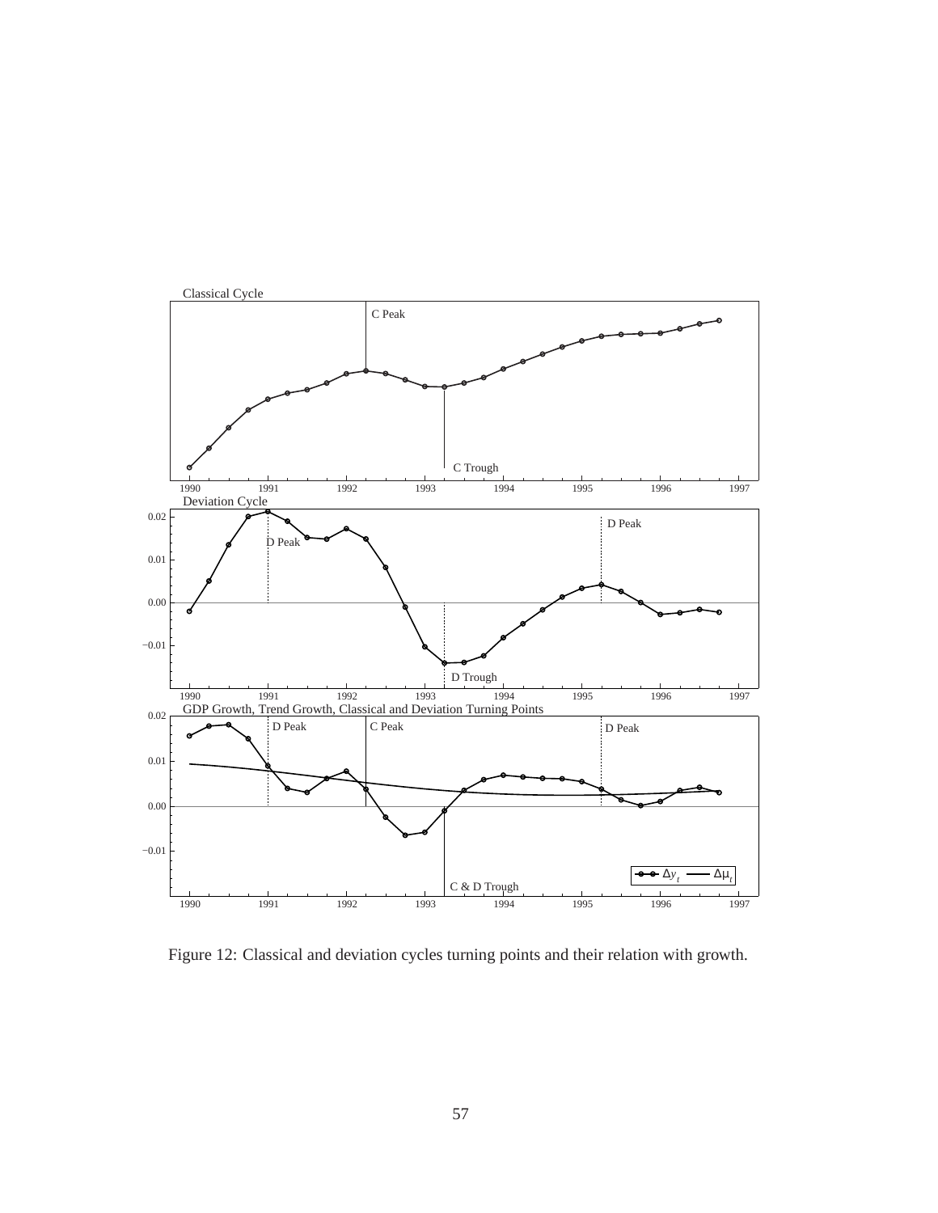Figure 12: Classical and deviation cycles turning points and their relation with growth.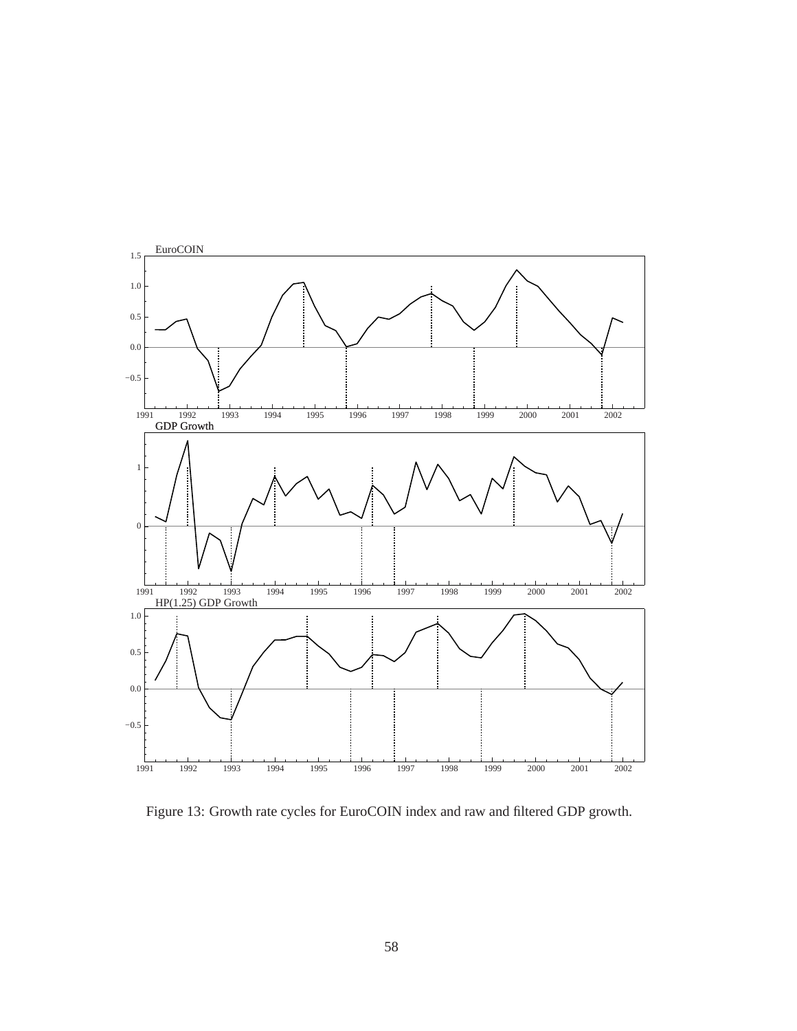EuroCOIN

1.5
1.0
0.5
0.0
−0.5

1991 1992 1993 1994 1995 1996 1997 1998 1999 2000 2001 2002

GDP Growth

1
0

1991 1992 1993 1994 1995 1996 1997 1998 1999 2000 2001 2002

HP(1.25) GDP Growth

1.0
0.5
0.0
−0.5

1991 1992 1993 1994 1995 1996 1997 1998 1999 2000 2001 2002

Figure 13: Growth rate cycles for EuroCOIN index and raw and filtered GDP growth.